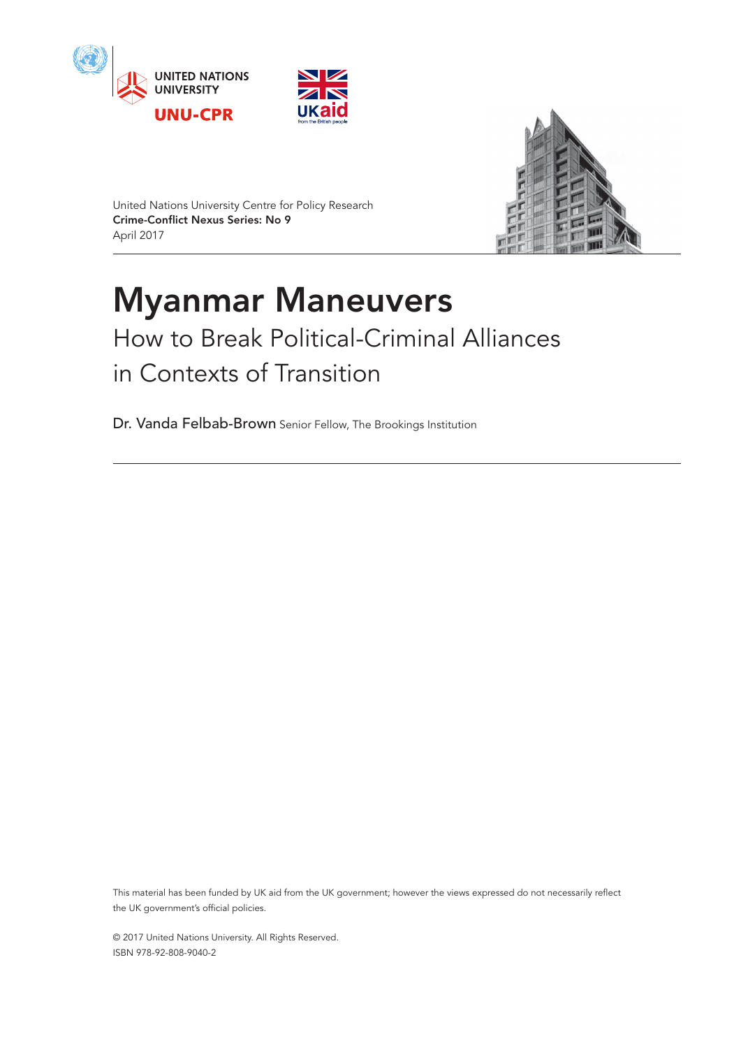UNITED NATIONS UNIVERSITY

UNU-CPR

UKaid from the British people

United Nations University Centre for Policy Research
**Crime-Conflict Nexus Series: No 9**
April 2017

# Myanmar Maneuvers

## How to Break Political-Criminal Alliances in Contexts of Transition

Dr. Vanda Felbab-Brown Senior Fellow, The Brookings Institution

This material has been funded by UK aid from the UK government; however the views expressed do not necessarily reflect the UK government's official policies.

© 2017 United Nations University. All Rights Reserved.
ISBN 978-92-808-9040-2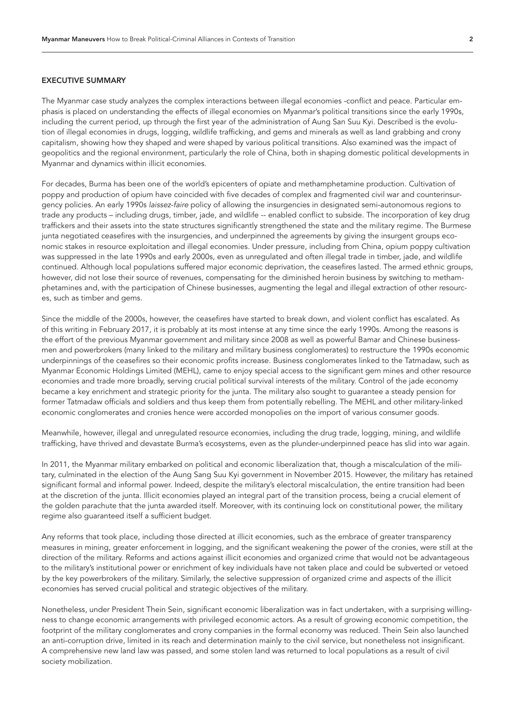## EXECUTIVE SUMMARY

The Myanmar case study analyzes the complex interactions between illegal economies -conflict and peace. Particular emphasis is placed on understanding the effects of illegal economies on Myanmar's political transitions since the early 1990s, including the current period, up through the first year of the administration of Aung San Suu Kyi. Described is the evolution of illegal economies in drugs, logging, wildlife trafficking, and gems and minerals as well as land grabbing and crony capitalism, showing how they shaped and were shaped by various political transitions. Also examined was the impact of geopolitics and the regional environment, particularly the role of China, both in shaping domestic political developments in Myanmar and dynamics within illicit economies.

For decades, Burma has been one of the world's epicenters of opiate and methamphetamine production. Cultivation of poppy and production of opium have coincided with five decades of complex and fragmented civil war and counterinsurgency policies. An early 1990s *laissez-faire* policy of allowing the insurgencies in designated semi-autonomous regions to trade any products – including drugs, timber, jade, and wildlife -- enabled conflict to subside. The incorporation of key drug traffickers and their assets into the state structures significantly strengthened the state and the military regime. The Burmese junta negotiated ceasefires with the insurgencies, and underpinned the agreements by giving the insurgent groups economic stakes in resource exploitation and illegal economies. Under pressure, including from China, opium poppy cultivation was suppressed in the late 1990s and early 2000s, even as unregulated and often illegal trade in timber, jade, and wildlife continued. Although local populations suffered major economic deprivation, the ceasefires lasted. The armed ethnic groups, however, did not lose their source of revenues, compensating for the diminished heroin business by switching to methamphetamines and, with the participation of Chinese businesses, augmenting the legal and illegal extraction of other resources, such as timber and gems.

Since the middle of the 2000s, however, the ceasefires have started to break down, and violent conflict has escalated. As of this writing in February 2017, it is probably at its most intense at any time since the early 1990s. Among the reasons is the effort of the previous Myanmar government and military since 2008 as well as powerful Bamar and Chinese businessmen and powerbrokers (many linked to the military and military business conglomerates) to restructure the 1990s economic underpinnings of the ceasefires so their economic profits increase. Business conglomerates linked to the Tatmadaw, such as Myanmar Economic Holdings Limited (MEHL), came to enjoy special access to the significant gem mines and other resource economies and trade more broadly, serving crucial political survival interests of the military. Control of the jade economy became a key enrichment and strategic priority for the junta. The military also sought to guarantee a steady pension for former Tatmadaw officials and soldiers and thus keep them from potentially rebelling. The MEHL and other military-linked economic conglomerates and cronies hence were accorded monopolies on the import of various consumer goods.

Meanwhile, however, illegal and unregulated resource economies, including the drug trade, logging, mining, and wildlife trafficking, have thrived and devastate Burma's ecosystems, even as the plunder-underpinned peace has slid into war again.

In 2011, the Myanmar military embarked on political and economic liberalization that, though a miscalculation of the military, culminated in the election of the Aung Sang Suu Kyi government in November 2015. However, the military has retained significant formal and informal power. Indeed, despite the military's electoral miscalculation, the entire transition had been at the discretion of the junta. Illicit economies played an integral part of the transition process, being a crucial element of the golden parachute that the junta awarded itself. Moreover, with its continuing lock on constitutional power, the military regime also guaranteed itself a sufficient budget.

Any reforms that took place, including those directed at illicit economies, such as the embrace of greater transparency measures in mining, greater enforcement in logging, and the significant weakening the power of the cronies, were still at the direction of the military. Reforms and actions against illicit economies and organized crime that would not be advantageous to the military's institutional power or enrichment of key individuals have not taken place and could be subverted or vetoed by the key powerbrokers of the military. Similarly, the selective suppression of organized crime and aspects of the illicit economies has served crucial political and strategic objectives of the military.

Nonetheless, under President Thein Sein, significant economic liberalization was in fact undertaken, with a surprising willingness to change economic arrangements with privileged economic actors. As a result of growing economic competition, the footprint of the military conglomerates and crony companies in the formal economy was reduced. Thein Sein also launched an anti-corruption drive, limited in its reach and determination mainly to the civil service, but nonetheless not insignificant. A comprehensive new land law was passed, and some stolen land was returned to local populations as a result of civil society mobilization.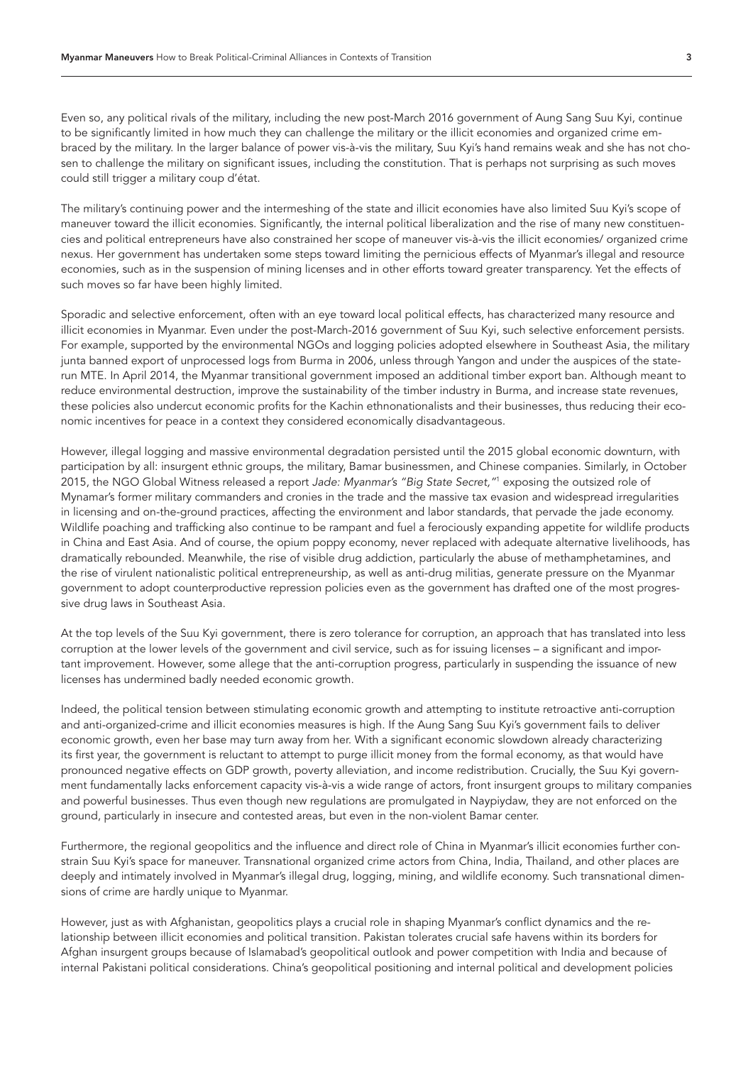Even so, any political rivals of the military, including the new post-March 2016 government of Aung Sang Suu Kyi, continue to be significantly limited in how much they can challenge the military or the illicit economies and organized crime embraced by the military. In the larger balance of power vis-à-vis the military, Suu Kyi's hand remains weak and she has not chosen to challenge the military on significant issues, including the constitution. That is perhaps not surprising as such moves could still trigger a military coup d'état.

The military's continuing power and the intermeshing of the state and illicit economies have also limited Suu Kyi's scope of maneuver toward the illicit economies. Significantly, the internal political liberalization and the rise of many new constituencies and political entrepreneurs have also constrained her scope of maneuver vis-à-vis the illicit economies/ organized crime nexus. Her government has undertaken some steps toward limiting the pernicious effects of Myanmar's illegal and resource economies, such as in the suspension of mining licenses and in other efforts toward greater transparency. Yet the effects of such moves so far have been highly limited.

Sporadic and selective enforcement, often with an eye toward local political effects, has characterized many resource and illicit economies in Myanmar. Even under the post-March-2016 government of Suu Kyi, such selective enforcement persists. For example, supported by the environmental NGOs and logging policies adopted elsewhere in Southeast Asia, the military junta banned export of unprocessed logs from Burma in 2006, unless through Yangon and under the auspices of the state-run MTE. In April 2014, the Myanmar transitional government imposed an additional timber export ban. Although meant to reduce environmental destruction, improve the sustainability of the timber industry in Burma, and increase state revenues, these policies also undercut economic profits for the Kachin ethnonationalists and their businesses, thus reducing their economic incentives for peace in a context they considered economically disadvantageous.

However, illegal logging and massive environmental degradation persisted until the 2015 global economic downturn, with participation by all: insurgent ethnic groups, the military, Bamar businessmen, and Chinese companies. Similarly, in October 2015, the NGO Global Witness released a report *Jade: Myanmar's "Big State Secret,"*[1] exposing the outsized role of Mynamar's former military commanders and cronies in the trade and the massive tax evasion and widespread irregularities in licensing and on-the-ground practices, affecting the environment and labor standards, that pervade the jade economy. Wildlife poaching and trafficking also continue to be rampant and fuel a ferociously expanding appetite for wildlife products in China and East Asia. And of course, the opium poppy economy, never replaced with adequate alternative livelihoods, has dramatically rebounded. Meanwhile, the rise of visible drug addiction, particularly the abuse of methamphetamines, and the rise of virulent nationalistic political entrepreneurship, as well as anti-drug militias, generate pressure on the Myanmar government to adopt counterproductive repression policies even as the government has drafted one of the most progressive drug laws in Southeast Asia.

At the top levels of the Suu Kyi government, there is zero tolerance for corruption, an approach that has translated into less corruption at the lower levels of the government and civil service, such as for issuing licenses – a significant and important improvement. However, some allege that the anti-corruption progress, particularly in suspending the issuance of new licenses has undermined badly needed economic growth.

Indeed, the political tension between stimulating economic growth and attempting to institute retroactive anti-corruption and anti-organized-crime and illicit economies measures is high. If the Aung Sang Suu Kyi's government fails to deliver economic growth, even her base may turn away from her. With a significant economic slowdown already characterizing its first year, the government is reluctant to attempt to purge illicit money from the formal economy, as that would have pronounced negative effects on GDP growth, poverty alleviation, and income redistribution. Crucially, the Suu Kyi government fundamentally lacks enforcement capacity vis-à-vis a wide range of actors, front insurgent groups to military companies and powerful businesses. Thus even though new regulations are promulgated in Naypiydaw, they are not enforced on the ground, particularly in insecure and contested areas, but even in the non-violent Bamar center.

Furthermore, the regional geopolitics and the influence and direct role of China in Myanmar's illicit economies further constrain Suu Kyi's space for maneuver. Transnational organized crime actors from China, India, Thailand, and other places are deeply and intimately involved in Myanmar's illegal drug, logging, mining, and wildlife economy. Such transnational dimensions of crime are hardly unique to Myanmar.

However, just as with Afghanistan, geopolitics plays a crucial role in shaping Myanmar's conflict dynamics and the relationship between illicit economies and political transition. Pakistan tolerates crucial safe havens within its borders for Afghan insurgent groups because of Islamabad's geopolitical outlook and power competition with India and because of internal Pakistani political considerations. China's geopolitical positioning and internal political and development policies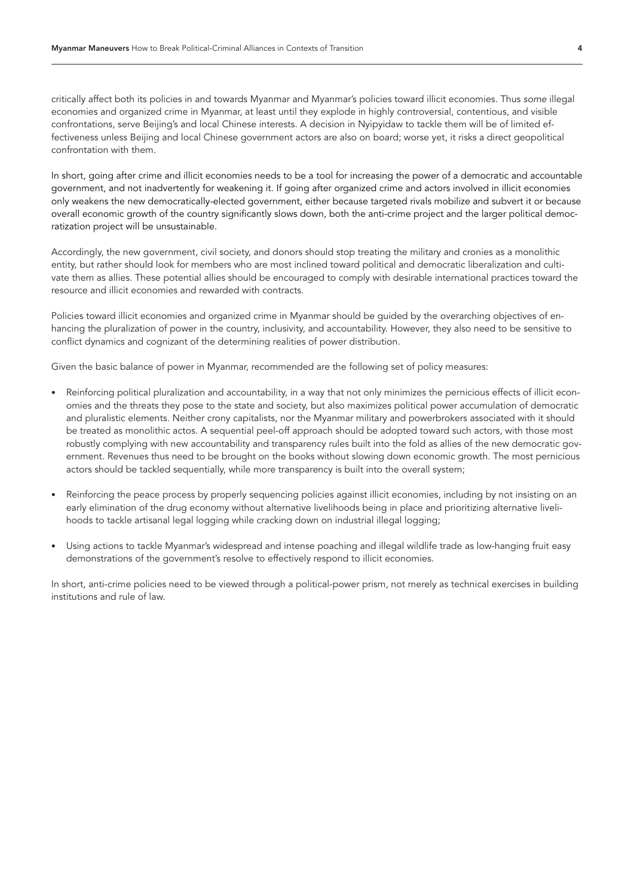critically affect both its policies in and towards Myanmar and Myanmar's policies toward illicit economies. Thus *some* illegal economies and organized crime in Myanmar, at least until they explode in highly controversial, contentious, and visible confrontations, serve Beijing's and local Chinese interests. A decision in Nyipyidaw to tackle them will be of limited effectiveness unless Beijing and local Chinese government actors are also on board; worse yet, it risks a direct geopolitical confrontation with them.

In short, going after crime and illicit economies needs to be a tool for increasing the power of a democratic and accountable government, and not inadvertently for weakening it. If going after organized crime and actors involved in illicit economies only weakens the new democratically-elected government, either because targeted rivals mobilize and subvert it or because overall economic growth of the country significantly slows down, both the anti-crime project and the larger political democratization project will be unsustainable.

Accordingly, the new government, civil society, and donors should stop treating the military and cronies as a monolithic entity, but rather should look for members who are most inclined toward political and democratic liberalization and cultivate them as allies. These potential allies should be encouraged to comply with desirable international practices toward the resource and illicit economies and rewarded with contracts.

Policies toward illicit economies and organized crime in Myanmar should be guided by the overarching objectives of enhancing the pluralization of power in the country, inclusivity, and accountability. However, they also need to be sensitive to conflict dynamics and cognizant of the determining realities of power distribution.

Given the basic balance of power in Myanmar, recommended are the following set of policy measures:

- Reinforcing political pluralization and accountability, in a way that not only minimizes the pernicious effects of illicit economies and the threats they pose to the state and society, but also maximizes political power accumulation of democratic and pluralistic elements. Neither crony capitalists, nor the Myanmar military and powerbrokers associated with it should be treated as monolithic actos. A sequential peel-off approach should be adopted toward such actors, with those most robustly complying with new accountability and transparency rules built into the fold as allies of the new democratic government. Revenues thus need to be brought on the books without slowing down economic growth. The most pernicious actors should be tackled sequentially, while more transparency is built into the overall system;
- Reinforcing the peace process by properly sequencing policies against illicit economies, including by not insisting on an early elimination of the drug economy without alternative livelihoods being in place and prioritizing alternative livelihoods to tackle artisanal legal logging while cracking down on industrial illegal logging;
- Using actions to tackle Myanmar's widespread and intense poaching and illegal wildlife trade as low-hanging fruit easy demonstrations of the government's resolve to effectively respond to illicit economies.

In short, anti-crime policies need to be viewed through a political-power prism, not merely as technical exercises in building institutions and rule of law.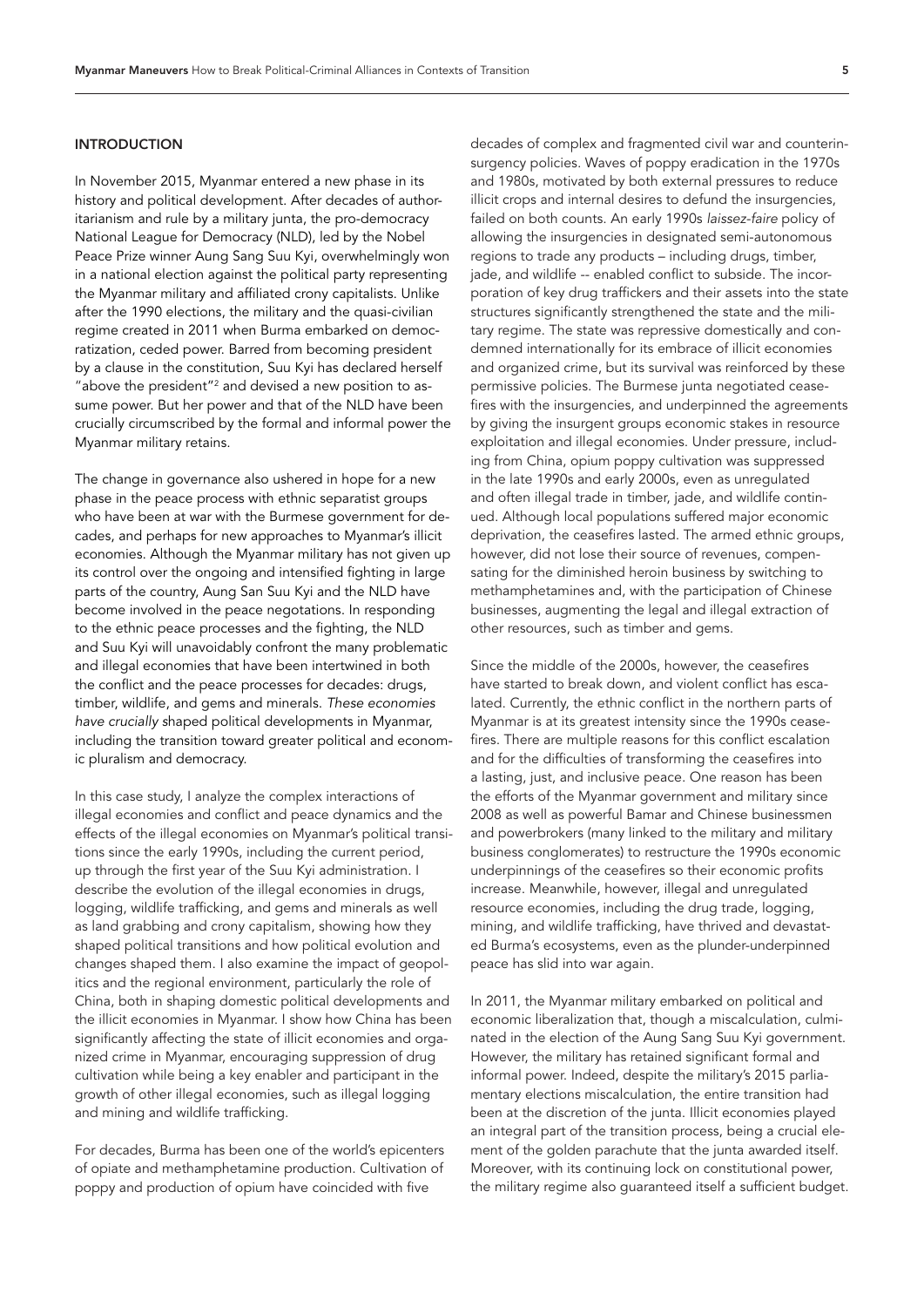## INTRODUCTION

In November 2015, Myanmar entered a new phase in its history and political development. After decades of authoritarianism and rule by a military junta, the pro-democracy National League for Democracy (NLD), led by the Nobel Peace Prize winner Aung Sang Suu Kyi, overwhelmingly won in a national election against the political party representing the Myanmar military and affiliated crony capitalists. Unlike after the 1990 elections, the military and the quasi-civilian regime created in 2011 when Burma embarked on democratization, ceded power. Barred from becoming president by a clause in the constitution, Suu Kyi has declared herself "above the president"[2] and devised a new position to assume power. But her power and that of the NLD have been crucially circumscribed by the formal and informal power the Myanmar military retains.

The change in governance also ushered in hope for a new phase in the peace process with ethnic separatist groups who have been at war with the Burmese government for decades, and perhaps for new approaches to Myanmar's illicit economies. Although the Myanmar military has not given up its control over the ongoing and intensified fighting in large parts of the country, Aung San Suu Kyi and the NLD have become involved in the peace negotations. In responding to the ethnic peace processes and the fighting, the NLD and Suu Kyi will unavoidably confront the many problematic and illegal economies that have been intertwined in both the conflict and the peace processes for decades: drugs, timber, wildlife, and gems and minerals. *These economies have crucially* shaped political developments in Myanmar, including the transition toward greater political and economic pluralism and democracy.

In this case study, I analyze the complex interactions of illegal economies and conflict and peace dynamics and the effects of the illegal economies on Myanmar's political transitions since the early 1990s, including the current period, up through the first year of the Suu Kyi administration. I describe the evolution of the illegal economies in drugs, logging, wildlife trafficking, and gems and minerals as well as land grabbing and crony capitalism, showing how they shaped political transitions and how political evolution and changes shaped them. I also examine the impact of geopolitics and the regional environment, particularly the role of China, both in shaping domestic political developments and the illicit economies in Myanmar. I show how China has been significantly affecting the state of illicit economies and organized crime in Myanmar, encouraging suppression of drug cultivation while being a key enabler and participant in the growth of other illegal economies, such as illegal logging and mining and wildlife trafficking.

For decades, Burma has been one of the world's epicenters of opiate and methamphetamine production. Cultivation of poppy and production of opium have coincided with five decades of complex and fragmented civil war and counterinsurgency policies. Waves of poppy eradication in the 1970s and 1980s, motivated by both external pressures to reduce illicit crops and internal desires to defund the insurgencies, failed on both counts. An early 1990s *laissez-faire* policy of allowing the insurgencies in designated semi-autonomous regions to trade any products – including drugs, timber, jade, and wildlife -- enabled conflict to subside. The incorporation of key drug traffickers and their assets into the state structures significantly strengthened the state and the military regime. The state was repressive domestically and condemned internationally for its embrace of illicit economies and organized crime, but its survival was reinforced by these permissive policies. The Burmese junta negotiated ceasefires with the insurgencies, and underpinned the agreements by giving the insurgent groups economic stakes in resource exploitation and illegal economies. Under pressure, including from China, opium poppy cultivation was suppressed in the late 1990s and early 2000s, even as unregulated and often illegal trade in timber, jade, and wildlife continued. Although local populations suffered major economic deprivation, the ceasefires lasted. The armed ethnic groups, however, did not lose their source of revenues, compensating for the diminished heroin business by switching to methamphetamines and, with the participation of Chinese businesses, augmenting the legal and illegal extraction of other resources, such as timber and gems.

Since the middle of the 2000s, however, the ceasefires have started to break down, and violent conflict has escalated. Currently, the ethnic conflict in the northern parts of Myanmar is at its greatest intensity since the 1990s ceasefires. There are multiple reasons for this conflict escalation and for the difficulties of transforming the ceasefires into a lasting, just, and inclusive peace. One reason has been the efforts of the Myanmar government and military since 2008 as well as powerful Bamar and Chinese businessmen and powerbrokers (many linked to the military and military business conglomerates) to restructure the 1990s economic underpinnings of the ceasefires so their economic profits increase. Meanwhile, however, illegal and unregulated resource economies, including the drug trade, logging, mining, and wildlife trafficking, have thrived and devastated Burma's ecosystems, even as the plunder-underpinned peace has slid into war again.

In 2011, the Myanmar military embarked on political and economic liberalization that, though a miscalculation, culminated in the election of the Aung Sang Suu Kyi government. However, the military has retained significant formal and informal power. Indeed, despite the military's 2015 parliamentary elections miscalculation, the entire transition had been at the discretion of the junta. Illicit economies played an integral part of the transition process, being a crucial element of the golden parachute that the junta awarded itself. Moreover, with its continuing lock on constitutional power, the military regime also guaranteed itself a sufficient budget.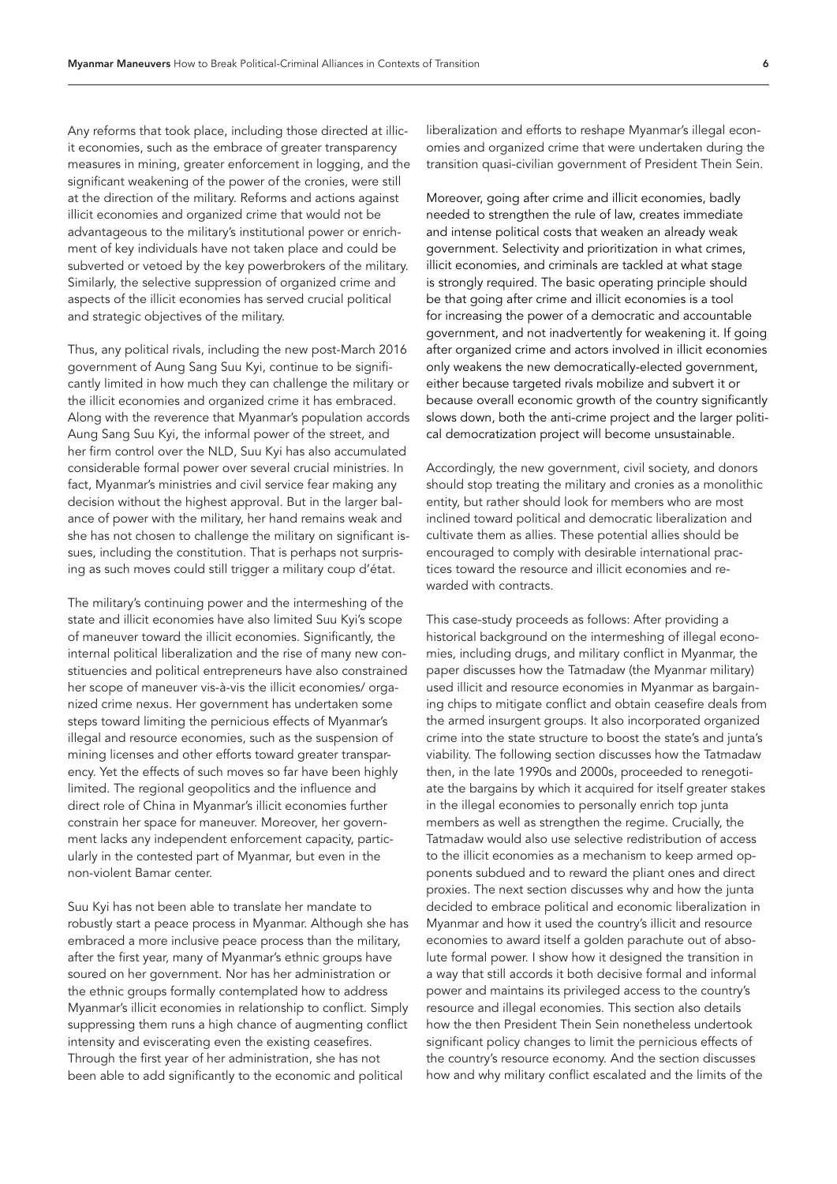Any reforms that took place, including those directed at illicit economies, such as the embrace of greater transparency measures in mining, greater enforcement in logging, and the significant weakening of the power of the cronies, were still at the direction of the military. Reforms and actions against illicit economies and organized crime that would not be advantageous to the military's institutional power or enrichment of key individuals have not taken place and could be subverted or vetoed by the key powerbrokers of the military. Similarly, the selective suppression of organized crime and aspects of the illicit economies has served crucial political and strategic objectives of the military.

Thus, any political rivals, including the new post-March 2016 government of Aung Sang Suu Kyi, continue to be significantly limited in how much they can challenge the military or the illicit economies and organized crime it has embraced. Along with the reverence that Myanmar's population accords Aung Sang Suu Kyi, the informal power of the street, and her firm control over the NLD, Suu Kyi has also accumulated considerable formal power over several crucial ministries. In fact, Myanmar's ministries and civil service fear making any decision without the highest approval. But in the larger balance of power with the military, her hand remains weak and she has not chosen to challenge the military on significant issues, including the constitution. That is perhaps not surprising as such moves could still trigger a military coup d'état.

The military's continuing power and the intermeshing of the state and illicit economies have also limited Suu Kyi's scope of maneuver toward the illicit economies. Significantly, the internal political liberalization and the rise of many new constituencies and political entrepreneurs have also constrained her scope of maneuver vis-à-vis the illicit economies/ organized crime nexus. Her government has undertaken some steps toward limiting the pernicious effects of Myanmar's illegal and resource economies, such as the suspension of mining licenses and other efforts toward greater transparency. Yet the effects of such moves so far have been highly limited. The regional geopolitics and the influence and direct role of China in Myanmar's illicit economies further constrain her space for maneuver. Moreover, her government lacks any independent enforcement capacity, particularly in the contested part of Myanmar, but even in the non-violent Bamar center.

Suu Kyi has not been able to translate her mandate to robustly start a peace process in Myanmar. Although she has embraced a more inclusive peace process than the military, after the first year, many of Myanmar's ethnic groups have soured on her government. Nor has her administration or the ethnic groups formally contemplated how to address Myanmar's illicit economies in relationship to conflict. Simply suppressing them runs a high chance of augmenting conflict intensity and eviscerating even the existing ceasefires. Through the first year of her administration, she has not been able to add significantly to the economic and political liberalization and efforts to reshape Myanmar's illegal economies and organized crime that were undertaken during the transition quasi-civilian government of President Thein Sein.

Moreover, going after crime and illicit economies, badly needed to strengthen the rule of law, creates immediate and intense political costs that weaken an already weak government. Selectivity and prioritization in what crimes, illicit economies, and criminals are tackled at what stage is strongly required. The basic operating principle should be that going after crime and illicit economies is a tool for increasing the power of a democratic and accountable government, and not inadvertently for weakening it. If going after organized crime and actors involved in illicit economies only weakens the new democratically-elected government, either because targeted rivals mobilize and subvert it or because overall economic growth of the country significantly slows down, both the anti-crime project and the larger political democratization project will become unsustainable.

Accordingly, the new government, civil society, and donors should stop treating the military and cronies as a monolithic entity, but rather should look for members who are most inclined toward political and democratic liberalization and cultivate them as allies. These potential allies should be encouraged to comply with desirable international practices toward the resource and illicit economies and rewarded with contracts.

This case-study proceeds as follows: After providing a historical background on the intermeshing of illegal economies, including drugs, and military conflict in Myanmar, the paper discusses how the Tatmadaw (the Myanmar military) used illicit and resource economies in Myanmar as bargaining chips to mitigate conflict and obtain ceasefire deals from the armed insurgent groups. It also incorporated organized crime into the state structure to boost the state's and junta's viability. The following section discusses how the Tatmadaw then, in the late 1990s and 2000s, proceeded to renegotiate the bargains by which it acquired for itself greater stakes in the illegal economies to personally enrich top junta members as well as strengthen the regime. Crucially, the Tatmadaw would also use selective redistribution of access to the illicit economies as a mechanism to keep armed opponents subdued and to reward the pliant ones and direct proxies. The next section discusses why and how the junta decided to embrace political and economic liberalization in Myanmar and how it used the country's illicit and resource economies to award itself a golden parachute out of absolute formal power. I show how it designed the transition in a way that still accords it both decisive formal and informal power and maintains its privileged access to the country's resource and illegal economies. This section also details how the then President Thein Sein nonetheless undertook significant policy changes to limit the pernicious effects of the country's resource economy. And the section discusses how and why military conflict escalated and the limits of the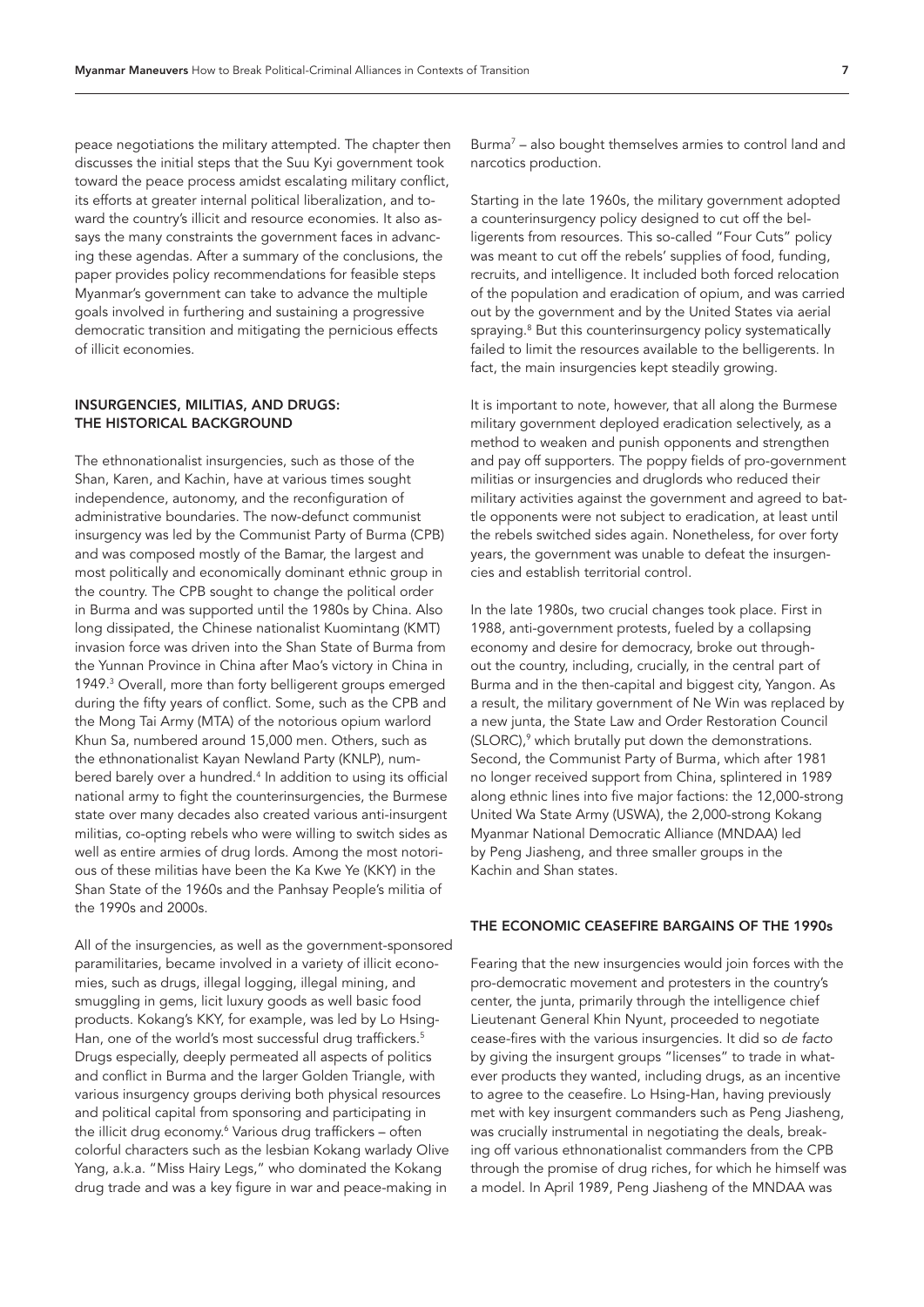peace negotiations the military attempted. The chapter then discusses the initial steps that the Suu Kyi government took toward the peace process amidst escalating military conflict, its efforts at greater internal political liberalization, and toward the country's illicit and resource economies. It also assays the many constraints the government faces in advancing these agendas. After a summary of the conclusions, the paper provides policy recommendations for feasible steps Myanmar's government can take to advance the multiple goals involved in furthering and sustaining a progressive democratic transition and mitigating the pernicious effects of illicit economies.

## INSURGENCIES, MILITIAS, AND DRUGS: THE HISTORICAL BACKGROUND

The ethnonationalist insurgencies, such as those of the Shan, Karen, and Kachin, have at various times sought independence, autonomy, and the reconfiguration of administrative boundaries. The now-defunct communist insurgency was led by the Communist Party of Burma (CPB) and was composed mostly of the Bamar, the largest and most politically and economically dominant ethnic group in the country. The CPB sought to change the political order in Burma and was supported until the 1980s by China. Also long dissipated, the Chinese nationalist Kuomintang (KMT) invasion force was driven into the Shan State of Burma from the Yunnan Province in China after Mao's victory in China in 1949.[3] Overall, more than forty belligerent groups emerged during the fifty years of conflict. Some, such as the CPB and the Mong Tai Army (MTA) of the notorious opium warlord Khun Sa, numbered around 15,000 men. Others, such as the ethnonationalist Kayan Newland Party (KNLP), numbered barely over a hundred.[4] In addition to using its official national army to fight the counterinsurgencies, the Burmese state over many decades also created various anti-insurgent militias, co-opting rebels who were willing to switch sides as well as entire armies of drug lords. Among the most notorious of these militias have been the Ka Kwe Ye (KKY) in the Shan State of the 1960s and the Panhsay People's militia of the 1990s and 2000s.

All of the insurgencies, as well as the government-sponsored paramilitaries, became involved in a variety of illicit economies, such as drugs, illegal logging, illegal mining, and smuggling in gems, licit luxury goods as well basic food products. Kokang's KKY, for example, was led by Lo Hsing-Han, one of the world's most successful drug traffickers.[5] Drugs especially, deeply permeated all aspects of politics and conflict in Burma and the larger Golden Triangle, with various insurgency groups deriving both physical resources and political capital from sponsoring and participating in the illicit drug economy.[6] Various drug traffickers – often colorful characters such as the lesbian Kokang warlady Olive Yang, a.k.a. "Miss Hairy Legs," who dominated the Kokang drug trade and was a key figure in war and peace-making in Burma[7] – also bought themselves armies to control land and narcotics production.

Starting in the late 1960s, the military government adopted a counterinsurgency policy designed to cut off the belligerents from resources. This so-called "Four Cuts" policy was meant to cut off the rebels' supplies of food, funding, recruits, and intelligence. It included both forced relocation of the population and eradication of opium, and was carried out by the government and by the United States via aerial spraying.[8] But this counterinsurgency policy systematically failed to limit the resources available to the belligerents. In fact, the main insurgencies kept steadily growing.

It is important to note, however, that all along the Burmese military government deployed eradication selectively, as a method to weaken and punish opponents and strengthen and pay off supporters. The poppy fields of pro-government militias or insurgencies and druglords who reduced their military activities against the government and agreed to battle opponents were not subject to eradication, at least until the rebels switched sides again. Nonetheless, for over forty years, the government was unable to defeat the insurgencies and establish territorial control.

In the late 1980s, two crucial changes took place. First in 1988, anti-government protests, fueled by a collapsing economy and desire for democracy, broke out throughout the country, including, crucially, in the central part of Burma and in the then-capital and biggest city, Yangon. As a result, the military government of Ne Win was replaced by a new junta, the State Law and Order Restoration Council (SLORC),[9] which brutally put down the demonstrations. Second, the Communist Party of Burma, which after 1981 no longer received support from China, splintered in 1989 along ethnic lines into five major factions: the 12,000-strong United Wa State Army (USWA), the 2,000-strong Kokang Myanmar National Democratic Alliance (MNDAA) led by Peng Jiasheng, and three smaller groups in the Kachin and Shan states.

## THE ECONOMIC CEASEFIRE BARGAINS OF THE 1990s

Fearing that the new insurgencies would join forces with the pro-democratic movement and protesters in the country's center, the junta, primarily through the intelligence chief Lieutenant General Khin Nyunt, proceeded to negotiate cease-fires with the various insurgencies. It did so *de facto* by giving the insurgent groups "licenses" to trade in whatever products they wanted, including drugs, as an incentive to agree to the ceasefire. Lo Hsing-Han, having previously met with key insurgent commanders such as Peng Jiasheng, was crucially instrumental in negotiating the deals, breaking off various ethnonationalist commanders from the CPB through the promise of drug riches, for which he himself was a model. In April 1989, Peng Jiasheng of the MNDAA was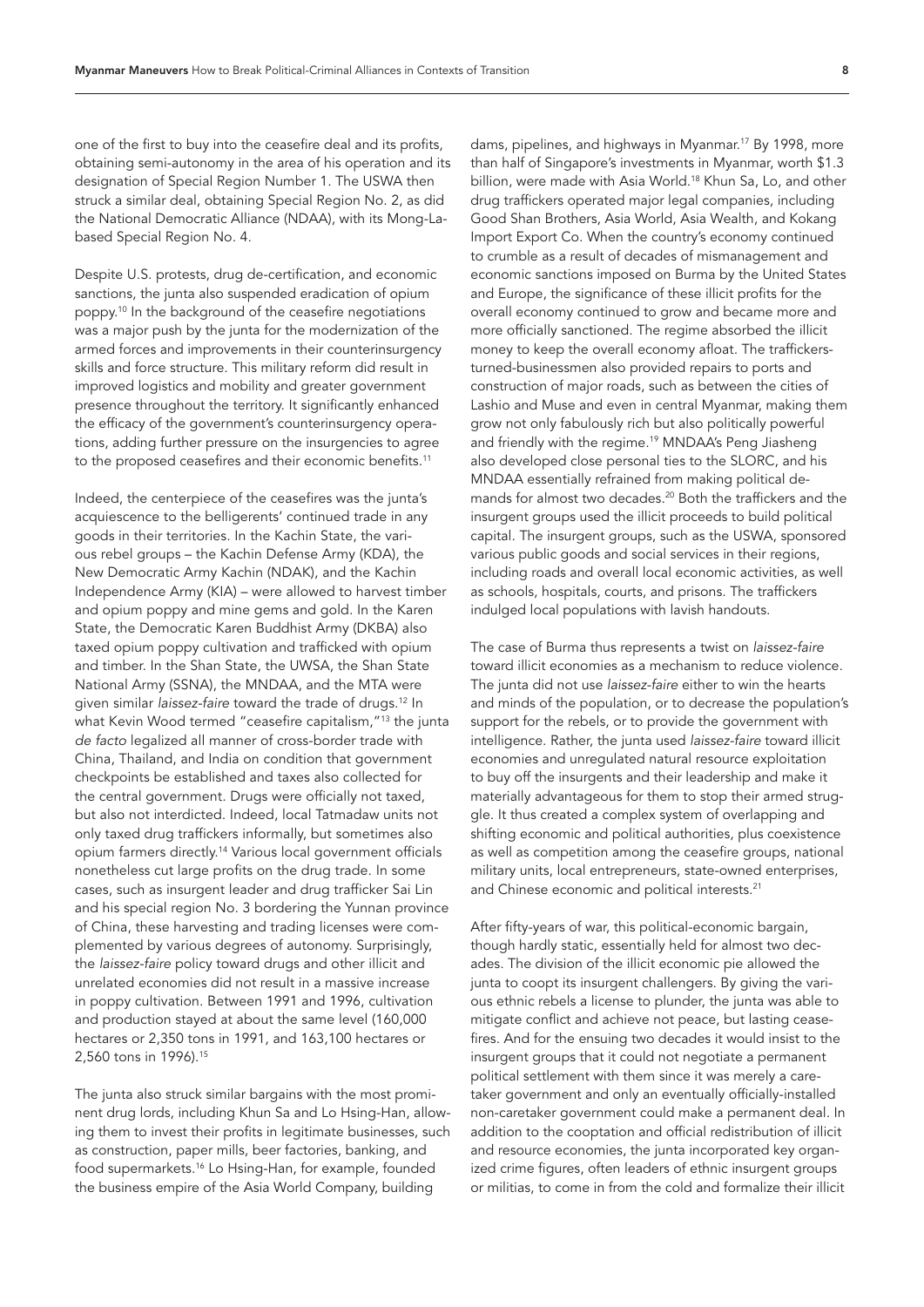one of the first to buy into the ceasefire deal and its profits, obtaining semi-autonomy in the area of his operation and its designation of Special Region Number 1. The USWA then struck a similar deal, obtaining Special Region No. 2, as did the National Democratic Alliance (NDAA), with its Mong-La-based Special Region No. 4.

Despite U.S. protests, drug de-certification, and economic sanctions, the junta also suspended eradication of opium poppy.[10] In the background of the ceasefire negotiations was a major push by the junta for the modernization of the armed forces and improvements in their counterinsurgency skills and force structure. This military reform did result in improved logistics and mobility and greater government presence throughout the territory. It significantly enhanced the efficacy of the government's counterinsurgency operations, adding further pressure on the insurgencies to agree to the proposed ceasefires and their economic benefits.[11]

Indeed, the centerpiece of the ceasefires was the junta's acquiescence to the belligerents' continued trade in any goods in their territories. In the Kachin State, the various rebel groups – the Kachin Defense Army (KDA), the New Democratic Army Kachin (NDAK), and the Kachin Independence Army (KIA) – were allowed to harvest timber and opium poppy and mine gems and gold. In the Karen State, the Democratic Karen Buddhist Army (DKBA) also taxed opium poppy cultivation and trafficked with opium and timber. In the Shan State, the UWSA, the Shan State National Army (SSNA), the MNDAA, and the MTA were given similar *laissez-faire* toward the trade of drugs.[12] In what Kevin Wood termed "ceasefire capitalism,"[13] the junta *de facto* legalized all manner of cross-border trade with China, Thailand, and India on condition that government checkpoints be established and taxes also collected for the central government. Drugs were officially not taxed, but also not interdicted. Indeed, local Tatmadaw units not only taxed drug traffickers informally, but sometimes also opium farmers directly.[14] Various local government officials nonetheless cut large profits on the drug trade. In some cases, such as insurgent leader and drug trafficker Sai Lin and his special region No. 3 bordering the Yunnan province of China, these harvesting and trading licenses were complemented by various degrees of autonomy. Surprisingly, the *laissez-faire* policy toward drugs and other illicit and unrelated economies did not result in a massive increase in poppy cultivation. Between 1991 and 1996, cultivation and production stayed at about the same level (160,000 hectares or 2,350 tons in 1991, and 163,100 hectares or 2,560 tons in 1996).[15]

The junta also struck similar bargains with the most prominent drug lords, including Khun Sa and Lo Hsing-Han, allowing them to invest their profits in legitimate businesses, such as construction, paper mills, beer factories, banking, and food supermarkets.[16] Lo Hsing-Han, for example, founded the business empire of the Asia World Company, building dams, pipelines, and highways in Myanmar.[17] By 1998, more than half of Singapore's investments in Myanmar, worth $1.3 billion, were made with Asia World.[18] Khun Sa, Lo, and other drug traffickers operated major legal companies, including Good Shan Brothers, Asia World, Asia Wealth, and Kokang Import Export Co. When the country's economy continued to crumble as a result of decades of mismanagement and economic sanctions imposed on Burma by the United States and Europe, the significance of these illicit profits for the overall economy continued to grow and became more and more officially sanctioned. The regime absorbed the illicit money to keep the overall economy afloat. The traffickers-turned-businessmen also provided repairs to ports and construction of major roads, such as between the cities of Lashio and Muse and even in central Myanmar, making them grow not only fabulously rich but also politically powerful and friendly with the regime.[19] MNDAA's Peng Jiasheng also developed close personal ties to the SLORC, and his MNDAA essentially refrained from making political demands for almost two decades.[20] Both the traffickers and the insurgent groups used the illicit proceeds to build political capital. The insurgent groups, such as the USWA, sponsored various public goods and social services in their regions, including roads and overall local economic activities, as well as schools, hospitals, courts, and prisons. The traffickers indulged local populations with lavish handouts.

The case of Burma thus represents a twist on *laissez-faire* toward illicit economies as a mechanism to reduce violence. The junta did not use *laissez-faire* either to win the hearts and minds of the population, or to decrease the population's support for the rebels, or to provide the government with intelligence. Rather, the junta used *laissez-faire* toward illicit economies and unregulated natural resource exploitation to buy off the insurgents and their leadership and make it materially advantageous for them to stop their armed struggle. It thus created a complex system of overlapping and shifting economic and political authorities, plus coexistence as well as competition among the ceasefire groups, national military units, local entrepreneurs, state-owned enterprises, and Chinese economic and political interests.[21]

After fifty-years of war, this political-economic bargain, though hardly static, essentially held for almost two decades. The division of the illicit economic pie allowed the junta to coopt its insurgent challengers. By giving the various ethnic rebels a license to plunder, the junta was able to mitigate conflict and achieve not peace, but lasting ceasefires. And for the ensuing two decades it would insist to the insurgent groups that it could not negotiate a permanent political settlement with them since it was merely a caretaker government and only an eventually officially-installed non-caretaker government could make a permanent deal. In addition to the cooptation and official redistribution of illicit and resource economies, the junta incorporated key organized crime figures, often leaders of ethnic insurgent groups or militias, to come in from the cold and formalize their illicit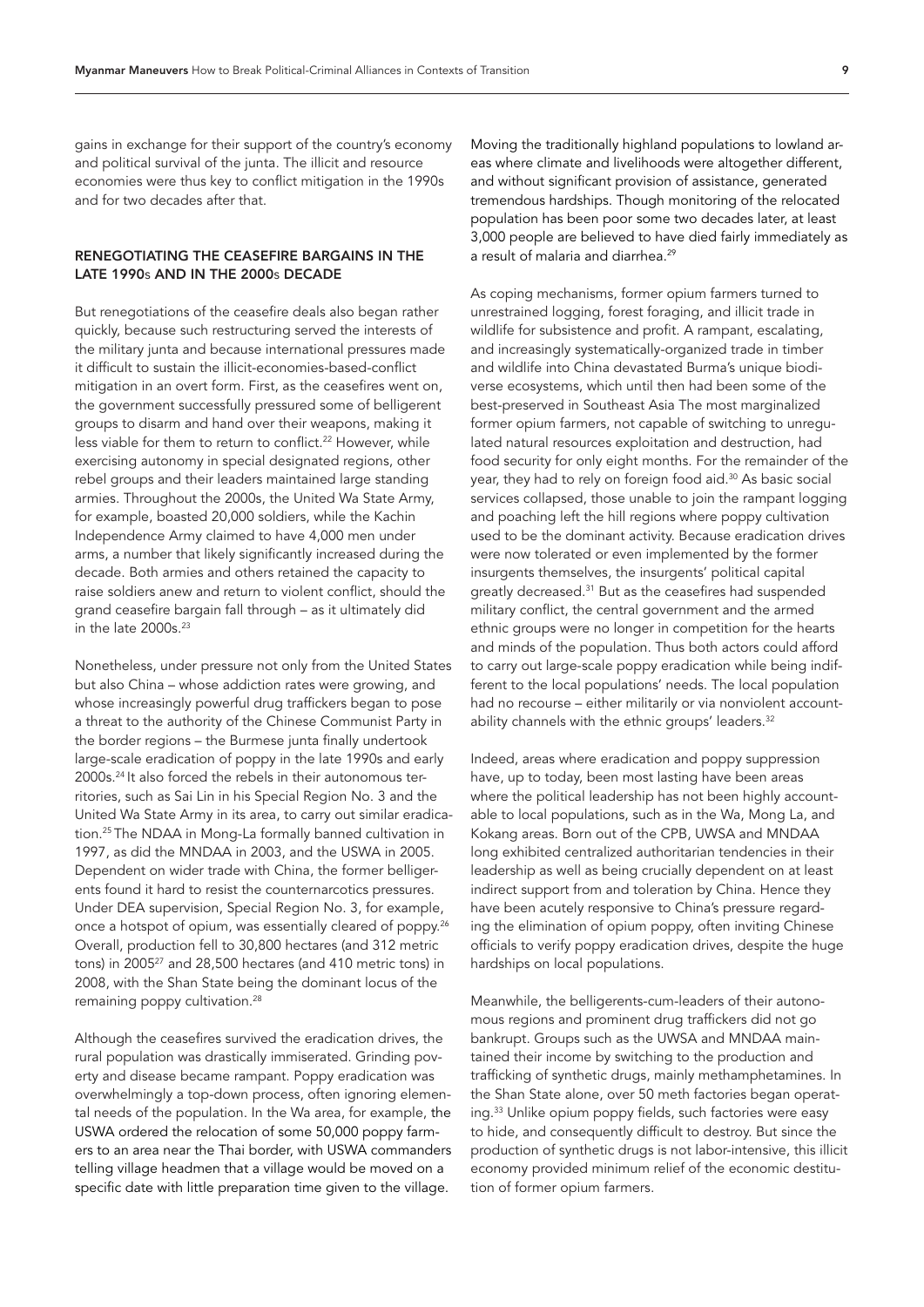gains in exchange for their support of the country's economy and political survival of the junta. The illicit and resource economies were thus key to conflict mitigation in the 1990s and for two decades after that.

## RENEGOTIATING THE CEASEFIRE BARGAINS IN THE LATE 1990s AND IN THE 2000s DECADE

But renegotiations of the ceasefire deals also began rather quickly, because such restructuring served the interests of the military junta and because international pressures made it difficult to sustain the illicit-economies-based-conflict mitigation in an overt form. First, as the ceasefires went on, the government successfully pressured some of belligerent groups to disarm and hand over their weapons, making it less viable for them to return to conflict.[22] However, while exercising autonomy in special designated regions, other rebel groups and their leaders maintained large standing armies. Throughout the 2000s, the United Wa State Army, for example, boasted 20,000 soldiers, while the Kachin Independence Army claimed to have 4,000 men under arms, a number that likely significantly increased during the decade. Both armies and others retained the capacity to raise soldiers anew and return to violent conflict, should the grand ceasefire bargain fall through – as it ultimately did in the late 2000s.[23]

Nonetheless, under pressure not only from the United States but also China – whose addiction rates were growing, and whose increasingly powerful drug traffickers began to pose a threat to the authority of the Chinese Communist Party in the border regions – the Burmese junta finally undertook large-scale eradication of poppy in the late 1990s and early 2000s.[24] It also forced the rebels in their autonomous territories, such as Sai Lin in his Special Region No. 3 and the United Wa State Army in its area, to carry out similar eradication.[25] The NDAA in Mong-La formally banned cultivation in 1997, as did the MNDAA in 2003, and the USWA in 2005. Dependent on wider trade with China, the former belligerents found it hard to resist the counternarcotics pressures. Under DEA supervision, Special Region No. 3, for example, once a hotspot of opium, was essentially cleared of poppy.[26] Overall, production fell to 30,800 hectares (and 312 metric tons) in 2005[27] and 28,500 hectares (and 410 metric tons) in 2008, with the Shan State being the dominant locus of the remaining poppy cultivation.[28]

Although the ceasefires survived the eradication drives, the rural population was drastically immiserated. Grinding poverty and disease became rampant. Poppy eradication was overwhelmingly a top-down process, often ignoring elemental needs of the population. In the Wa area, for example, the USWA ordered the relocation of some 50,000 poppy farmers to an area near the Thai border, with USWA commanders telling village headmen that a village would be moved on a specific date with little preparation time given to the village. Moving the traditionally highland populations to lowland areas where climate and livelihoods were altogether different, and without significant provision of assistance, generated tremendous hardships. Though monitoring of the relocated population has been poor some two decades later, at least 3,000 people are believed to have died fairly immediately as a result of malaria and diarrhea.[29]

As coping mechanisms, former opium farmers turned to unrestrained logging, forest foraging, and illicit trade in wildlife for subsistence and profit. A rampant, escalating, and increasingly systematically-organized trade in timber and wildlife into China devastated Burma's unique biodiverse ecosystems, which until then had been some of the best-preserved in Southeast Asia The most marginalized former opium farmers, not capable of switching to unregulated natural resources exploitation and destruction, had food security for only eight months. For the remainder of the year, they had to rely on foreign food aid.[30] As basic social services collapsed, those unable to join the rampant logging and poaching left the hill regions where poppy cultivation used to be the dominant activity. Because eradication drives were now tolerated or even implemented by the former insurgents themselves, the insurgents' political capital greatly decreased.[31] But as the ceasefires had suspended military conflict, the central government and the armed ethnic groups were no longer in competition for the hearts and minds of the population. Thus both actors could afford to carry out large-scale poppy eradication while being indifferent to the local populations' needs. The local population had no recourse – either militarily or via nonviolent accountability channels with the ethnic groups' leaders.[32]

Indeed, areas where eradication and poppy suppression have, up to today, been most lasting have been areas where the political leadership has not been highly accountable to local populations, such as in the Wa, Mong La, and Kokang areas. Born out of the CPB, UWSA and MNDAA long exhibited centralized authoritarian tendencies in their leadership as well as being crucially dependent on at least indirect support from and toleration by China. Hence they have been acutely responsive to China's pressure regarding the elimination of opium poppy, often inviting Chinese officials to verify poppy eradication drives, despite the huge hardships on local populations.

Meanwhile, the belligerents-cum-leaders of their autonomous regions and prominent drug traffickers did not go bankrupt. Groups such as the UWSA and MNDAA maintained their income by switching to the production and trafficking of synthetic drugs, mainly methamphetamines. In the Shan State alone, over 50 meth factories began operating.[33] Unlike opium poppy fields, such factories were easy to hide, and consequently difficult to destroy. But since the production of synthetic drugs is not labor-intensive, this illicit economy provided minimum relief of the economic destitution of former opium farmers.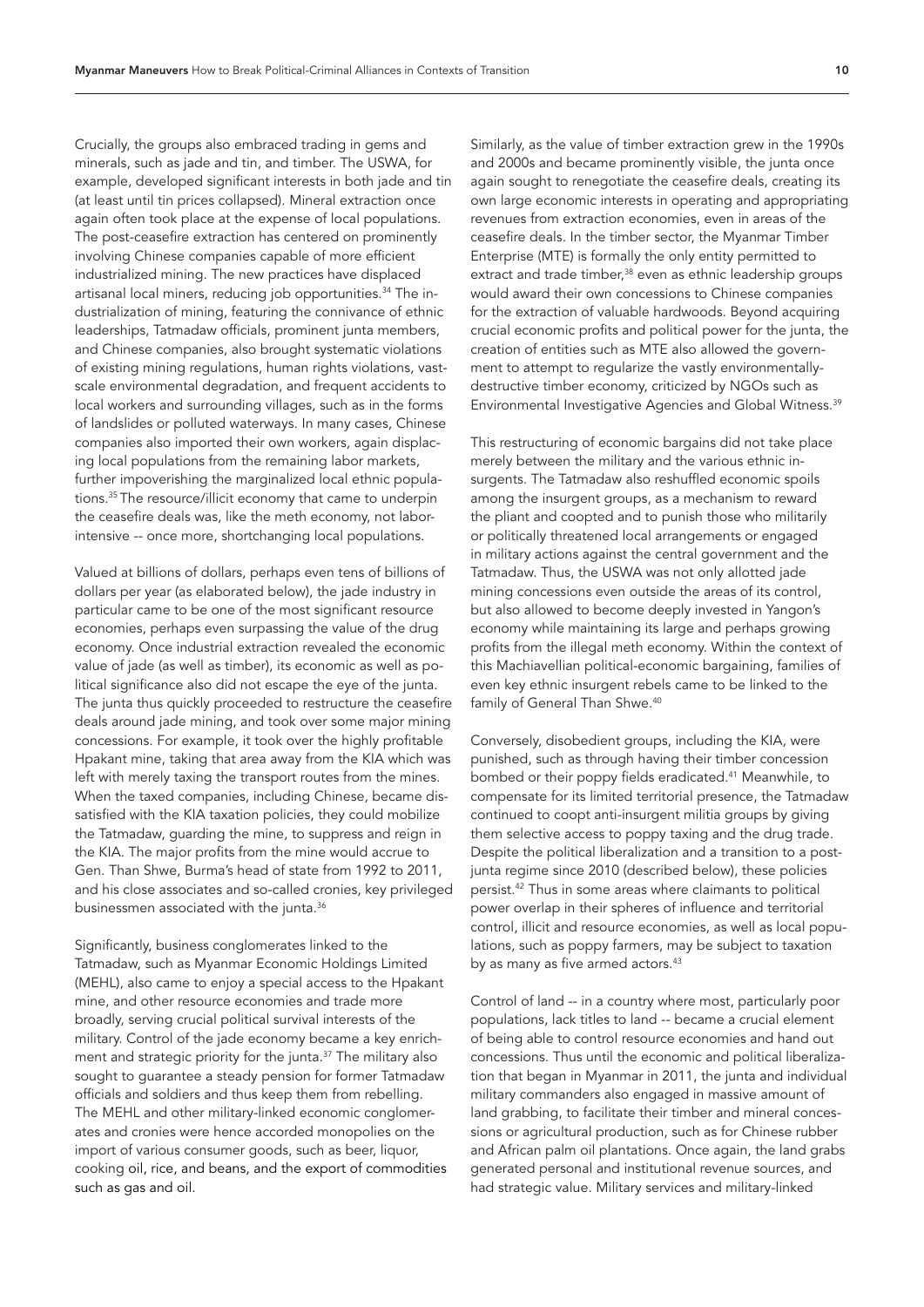Crucially, the groups also embraced trading in gems and minerals, such as jade and tin, and timber. The USWA, for example, developed significant interests in both jade and tin (at least until tin prices collapsed). Mineral extraction once again often took place at the expense of local populations. The post-ceasefire extraction has centered on prominently involving Chinese companies capable of more efficient industrialized mining. The new practices have displaced artisanal local miners, reducing job opportunities.[34] The industrialization of mining, featuring the connivance of ethnic leaderships, Tatmadaw officials, prominent junta members, and Chinese companies, also brought systematic violations of existing mining regulations, human rights violations, vast-scale environmental degradation, and frequent accidents to local workers and surrounding villages, such as in the forms of landslides or polluted waterways. In many cases, Chinese companies also imported their own workers, again displacing local populations from the remaining labor markets, further impoverishing the marginalized local ethnic populations.[35] The resource/illicit economy that came to underpin the ceasefire deals was, like the meth economy, not labor-intensive -- once more, shortchanging local populations.

Valued at billions of dollars, perhaps even tens of billions of dollars per year (as elaborated below), the jade industry in particular came to be one of the most significant resource economies, perhaps even surpassing the value of the drug economy. Once industrial extraction revealed the economic value of jade (as well as timber), its economic as well as political significance also did not escape the eye of the junta. The junta thus quickly proceeded to restructure the ceasefire deals around jade mining, and took over some major mining concessions. For example, it took over the highly profitable Hpakant mine, taking that area away from the KIA which was left with merely taxing the transport routes from the mines. When the taxed companies, including Chinese, became dissatisfied with the KIA taxation policies, they could mobilize the Tatmadaw, guarding the mine, to suppress and reign in the KIA. The major profits from the mine would accrue to Gen. Than Shwe, Burma's head of state from 1992 to 2011, and his close associates and so-called cronies, key privileged businessmen associated with the junta.[36]

Significantly, business conglomerates linked to the Tatmadaw, such as Myanmar Economic Holdings Limited (MEHL), also came to enjoy a special access to the Hpakant mine, and other resource economies and trade more broadly, serving crucial political survival interests of the military. Control of the jade economy became a key enrichment and strategic priority for the junta.[37] The military also sought to guarantee a steady pension for former Tatmadaw officials and soldiers and thus keep them from rebelling. The MEHL and other military-linked economic conglomerates and cronies were hence accorded monopolies on the import of various consumer goods, such as beer, liquor, cooking oil, rice, and beans, and the export of commodities such as gas and oil.

Similarly, as the value of timber extraction grew in the 1990s and 2000s and became prominently visible, the junta once again sought to renegotiate the ceasefire deals, creating its own large economic interests in operating and appropriating revenues from extraction economies, even in areas of the ceasefire deals. In the timber sector, the Myanmar Timber Enterprise (MTE) is formally the only entity permitted to extract and trade timber,[38] even as ethnic leadership groups would award their own concessions to Chinese companies for the extraction of valuable hardwoods. Beyond acquiring crucial economic profits and political power for the junta, the creation of entities such as MTE also allowed the government to attempt to regularize the vastly environmentally-destructive timber economy, criticized by NGOs such as Environmental Investigative Agencies and Global Witness.[39]

This restructuring of economic bargains did not take place merely between the military and the various ethnic insurgents. The Tatmadaw also reshuffled economic spoils among the insurgent groups, as a mechanism to reward the pliant and coopted and to punish those who militarily or politically threatened local arrangements or engaged in military actions against the central government and the Tatmadaw. Thus, the USWA was not only allotted jade mining concessions even outside the areas of its control, but also allowed to become deeply invested in Yangon's economy while maintaining its large and perhaps growing profits from the illegal meth economy. Within the context of this Machiavellian political-economic bargaining, families of even key ethnic insurgent rebels came to be linked to the family of General Than Shwe.[40]

Conversely, disobedient groups, including the KIA, were punished, such as through having their timber concession bombed or their poppy fields eradicated.[41] Meanwhile, to compensate for its limited territorial presence, the Tatmadaw continued to coopt anti-insurgent militia groups by giving them selective access to poppy taxing and the drug trade. Despite the political liberalization and a transition to a post-junta regime since 2010 (described below), these policies persist.[42] Thus in some areas where claimants to political power overlap in their spheres of influence and territorial control, illicit and resource economies, as well as local populations, such as poppy farmers, may be subject to taxation by as many as five armed actors.[43]

Control of land -- in a country where most, particularly poor populations, lack titles to land -- became a crucial element of being able to control resource economies and hand out concessions. Thus until the economic and political liberalization that began in Myanmar in 2011, the junta and individual military commanders also engaged in massive amount of land grabbing, to facilitate their timber and mineral concessions or agricultural production, such as for Chinese rubber and African palm oil plantations. Once again, the land grabs generated personal and institutional revenue sources, and had strategic value. Military services and military-linked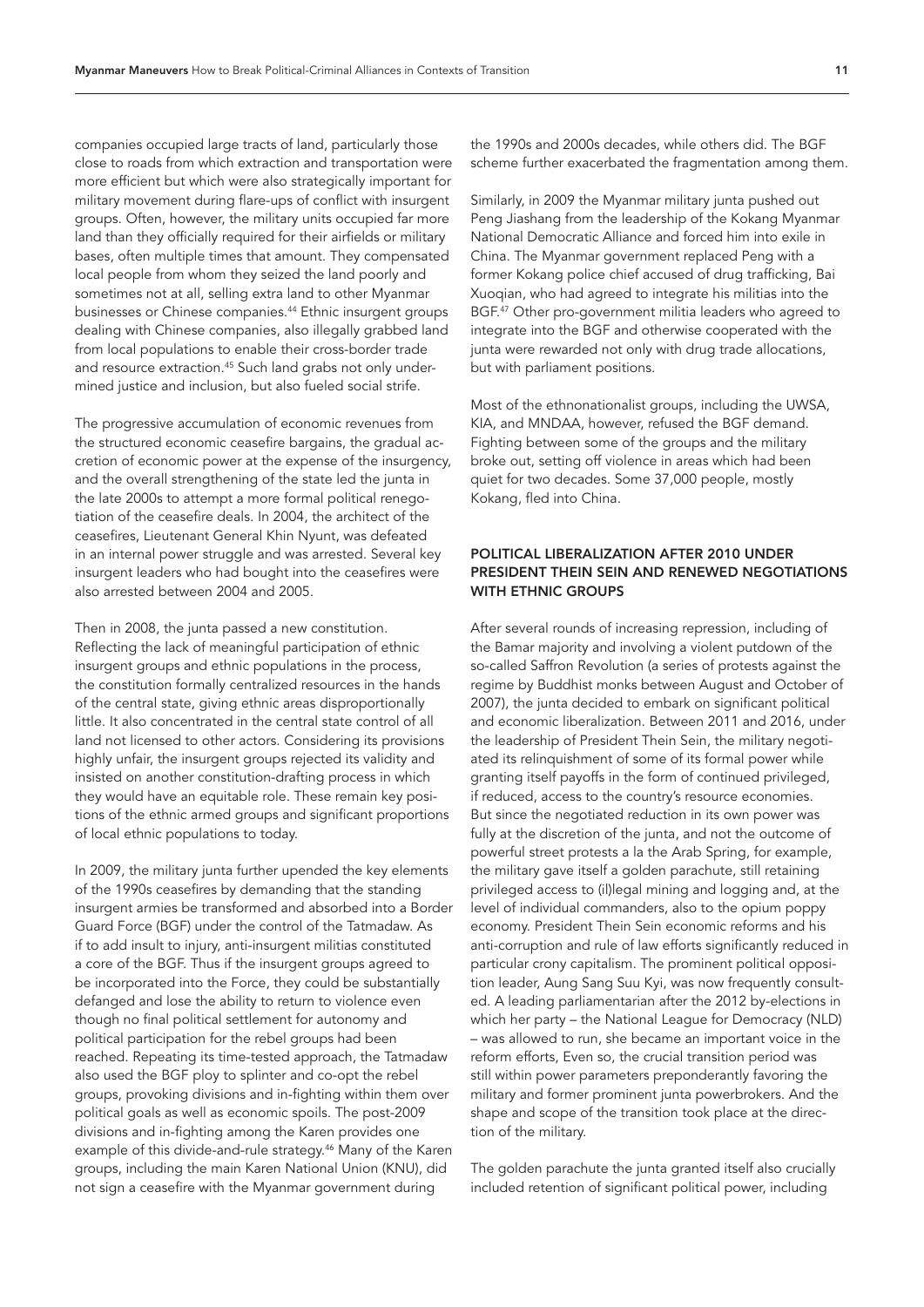companies occupied large tracts of land, particularly those close to roads from which extraction and transportation were more efficient but which were also strategically important for military movement during flare-ups of conflict with insurgent groups. Often, however, the military units occupied far more land than they officially required for their airfields or military bases, often multiple times that amount. They compensated local people from whom they seized the land poorly and sometimes not at all, selling extra land to other Myanmar businesses or Chinese companies.[44] Ethnic insurgent groups dealing with Chinese companies, also illegally grabbed land from local populations to enable their cross-border trade and resource extraction.[45] Such land grabs not only undermined justice and inclusion, but also fueled social strife.

The progressive accumulation of economic revenues from the structured economic ceasefire bargains, the gradual accretion of economic power at the expense of the insurgency, and the overall strengthening of the state led the junta in the late 2000s to attempt a more formal political renegotiation of the ceasefire deals. In 2004, the architect of the ceasefires, Lieutenant General Khin Nyunt, was defeated in an internal power struggle and was arrested. Several key insurgent leaders who had bought into the ceasefires were also arrested between 2004 and 2005.

Then in 2008, the junta passed a new constitution. Reflecting the lack of meaningful participation of ethnic insurgent groups and ethnic populations in the process, the constitution formally centralized resources in the hands of the central state, giving ethnic areas disproportionally little. It also concentrated in the central state control of all land not licensed to other actors. Considering its provisions highly unfair, the insurgent groups rejected its validity and insisted on another constitution-drafting process in which they would have an equitable role. These remain key positions of the ethnic armed groups and significant proportions of local ethnic populations to today.

In 2009, the military junta further upended the key elements of the 1990s ceasefires by demanding that the standing insurgent armies be transformed and absorbed into a Border Guard Force (BGF) under the control of the Tatmadaw. As if to add insult to injury, anti-insurgent militias constituted a core of the BGF. Thus if the insurgent groups agreed to be incorporated into the Force, they could be substantially defanged and lose the ability to return to violence even though no final political settlement for autonomy and political participation for the rebel groups had been reached. Repeating its time-tested approach, the Tatmadaw also used the BGF ploy to splinter and co-opt the rebel groups, provoking divisions and in-fighting within them over political goals as well as economic spoils. The post-2009 divisions and in-fighting among the Karen provides one example of this divide-and-rule strategy.[46] Many of the Karen groups, including the main Karen National Union (KNU), did not sign a ceasefire with the Myanmar government during the 1990s and 2000s decades, while others did. The BGF scheme further exacerbated the fragmentation among them.

Similarly, in 2009 the Myanmar military junta pushed out Peng Jiashang from the leadership of the Kokang Myanmar National Democratic Alliance and forced him into exile in China. The Myanmar government replaced Peng with a former Kokang police chief accused of drug trafficking, Bai Xuoqian, who had agreed to integrate his militias into the BGF.[47] Other pro-government militia leaders who agreed to integrate into the BGF and otherwise cooperated with the junta were rewarded not only with drug trade allocations, but with parliament positions.

Most of the ethnonationalist groups, including the UWSA, KIA, and MNDAA, however, refused the BGF demand. Fighting between some of the groups and the military broke out, setting off violence in areas which had been quiet for two decades. Some 37,000 people, mostly Kokang, fled into China.

## POLITICAL LIBERALIZATION AFTER 2010 UNDER PRESIDENT THEIN SEIN AND RENEWED NEGOTIATIONS WITH ETHNIC GROUPS

After several rounds of increasing repression, including of the Bamar majority and involving a violent putdown of the so-called Saffron Revolution (a series of protests against the regime by Buddhist monks between August and October of 2007), the junta decided to embark on significant political and economic liberalization. Between 2011 and 2016, under the leadership of President Thein Sein, the military negotiated its relinquishment of some of its formal power while granting itself payoffs in the form of continued privileged, if reduced, access to the country's resource economies. But since the negotiated reduction in its own power was fully at the discretion of the junta, and not the outcome of powerful street protests a la the Arab Spring, for example, the military gave itself a golden parachute, still retaining privileged access to (il)legal mining and logging and, at the level of individual commanders, also to the opium poppy economy. President Thein Sein economic reforms and his anti-corruption and rule of law efforts significantly reduced in particular crony capitalism. The prominent political opposition leader, Aung Sang Suu Kyi, was now frequently consulted. A leading parliamentarian after the 2012 by-elections in which her party – the National League for Democracy (NLD) – was allowed to run, she became an important voice in the reform efforts, Even so, the crucial transition period was still within power parameters preponderantly favoring the military and former prominent junta powerbrokers. And the shape and scope of the transition took place at the direction of the military.

The golden parachute the junta granted itself also crucially included retention of significant political power, including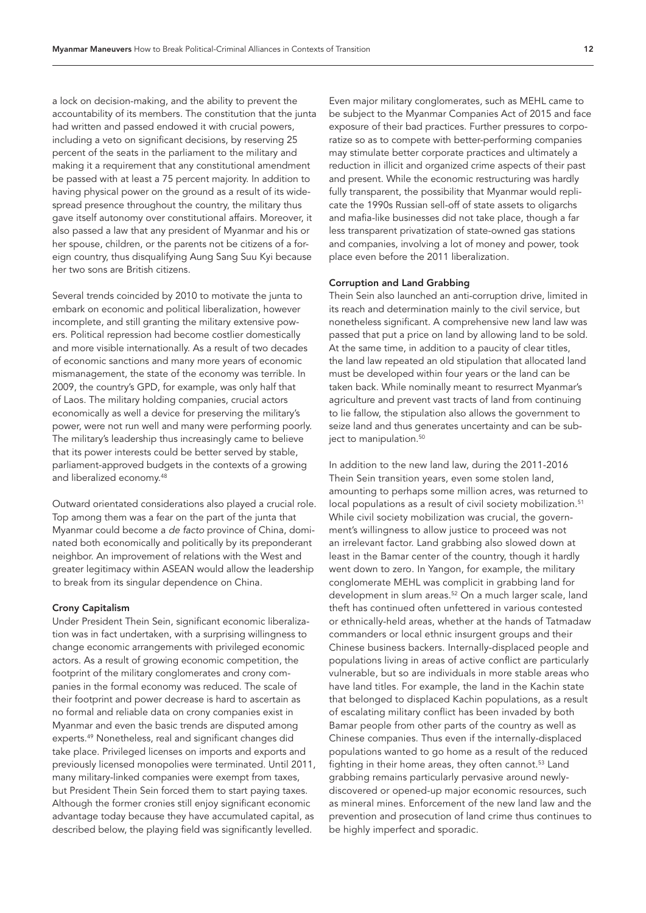a lock on decision-making, and the ability to prevent the accountability of its members. The constitution that the junta had written and passed endowed it with crucial powers, including a veto on significant decisions, by reserving 25 percent of the seats in the parliament to the military and making it a requirement that any constitutional amendment be passed with at least a 75 percent majority. In addition to having physical power on the ground as a result of its widespread presence throughout the country, the military thus gave itself autonomy over constitutional affairs. Moreover, it also passed a law that any president of Myanmar and his or her spouse, children, or the parents not be citizens of a foreign country, thus disqualifying Aung Sang Suu Kyi because her two sons are British citizens.

Several trends coincided by 2010 to motivate the junta to embark on economic and political liberalization, however incomplete, and still granting the military extensive powers. Political repression had become costlier domestically and more visible internationally. As a result of two decades of economic sanctions and many more years of economic mismanagement, the state of the economy was terrible. In 2009, the country's GPD, for example, was only half that of Laos. The military holding companies, crucial actors economically as well a device for preserving the military's power, were not run well and many were performing poorly. The military's leadership thus increasingly came to believe that its power interests could be better served by stable, parliament-approved budgets in the contexts of a growing and liberalized economy.[48]

Outward orientated considerations also played a crucial role. Top among them was a fear on the part of the junta that Myanmar could become a *de facto* province of China, dominated both economically and politically by its preponderant neighbor. An improvement of relations with the West and greater legitimacy within ASEAN would allow the leadership to break from its singular dependence on China.

### Crony Capitalism

Under President Thein Sein, significant economic liberalization was in fact undertaken, with a surprising willingness to change economic arrangements with privileged economic actors. As a result of growing economic competition, the footprint of the military conglomerates and crony companies in the formal economy was reduced. The scale of their footprint and power decrease is hard to ascertain as no formal and reliable data on crony companies exist in Myanmar and even the basic trends are disputed among experts.[49] Nonetheless, real and significant changes did take place. Privileged licenses on imports and exports and previously licensed monopolies were terminated. Until 2011, many military-linked companies were exempt from taxes, but President Thein Sein forced them to start paying taxes. Although the former cronies still enjoy significant economic advantage today because they have accumulated capital, as described below, the playing field was significantly levelled.

Even major military conglomerates, such as MEHL came to be subject to the Myanmar Companies Act of 2015 and face exposure of their bad practices. Further pressures to corporatize so as to compete with better-performing companies may stimulate better corporate practices and ultimately a reduction in illicit and organized crime aspects of their past and present. While the economic restructuring was hardly fully transparent, the possibility that Myanmar would replicate the 1990s Russian sell-off of state assets to oligarchs and mafia-like businesses did not take place, though a far less transparent privatization of state-owned gas stations and companies, involving a lot of money and power, took place even before the 2011 liberalization.

### Corruption and Land Grabbing

Thein Sein also launched an anti-corruption drive, limited in its reach and determination mainly to the civil service, but nonetheless significant. A comprehensive new land law was passed that put a price on land by allowing land to be sold. At the same time, in addition to a paucity of clear titles, the land law repeated an old stipulation that allocated land must be developed within four years or the land can be taken back. While nominally meant to resurrect Myanmar's agriculture and prevent vast tracts of land from continuing to lie fallow, the stipulation also allows the government to seize land and thus generates uncertainty and can be subject to manipulation.[50]

In addition to the new land law, during the 2011-2016 Thein Sein transition years, even some stolen land, amounting to perhaps some million acres, was returned to local populations as a result of civil society mobilization.[51] While civil society mobilization was crucial, the government's willingness to allow justice to proceed was not an irrelevant factor. Land grabbing also slowed down at least in the Bamar center of the country, though it hardly went down to zero. In Yangon, for example, the military conglomerate MEHL was complicit in grabbing land for development in slum areas.[52] On a much larger scale, land theft has continued often unfettered in various contested or ethnically-held areas, whether at the hands of Tatmadaw commanders or local ethnic insurgent groups and their Chinese business backers. Internally-displaced people and populations living in areas of active conflict are particularly vulnerable, but so are individuals in more stable areas who have land titles. For example, the land in the Kachin state that belonged to displaced Kachin populations, as a result of escalating military conflict has been invaded by both Bamar people from other parts of the country as well as Chinese companies. Thus even if the internally-displaced populations wanted to go home as a result of the reduced fighting in their home areas, they often cannot.[53] Land grabbing remains particularly pervasive around newly-discovered or opened-up major economic resources, such as mineral mines. Enforcement of the new land law and the prevention and prosecution of land crime thus continues to be highly imperfect and sporadic.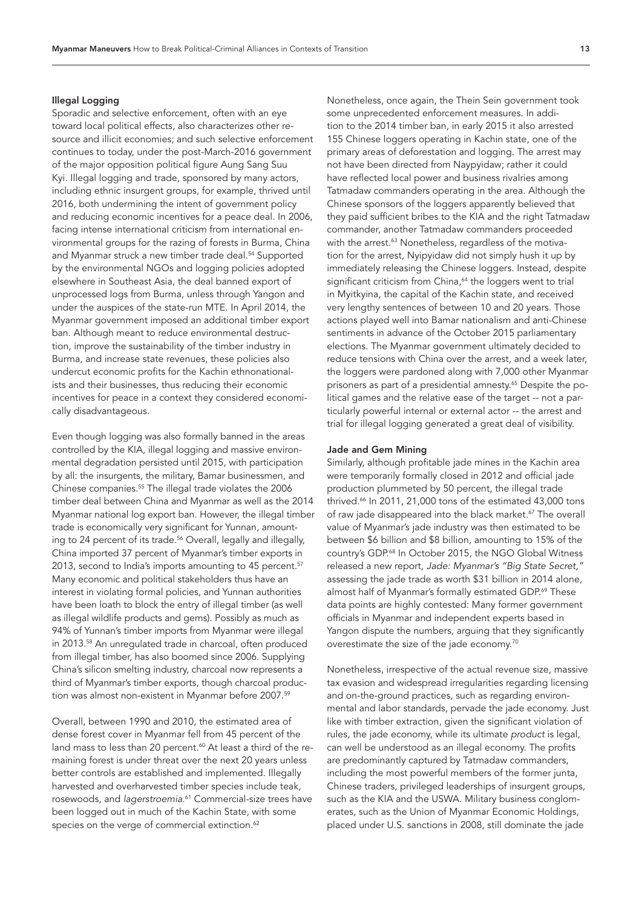### Illegal Logging

Sporadic and selective enforcement, often with an eye toward local political effects, also characterizes other resource and illicit economies; and such selective enforcement continues to today, under the post-March-2016 government of the major opposition political figure Aung Sang Suu Kyi. Illegal logging and trade, sponsored by many actors, including ethnic insurgent groups, for example, thrived until 2016, both undermining the intent of government policy and reducing economic incentives for a peace deal. In 2006, facing intense international criticism from international environmental groups for the razing of forests in Burma, China and Myanmar struck a new timber trade deal.[54] Supported by the environmental NGOs and logging policies adopted elsewhere in Southeast Asia, the deal banned export of unprocessed logs from Burma, unless through Yangon and under the auspices of the state-run MTE. In April 2014, the Myanmar government imposed an additional timber export ban. Although meant to reduce environmental destruction, improve the sustainability of the timber industry in Burma, and increase state revenues, these policies also undercut economic profits for the Kachin ethnonationalists and their businesses, thus reducing their economic incentives for peace in a context they considered economically disadvantageous.

Even though logging was also formally banned in the areas controlled by the KIA, illegal logging and massive environmental degradation persisted until 2015, with participation by all: the insurgents, the military, Bamar businessmen, and Chinese companies.[55] The illegal trade violates the 2006 timber deal between China and Myanmar as well as the 2014 Myanmar national log export ban. However, the illegal timber trade is economically very significant for Yunnan, amounting to 24 percent of its trade.[56] Overall, legally and illegally, China imported 37 percent of Myanmar's timber exports in 2013, second to India's imports amounting to 45 percent.[57] Many economic and political stakeholders thus have an interest in violating formal policies, and Yunnan authorities have been loath to block the entry of illegal timber (as well as illegal wildlife products and gems). Possibly as much as 94% of Yunnan's timber imports from Myanmar were illegal in 2013.[58] An unregulated trade in charcoal, often produced from illegal timber, has also boomed since 2006. Supplying China's silicon smelting industry, charcoal now represents a third of Myanmar's timber exports, though charcoal production was almost non-existent in Myanmar before 2007.[59]

Overall, between 1990 and 2010, the estimated area of dense forest cover in Myanmar fell from 45 percent of the land mass to less than 20 percent.[60] At least a third of the remaining forest is under threat over the next 20 years unless better controls are established and implemented. Illegally harvested and overharvested timber species include teak, rosewoods, and *lagerstroemia*.[61] Commercial-size trees have been logged out in much of the Kachin State, with some species on the verge of commercial extinction.[62]

Nonetheless, once again, the Thein Sein government took some unprecedented enforcement measures. In addition to the 2014 timber ban, in early 2015 it also arrested 155 Chinese loggers operating in Kachin state, one of the primary areas of deforestation and logging. The arrest may not have been directed from Naypyidaw; rather it could have reflected local power and business rivalries among Tatmadaw commanders operating in the area. Although the Chinese sponsors of the loggers apparently believed that they paid sufficient bribes to the KIA and the right Tatmadaw commander, another Tatmadaw commanders proceeded with the arrest.[63] Nonetheless, regardless of the motivation for the arrest, Nyipyidaw did not simply hush it up by immediately releasing the Chinese loggers. Instead, despite significant criticism from China,[64] the loggers went to trial in Myitkyina, the capital of the Kachin state, and received very lengthy sentences of between 10 and 20 years. Those actions played well into Bamar nationalism and anti-Chinese sentiments in advance of the October 2015 parliamentary elections. The Myanmar government ultimately decided to reduce tensions with China over the arrest, and a week later, the loggers were pardoned along with 7,000 other Myanmar prisoners as part of a presidential amnesty.[65] Despite the political games and the relative ease of the target -- not a particularly powerful internal or external actor -- the arrest and trial for illegal logging generated a great deal of visibility.

### Jade and Gem Mining

Similarly, although profitable jade mines in the Kachin area were temporarily formally closed in 2012 and official jade production plummeted by 50 percent, the illegal trade thrived.[66] In 2011, 21,000 tons of the estimated 43,000 tons of raw jade disappeared into the black market.[67] The overall value of Myanmar's jade industry was then estimated to be between $6 billion and $8 billion, amounting to 15% of the country's GDP.[68] In October 2015, the NGO Global Witness released a new report, *Jade: Myanmar's "Big State Secret,"* assessing the jade trade as worth $31 billion in 2014 alone, almost half of Myanmar's formally estimated GDP.[69] These data points are highly contested: Many former government officials in Myanmar and independent experts based in Yangon dispute the numbers, arguing that they significantly overestimate the size of the jade economy.[70]

Nonetheless, irrespective of the actual revenue size, massive tax evasion and widespread irregularities regarding licensing and on-the-ground practices, such as regarding environmental and labor standards, pervade the jade economy. Just like with timber extraction, given the significant violation of rules, the jade economy, while its ultimate *product* is legal, can well be understood as an illegal economy. The profits are predominantly captured by Tatmadaw commanders, including the most powerful members of the former junta, Chinese traders, privileged leaderships of insurgent groups, such as the KIA and the USWA. Military business conglomerates, such as the Union of Myanmar Economic Holdings, placed under U.S. sanctions in 2008, still dominate the jade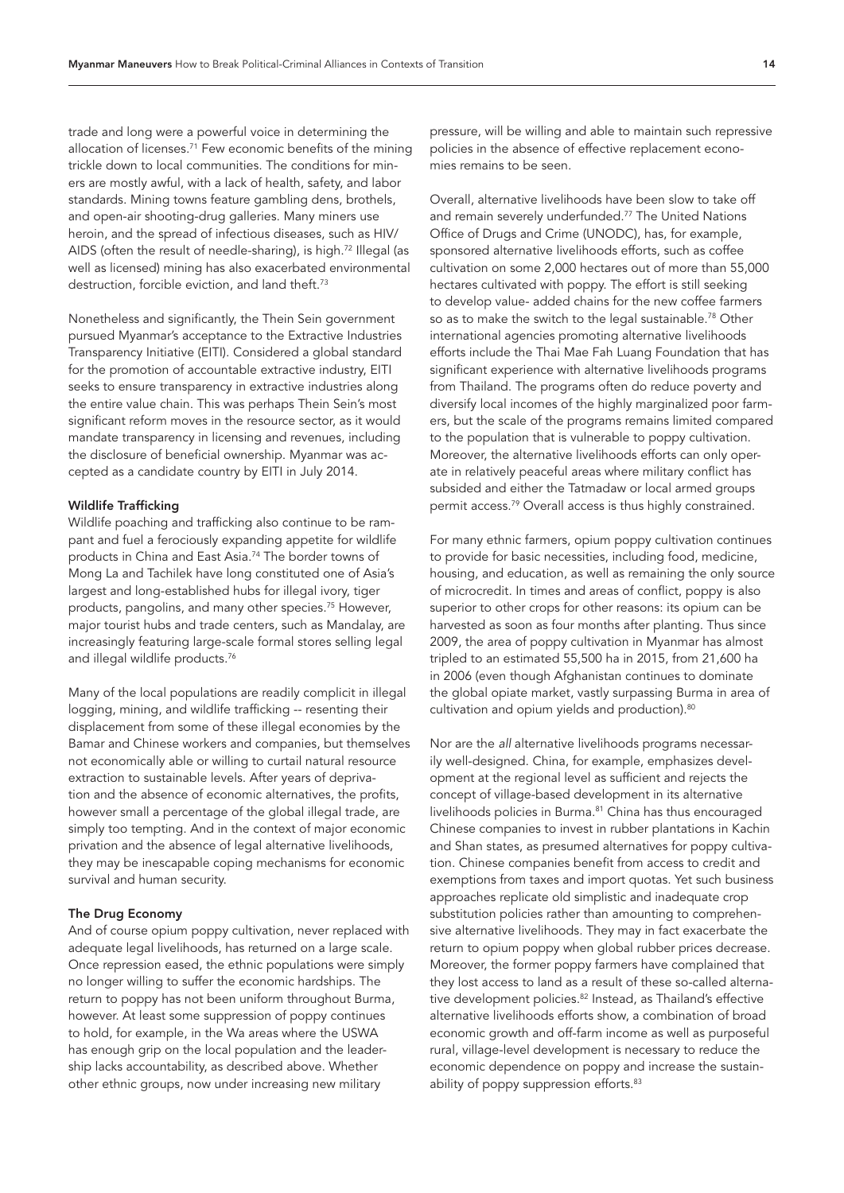trade and long were a powerful voice in determining the allocation of licenses.[71] Few economic benefits of the mining trickle down to local communities. The conditions for miners are mostly awful, with a lack of health, safety, and labor standards. Mining towns feature gambling dens, brothels, and open-air shooting-drug galleries. Many miners use heroin, and the spread of infectious diseases, such as HIV/AIDS (often the result of needle-sharing), is high.[72] Illegal (as well as licensed) mining has also exacerbated environmental destruction, forcible eviction, and land theft.[73]

Nonetheless and significantly, the Thein Sein government pursued Myanmar's acceptance to the Extractive Industries Transparency Initiative (EITI). Considered a global standard for the promotion of accountable extractive industry, EITI seeks to ensure transparency in extractive industries along the entire value chain. This was perhaps Thein Sein's most significant reform moves in the resource sector, as it would mandate transparency in licensing and revenues, including the disclosure of beneficial ownership. Myanmar was accepted as a candidate country by EITI in July 2014.

**Wildlife Trafficking**

Wildlife poaching and trafficking also continue to be rampant and fuel a ferociously expanding appetite for wildlife products in China and East Asia.[74] The border towns of Mong La and Tachilek have long constituted one of Asia's largest and long-established hubs for illegal ivory, tiger products, pangolins, and many other species.[75] However, major tourist hubs and trade centers, such as Mandalay, are increasingly featuring large-scale formal stores selling legal and illegal wildlife products.[76]

Many of the local populations are readily complicit in illegal logging, mining, and wildlife trafficking -- resenting their displacement from some of these illegal economies by the Bamar and Chinese workers and companies, but themselves not economically able or willing to curtail natural resource extraction to sustainable levels. After years of deprivation and the absence of economic alternatives, the profits, however small a percentage of the global illegal trade, are simply too tempting. And in the context of major economic privation and the absence of legal alternative livelihoods, they may be inescapable coping mechanisms for economic survival and human security.

**The Drug Economy**

And of course opium poppy cultivation, never replaced with adequate legal livelihoods, has returned on a large scale. Once repression eased, the ethnic populations were simply no longer willing to suffer the economic hardships. The return to poppy has not been uniform throughout Burma, however. At least some suppression of poppy continues to hold, for example, in the Wa areas where the USWA has enough grip on the local population and the leadership lacks accountability, as described above. Whether other ethnic groups, now under increasing new military pressure, will be willing and able to maintain such repressive policies in the absence of effective replacement economies remains to be seen.

Overall, alternative livelihoods have been slow to take off and remain severely underfunded.[77] The United Nations Office of Drugs and Crime (UNODC), has, for example, sponsored alternative livelihoods efforts, such as coffee cultivation on some 2,000 hectares out of more than 55,000 hectares cultivated with poppy. The effort is still seeking to develop value- added chains for the new coffee farmers so as to make the switch to the legal sustainable.[78] Other international agencies promoting alternative livelihoods efforts include the Thai Mae Fah Luang Foundation that has significant experience with alternative livelihoods programs from Thailand. The programs often do reduce poverty and diversify local incomes of the highly marginalized poor farmers, but the scale of the programs remains limited compared to the population that is vulnerable to poppy cultivation. Moreover, the alternative livelihoods efforts can only operate in relatively peaceful areas where military conflict has subsided and either the Tatmadaw or local armed groups permit access.[79] Overall access is thus highly constrained.

For many ethnic farmers, opium poppy cultivation continues to provide for basic necessities, including food, medicine, housing, and education, as well as remaining the only source of microcredit. In times and areas of conflict, poppy is also superior to other crops for other reasons: its opium can be harvested as soon as four months after planting. Thus since 2009, the area of poppy cultivation in Myanmar has almost tripled to an estimated 55,500 ha in 2015, from 21,600 ha in 2006 (even though Afghanistan continues to dominate the global opiate market, vastly surpassing Burma in area of cultivation and opium yields and production).[80]

Nor are the *all* alternative livelihoods programs necessarily well-designed. China, for example, emphasizes development at the regional level as sufficient and rejects the concept of village-based development in its alternative livelihoods policies in Burma.[81] China has thus encouraged Chinese companies to invest in rubber plantations in Kachin and Shan states, as presumed alternatives for poppy cultivation. Chinese companies benefit from access to credit and exemptions from taxes and import quotas. Yet such business approaches replicate old simplistic and inadequate crop substitution policies rather than amounting to comprehensive alternative livelihoods. They may in fact exacerbate the return to opium poppy when global rubber prices decrease. Moreover, the former poppy farmers have complained that they lost access to land as a result of these so-called alternative development policies.[82] Instead, as Thailand's effective alternative livelihoods efforts show, a combination of broad economic growth and off-farm income as well as purposeful rural, village-level development is necessary to reduce the economic dependence on poppy and increase the sustainability of poppy suppression efforts.[83]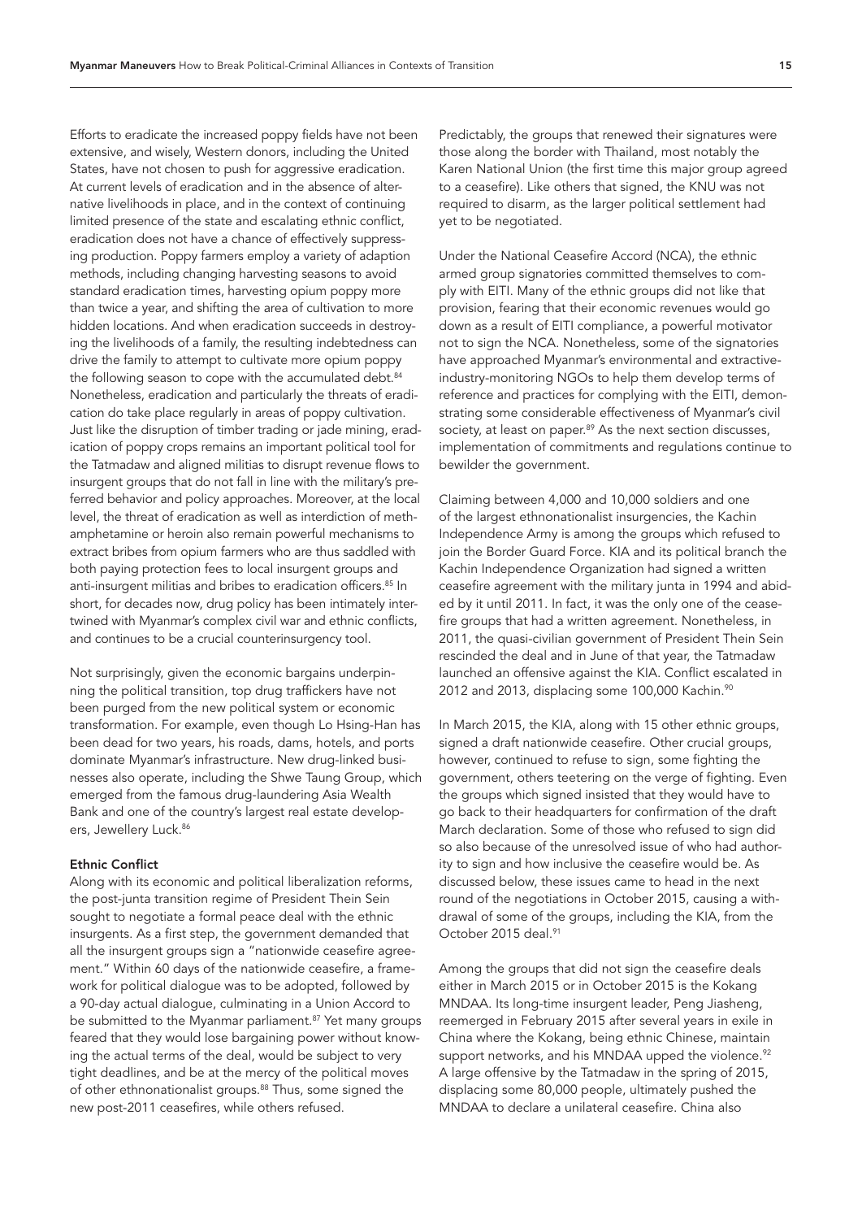Efforts to eradicate the increased poppy fields have not been extensive, and wisely, Western donors, including the United States, have not chosen to push for aggressive eradication. At current levels of eradication and in the absence of alternative livelihoods in place, and in the context of continuing limited presence of the state and escalating ethnic conflict, eradication does not have a chance of effectively suppressing production. Poppy farmers employ a variety of adaption methods, including changing harvesting seasons to avoid standard eradication times, harvesting opium poppy more than twice a year, and shifting the area of cultivation to more hidden locations. And when eradication succeeds in destroying the livelihoods of a family, the resulting indebtedness can drive the family to attempt to cultivate more opium poppy the following season to cope with the accumulated debt.[84] Nonetheless, eradication and particularly the threats of eradication do take place regularly in areas of poppy cultivation. Just like the disruption of timber trading or jade mining, eradication of poppy crops remains an important political tool for the Tatmadaw and aligned militias to disrupt revenue flows to insurgent groups that do not fall in line with the military's preferred behavior and policy approaches. Moreover, at the local level, the threat of eradication as well as interdiction of methamphetamine or heroin also remain powerful mechanisms to extract bribes from opium farmers who are thus saddled with both paying protection fees to local insurgent groups and anti-insurgent militias and bribes to eradication officers.[85] In short, for decades now, drug policy has been intimately intertwined with Myanmar's complex civil war and ethnic conflicts, and continues to be a crucial counterinsurgency tool.

Not surprisingly, given the economic bargains underpinning the political transition, top drug traffickers have not been purged from the new political system or economic transformation. For example, even though Lo Hsing-Han has been dead for two years, his roads, dams, hotels, and ports dominate Myanmar's infrastructure. New drug-linked businesses also operate, including the Shwe Taung Group, which emerged from the famous drug-laundering Asia Wealth Bank and one of the country's largest real estate developers, Jewellery Luck.[86]

### Ethnic Conflict

Along with its economic and political liberalization reforms, the post-junta transition regime of President Thein Sein sought to negotiate a formal peace deal with the ethnic insurgents. As a first step, the government demanded that all the insurgent groups sign a "nationwide ceasefire agreement." Within 60 days of the nationwide ceasefire, a framework for political dialogue was to be adopted, followed by a 90-day actual dialogue, culminating in a Union Accord to be submitted to the Myanmar parliament.[87] Yet many groups feared that they would lose bargaining power without knowing the actual terms of the deal, would be subject to very tight deadlines, and be at the mercy of the political moves of other ethnonationalist groups.[88] Thus, some signed the new post-2011 ceasefires, while others refused.

Predictably, the groups that renewed their signatures were those along the border with Thailand, most notably the Karen National Union (the first time this major group agreed to a ceasefire). Like others that signed, the KNU was not required to disarm, as the larger political settlement had yet to be negotiated.

Under the National Ceasefire Accord (NCA), the ethnic armed group signatories committed themselves to comply with EITI. Many of the ethnic groups did not like that provision, fearing that their economic revenues would go down as a result of EITI compliance, a powerful motivator not to sign the NCA. Nonetheless, some of the signatories have approached Myanmar's environmental and extractive-industry-monitoring NGOs to help them develop terms of reference and practices for complying with the EITI, demonstrating some considerable effectiveness of Myanmar's civil society, at least on paper.[89] As the next section discusses, implementation of commitments and regulations continue to bewilder the government.

Claiming between 4,000 and 10,000 soldiers and one of the largest ethnonationalist insurgencies, the Kachin Independence Army is among the groups which refused to join the Border Guard Force. KIA and its political branch the Kachin Independence Organization had signed a written ceasefire agreement with the military junta in 1994 and abided by it until 2011. In fact, it was the only one of the ceasefire groups that had a written agreement. Nonetheless, in 2011, the quasi-civilian government of President Thein Sein rescinded the deal and in June of that year, the Tatmadaw launched an offensive against the KIA. Conflict escalated in 2012 and 2013, displacing some 100,000 Kachin.[90]

In March 2015, the KIA, along with 15 other ethnic groups, signed a draft nationwide ceasefire. Other crucial groups, however, continued to refuse to sign, some fighting the government, others teetering on the verge of fighting. Even the groups which signed insisted that they would have to go back to their headquarters for confirmation of the draft March declaration. Some of those who refused to sign did so also because of the unresolved issue of who had authority to sign and how inclusive the ceasefire would be. As discussed below, these issues came to head in the next round of the negotiations in October 2015, causing a withdrawal of some of the groups, including the KIA, from the October 2015 deal.[91]

Among the groups that did not sign the ceasefire deals either in March 2015 or in October 2015 is the Kokang MNDAA. Its long-time insurgent leader, Peng Jiasheng, reemerged in February 2015 after several years in exile in China where the Kokang, being ethnic Chinese, maintain support networks, and his MNDAA upped the violence.[92] A large offensive by the Tatmadaw in the spring of 2015, displacing some 80,000 people, ultimately pushed the MNDAA to declare a unilateral ceasefire. China also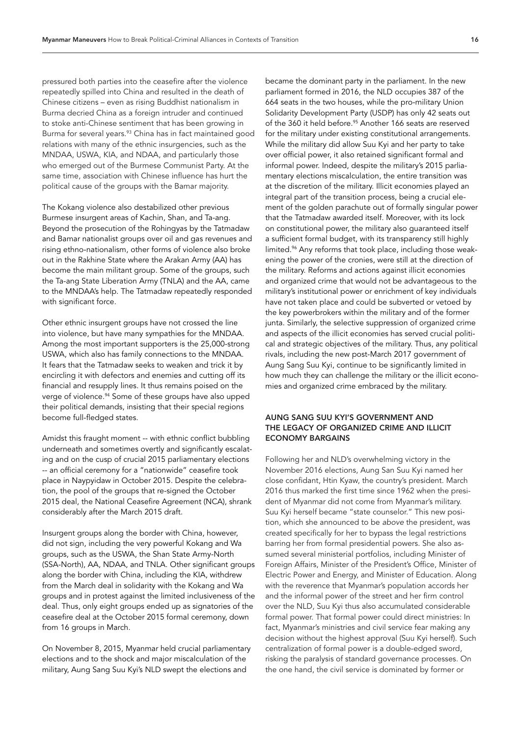pressured both parties into the ceasefire after the violence repeatedly spilled into China and resulted in the death of Chinese citizens – even as rising Buddhist nationalism in Burma decried China as a foreign intruder and continued to stoke anti-Chinese sentiment that has been growing in Burma for several years.[93] China has in fact maintained good relations with many of the ethnic insurgencies, such as the MNDAA, USWA, KIA, and NDAA, and particularly those who emerged out of the Burmese Communist Party. At the same time, association with Chinese influence has hurt the political cause of the groups with the Bamar majority.

The Kokang violence also destabilized other previous Burmese insurgent areas of Kachin, Shan, and Ta-ang. Beyond the prosecution of the Rohingyas by the Tatmadaw and Bamar nationalist groups over oil and gas revenues and rising ethno-nationalism, other forms of violence also broke out in the Rakhine State where the Arakan Army (AA) has become the main militant group. Some of the groups, such the Ta-ang State Liberation Army (TNLA) and the AA, came to the MNDAA's help. The Tatmadaw repeatedly responded with significant force.

Other ethnic insurgent groups have not crossed the line into violence, but have many sympathies for the MNDAA. Among the most important supporters is the 25,000-strong USWA, which also has family connections to the MNDAA. It fears that the Tatmadaw seeks to weaken and trick it by encircling it with defectors and enemies and cutting off its financial and resupply lines. It thus remains poised on the verge of violence.[94] Some of these groups have also upped their political demands, insisting that their special regions become full-fledged states.

Amidst this fraught moment -- with ethnic conflict bubbling underneath and sometimes overtly and significantly escalating and on the cusp of crucial 2015 parliamentary elections -- an official ceremony for a "nationwide" ceasefire took place in Naypyidaw in October 2015. Despite the celebration, the pool of the groups that re-signed the October 2015 deal, the National Ceasefire Agreement (NCA), shrank considerably after the March 2015 draft.

Insurgent groups along the border with China, however, did not sign, including the very powerful Kokang and Wa groups, such as the USWA, the Shan State Army-North (SSA-North), AA, NDAA, and TNLA. Other significant groups along the border with China, including the KIA, withdrew from the March deal in solidarity with the Kokang and Wa groups and in protest against the limited inclusiveness of the deal. Thus, only eight groups ended up as signatories of the ceasefire deal at the October 2015 formal ceremony, down from 16 groups in March.

On November 8, 2015, Myanmar held crucial parliamentary elections and to the shock and major miscalculation of the military, Aung Sang Suu Kyi's NLD swept the elections and became the dominant party in the parliament. In the new parliament formed in 2016, the NLD occupies 387 of the 664 seats in the two houses, while the pro-military Union Solidarity Development Party (USDP) has only 42 seats out of the 360 it held before.[95] Another 166 seats are reserved for the military under existing constitutional arrangements. While the military did allow Suu Kyi and her party to take over official power, it also retained significant formal and informal power. Indeed, despite the military's 2015 parliamentary elections miscalculation, the entire transition was at the discretion of the military. Illicit economies played an integral part of the transition process, being a crucial element of the golden parachute out of formally singular power that the Tatmadaw awarded itself. Moreover, with its lock on constitutional power, the military also guaranteed itself a sufficient formal budget, with its transparency still highly limited.[96] Any reforms that took place, including those weakening the power of the cronies, were still at the direction of the military. Reforms and actions against illicit economies and organized crime that would not be advantageous to the military's institutional power or enrichment of key individuals have not taken place and could be subverted or vetoed by the key powerbrokers within the military and of the former junta. Similarly, the selective suppression of organized crime and aspects of the illicit economies has served crucial political and strategic objectives of the military. Thus, any political rivals, including the new post-March 2017 government of Aung Sang Suu Kyi, continue to be significantly limited in how much they can challenge the military or the illicit economies and organized crime embraced by the military.

## AUNG SANG SUU KYI'S GOVERNMENT AND THE LEGACY OF ORGANIZED CRIME AND ILLICIT ECONOMY BARGAINS

Following her and NLD's overwhelming victory in the November 2016 elections, Aung San Suu Kyi named her close confidant, Htin Kyaw, the country's president. March 2016 thus marked the first time since 1962 when the president of Myanmar did not come from Myanmar's military. Suu Kyi herself became "state counselor." This new position, which she announced to be *above* the president, was created specifically for her to bypass the legal restrictions barring her from formal presidential powers. She also assumed several ministerial portfolios, including Minister of Foreign Affairs, Minister of the President's Office, Minister of Electric Power and Energy, and Minister of Education. Along with the reverence that Myanmar's population accords her and the informal power of the street and her firm control over the NLD, Suu Kyi thus also accumulated considerable formal power. That formal power could direct ministries: In fact, Myanmar's ministries and civil service fear making any decision without the highest approval (Suu Kyi herself). Such centralization of formal power is a double-edged sword, risking the paralysis of standard governance processes. On the one hand, the civil service is dominated by former or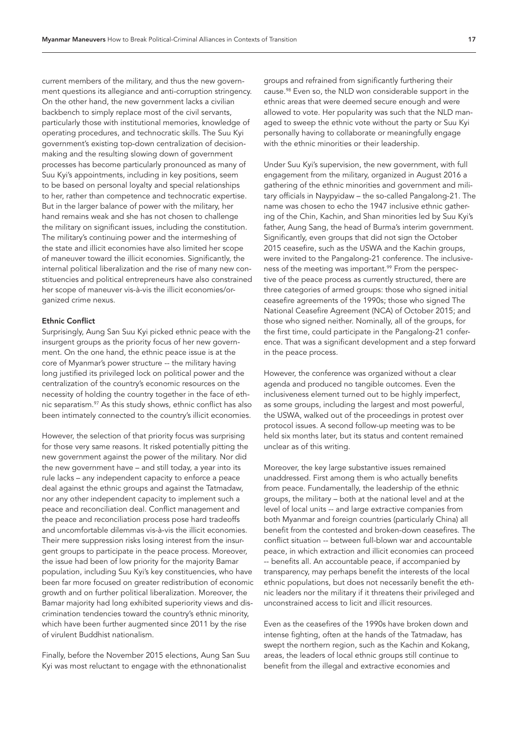current members of the military, and thus the new government questions its allegiance and anti-corruption stringency. On the other hand, the new government lacks a civilian backbench to simply replace most of the civil servants, particularly those with institutional memories, knowledge of operating procedures, and technocratic skills. The Suu Kyi government's existing top-down centralization of decision-making and the resulting slowing down of government processes has become particularly pronounced as many of Suu Kyi's appointments, including in key positions, seem to be based on personal loyalty and special relationships to her, rather than competence and technocratic expertise. But in the larger balance of power with the military, her hand remains weak and she has not chosen to challenge the military on significant issues, including the constitution. The military's continuing power and the intermeshing of the state and illicit economies have also limited her scope of maneuver toward the illicit economies. Significantly, the internal political liberalization and the rise of many new constituencies and political entrepreneurs have also constrained her scope of maneuver vis-à-vis the illicit economies/organized crime nexus.

### Ethnic Conflict

Surprisingly, Aung San Suu Kyi picked ethnic peace with the insurgent groups as the priority focus of her new government. On the one hand, the ethnic peace issue is at the core of Myanmar's power structure -- the military having long justified its privileged lock on political power and the centralization of the country's economic resources on the necessity of holding the country together in the face of ethnic separatism.[97] As this study shows, ethnic conflict has also been intimately connected to the country's illicit economies.

However, the selection of that priority focus was surprising for those very same reasons. It risked potentially pitting the new government against the power of the military. Nor did the new government have – and still today, a year into its rule lacks – any independent capacity to enforce a peace deal against the ethnic groups and against the Tatmadaw, nor any other independent capacity to implement such a peace and reconciliation deal. Conflict management and the peace and reconciliation process pose hard tradeoffs and uncomfortable dilemmas vis-à-vis the illicit economies. Their mere suppression risks losing interest from the insurgent groups to participate in the peace process. Moreover, the issue had been of low priority for the majority Bamar population, including Suu Kyi's key constituencies, who have been far more focused on greater redistribution of economic growth and on further political liberalization. Moreover, the Bamar majority had long exhibited superiority views and discrimination tendencies toward the country's ethnic minority, which have been further augmented since 2011 by the rise of virulent Buddhist nationalism.

Finally, before the November 2015 elections, Aung San Suu Kyi was most reluctant to engage with the ethnonationalist groups and refrained from significantly furthering their cause.[98] Even so, the NLD won considerable support in the ethnic areas that were deemed secure enough and were allowed to vote. Her popularity was such that the NLD managed to sweep the ethnic vote without the party or Suu Kyi personally having to collaborate or meaningfully engage with the ethnic minorities or their leadership.

Under Suu Kyi's supervision, the new government, with full engagement from the military, organized in August 2016 a gathering of the ethnic minorities and government and military officials in Naypyidaw – the so-called Pangalong-21. The name was chosen to echo the 1947 inclusive ethnic gathering of the Chin, Kachin, and Shan minorities led by Suu Kyi's father, Aung Sang, the head of Burma's interim government. Significantly, even groups that did not sign the October 2015 ceasefire, such as the USWA and the Kachin groups, were invited to the Pangalong-21 conference. The inclusiveness of the meeting was important.[99] From the perspective of the peace process as currently structured, there are three categories of armed groups: those who signed initial ceasefire agreements of the 1990s; those who signed The National Ceasefire Agreement (NCA) of October 2015; and those who signed neither. Nominally, all of the groups, for the first time, could participate in the Pangalong-21 conference. That was a significant development and a step forward in the peace process.

However, the conference was organized without a clear agenda and produced no tangible outcomes. Even the inclusiveness element turned out to be highly imperfect, as some groups, including the largest and most powerful, the USWA, walked out of the proceedings in protest over protocol issues. A second follow-up meeting was to be held six months later, but its status and content remained unclear as of this writing.

Moreover, the key large substantive issues remained unaddressed. First among them is who actually benefits from peace. Fundamentally, the leadership of the ethnic groups, the military – both at the national level and at the level of local units -- and large extractive companies from both Myanmar and foreign countries (particularly China) all benefit from the contested and broken-down ceasefires. The conflict situation -- between full-blown war and accountable peace, in which extraction and illicit economies can proceed -- benefits all. An accountable peace, if accompanied by transparency, may perhaps benefit the interests of the local ethnic populations, but does not necessarily benefit the ethnic leaders nor the military if it threatens their privileged and unconstrained access to licit and illicit resources.

Even as the ceasefires of the 1990s have broken down and intense fighting, often at the hands of the Tatmadaw, has swept the northern region, such as the Kachin and Kokang, areas, the leaders of local ethnic groups still continue to benefit from the illegal and extractive economies and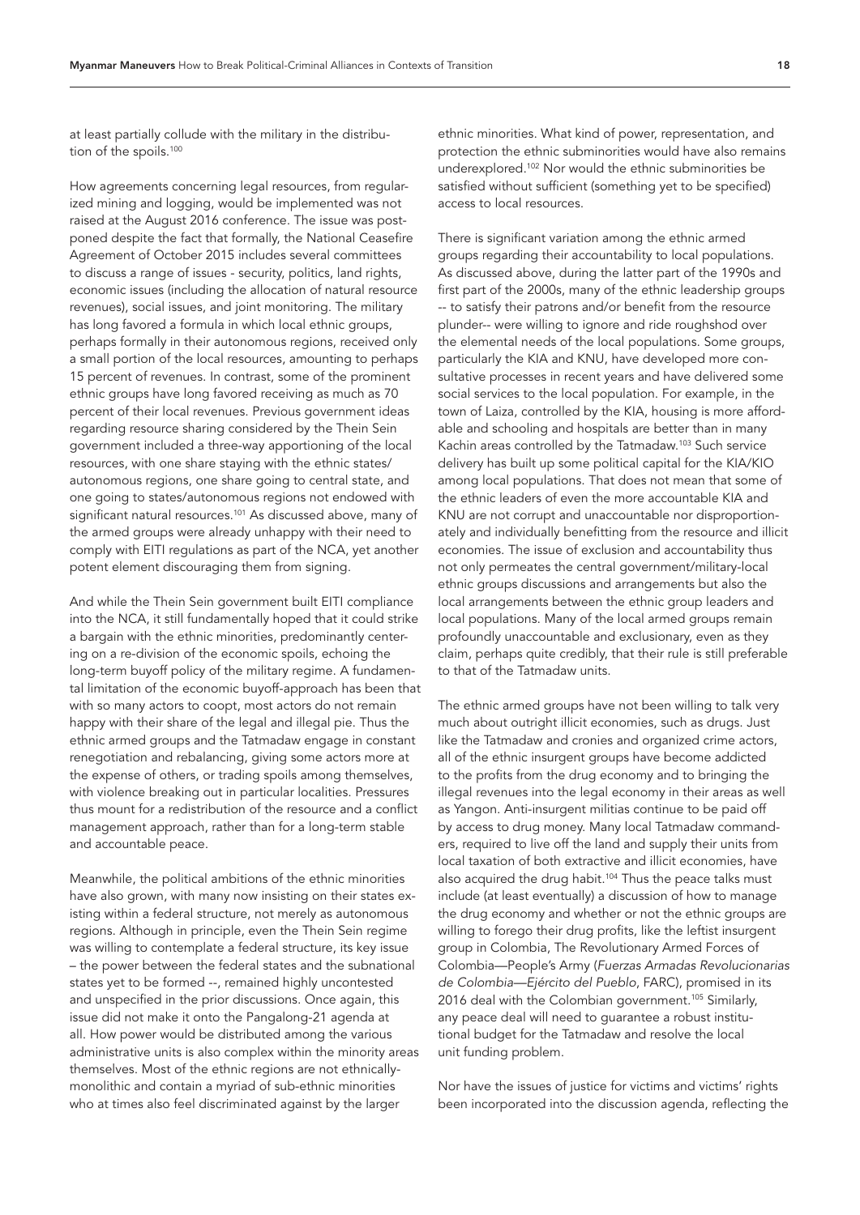at least partially collude with the military in the distribution of the spoils.[100]

How agreements concerning legal resources, from regularized mining and logging, would be implemented was not raised at the August 2016 conference. The issue was postponed despite the fact that formally, the National Ceasefire Agreement of October 2015 includes several committees to discuss a range of issues - security, politics, land rights, economic issues (including the allocation of natural resource revenues), social issues, and joint monitoring. The military has long favored a formula in which local ethnic groups, perhaps formally in their autonomous regions, received only a small portion of the local resources, amounting to perhaps 15 percent of revenues. In contrast, some of the prominent ethnic groups have long favored receiving as much as 70 percent of their local revenues. Previous government ideas regarding resource sharing considered by the Thein Sein government included a three-way apportioning of the local resources, with one share staying with the ethnic states/autonomous regions, one share going to central state, and one going to states/autonomous regions not endowed with significant natural resources.[101] As discussed above, many of the armed groups were already unhappy with their need to comply with EITI regulations as part of the NCA, yet another potent element discouraging them from signing.

And while the Thein Sein government built EITI compliance into the NCA, it still fundamentally hoped that it could strike a bargain with the ethnic minorities, predominantly centering on a re-division of the economic spoils, echoing the long-term buyoff policy of the military regime. A fundamental limitation of the economic buyoff-approach has been that with so many actors to coopt, most actors do not remain happy with their share of the legal and illegal pie. Thus the ethnic armed groups and the Tatmadaw engage in constant renegotiation and rebalancing, giving some actors more at the expense of others, or trading spoils among themselves, with violence breaking out in particular localities. Pressures thus mount for a redistribution of the resource and a conflict management approach, rather than for a long-term stable and accountable peace.

Meanwhile, the political ambitions of the ethnic minorities have also grown, with many now insisting on their states existing within a federal structure, not merely as autonomous regions. Although in principle, even the Thein Sein regime was willing to contemplate a federal structure, its key issue – the power between the federal states and the subnational states yet to be formed --, remained highly uncontested and unspecified in the prior discussions. Once again, this issue did not make it onto the Pangalong-21 agenda at all. How power would be distributed among the various administrative units is also complex within the minority areas themselves. Most of the ethnic regions are not ethnically-monolithic and contain a myriad of sub-ethnic minorities who at times also feel discriminated against by the larger ethnic minorities. What kind of power, representation, and protection the ethnic subminorities would have also remains underexplored.[102] Nor would the ethnic subminorities be satisfied without sufficient (something yet to be specified) access to local resources.

There is significant variation among the ethnic armed groups regarding their accountability to local populations. As discussed above, during the latter part of the 1990s and first part of the 2000s, many of the ethnic leadership groups -- to satisfy their patrons and/or benefit from the resource plunder-- were willing to ignore and ride roughshod over the elemental needs of the local populations. Some groups, particularly the KIA and KNU, have developed more consultative processes in recent years and have delivered some social services to the local population. For example, in the town of Laiza, controlled by the KIA, housing is more affordable and schooling and hospitals are better than in many Kachin areas controlled by the Tatmadaw.[103] Such service delivery has built up some political capital for the KIA/KIO among local populations. That does not mean that some of the ethnic leaders of even the more accountable KIA and KNU are not corrupt and unaccountable nor disproportionately and individually benefitting from the resource and illicit economies. The issue of exclusion and accountability thus not only permeates the central government/military-local ethnic groups discussions and arrangements but also the local arrangements between the ethnic group leaders and local populations. Many of the local armed groups remain profoundly unaccountable and exclusionary, even as they claim, perhaps quite credibly, that their rule is still preferable to that of the Tatmadaw units.

The ethnic armed groups have not been willing to talk very much about outright illicit economies, such as drugs. Just like the Tatmadaw and cronies and organized crime actors, all of the ethnic insurgent groups have become addicted to the profits from the drug economy and to bringing the illegal revenues into the legal economy in their areas as well as Yangon. Anti-insurgent militias continue to be paid off by access to drug money. Many local Tatmadaw commanders, required to live off the land and supply their units from local taxation of both extractive and illicit economies, have also acquired the drug habit.[104] Thus the peace talks must include (at least eventually) a discussion of how to manage the drug economy and whether or not the ethnic groups are willing to forego their drug profits, like the leftist insurgent group in Colombia, The Revolutionary Armed Forces of Colombia—People's Army (*Fuerzas Armadas Revolucionarias de Colombia—Ejército del Pueblo*, FARC), promised in its 2016 deal with the Colombian government.[105] Similarly, any peace deal will need to guarantee a robust institutional budget for the Tatmadaw and resolve the local unit funding problem.

Nor have the issues of justice for victims and victims' rights been incorporated into the discussion agenda, reflecting the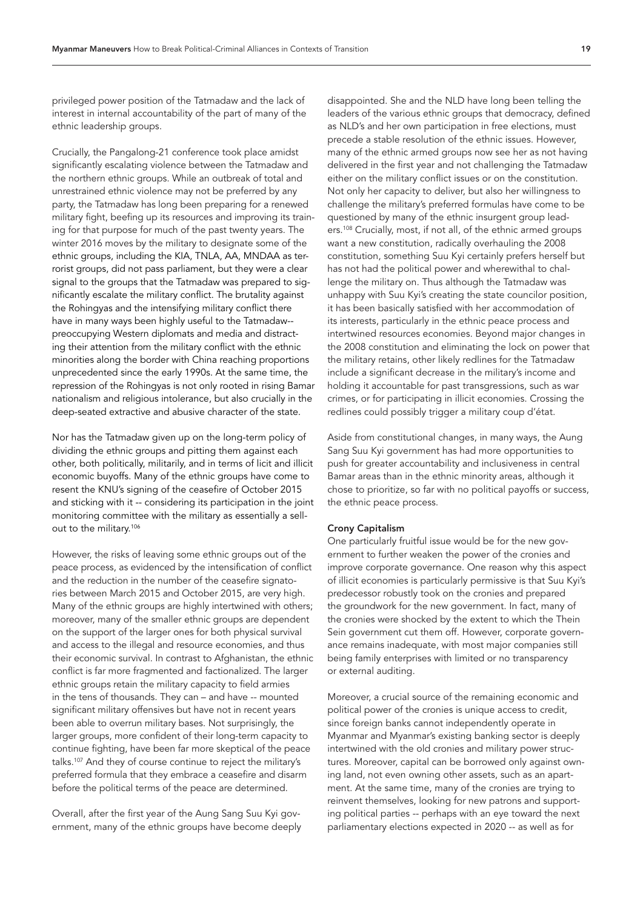privileged power position of the Tatmadaw and the lack of interest in internal accountability of the part of many of the ethnic leadership groups.

Crucially, the Pangalong-21 conference took place amidst significantly escalating violence between the Tatmadaw and the northern ethnic groups. While an outbreak of total and unrestrained ethnic violence may not be preferred by any party, the Tatmadaw has long been preparing for a renewed military fight, beefing up its resources and improving its training for that purpose for much of the past twenty years. The winter 2016 moves by the military to designate some of the ethnic groups, including the KIA, TNLA, AA, MNDAA as terrorist groups, did not pass parliament, but they were a clear signal to the groups that the Tatmadaw was prepared to significantly escalate the military conflict. The brutality against the Rohingyas and the intensifying military conflict there have in many ways been highly useful to the Tatmadaw--preoccupying Western diplomats and media and distracting their attention from the military conflict with the ethnic minorities along the border with China reaching proportions unprecedented since the early 1990s. At the same time, the repression of the Rohingyas is not only rooted in rising Bamar nationalism and religious intolerance, but also crucially in the deep-seated extractive and abusive character of the state.

Nor has the Tatmadaw given up on the long-term policy of dividing the ethnic groups and pitting them against each other, both politically, militarily, and in terms of licit and illicit economic buyoffs. Many of the ethnic groups have come to resent the KNU's signing of the ceasefire of October 2015 and sticking with it -- considering its participation in the joint monitoring committee with the military as essentially a sell-out to the military.[106]

However, the risks of leaving some ethnic groups out of the peace process, as evidenced by the intensification of conflict and the reduction in the number of the ceasefire signatories between March 2015 and October 2015, are very high. Many of the ethnic groups are highly intertwined with others; moreover, many of the smaller ethnic groups are dependent on the support of the larger ones for both physical survival and access to the illegal and resource economies, and thus their economic survival. In contrast to Afghanistan, the ethnic conflict is far more fragmented and factionalized. The larger ethnic groups retain the military capacity to field armies in the tens of thousands. They can – and have -- mounted significant military offensives but have not in recent years been able to overrun military bases. Not surprisingly, the larger groups, more confident of their long-term capacity to continue fighting, have been far more skeptical of the peace talks.[107] And they of course continue to reject the military's preferred formula that they embrace a ceasefire and disarm before the political terms of the peace are determined.

Overall, after the first year of the Aung Sang Suu Kyi government, many of the ethnic groups have become deeply disappointed. She and the NLD have long been telling the leaders of the various ethnic groups that democracy, defined as NLD's and her own participation in free elections, must precede a stable resolution of the ethnic issues. However, many of the ethnic armed groups now see her as not having delivered in the first year and not challenging the Tatmadaw either on the military conflict issues or on the constitution. Not only her capacity to deliver, but also her willingness to challenge the military's preferred formulas have come to be questioned by many of the ethnic insurgent group leaders.[108] Crucially, most, if not all, of the ethnic armed groups want a new constitution, radically overhauling the 2008 constitution, something Suu Kyi certainly prefers herself but has not had the political power and wherewithal to challenge the military on. Thus although the Tatmadaw was unhappy with Suu Kyi's creating the state councilor position, it has been basically satisfied with her accommodation of its interests, particularly in the ethnic peace process and intertwined resources economies. Beyond major changes in the 2008 constitution and eliminating the lock on power that the military retains, other likely redlines for the Tatmadaw include a significant decrease in the military's income and holding it accountable for past transgressions, such as war crimes, or for participating in illicit economies. Crossing the redlines could possibly trigger a military coup d'état.

Aside from constitutional changes, in many ways, the Aung Sang Suu Kyi government has had more opportunities to push for greater accountability and inclusiveness in central Bamar areas than in the ethnic minority areas, although it chose to prioritize, so far with no political payoffs or success, the ethnic peace process.

**Crony Capitalism**

One particularly fruitful issue would be for the new government to further weaken the power of the cronies and improve corporate governance. One reason why this aspect of illicit economies is particularly permissive is that Suu Kyi's predecessor robustly took on the cronies and prepared the groundwork for the new government. In fact, many of the cronies were shocked by the extent to which the Thein Sein government cut them off. However, corporate governance remains inadequate, with most major companies still being family enterprises with limited or no transparency or external auditing.

Moreover, a crucial source of the remaining economic and political power of the cronies is unique access to credit, since foreign banks cannot independently operate in Myanmar and Myanmar's existing banking sector is deeply intertwined with the old cronies and military power structures. Moreover, capital can be borrowed only against owning land, not even owning other assets, such as an apartment. At the same time, many of the cronies are trying to reinvent themselves, looking for new patrons and supporting political parties -- perhaps with an eye toward the next parliamentary elections expected in 2020 -- as well as for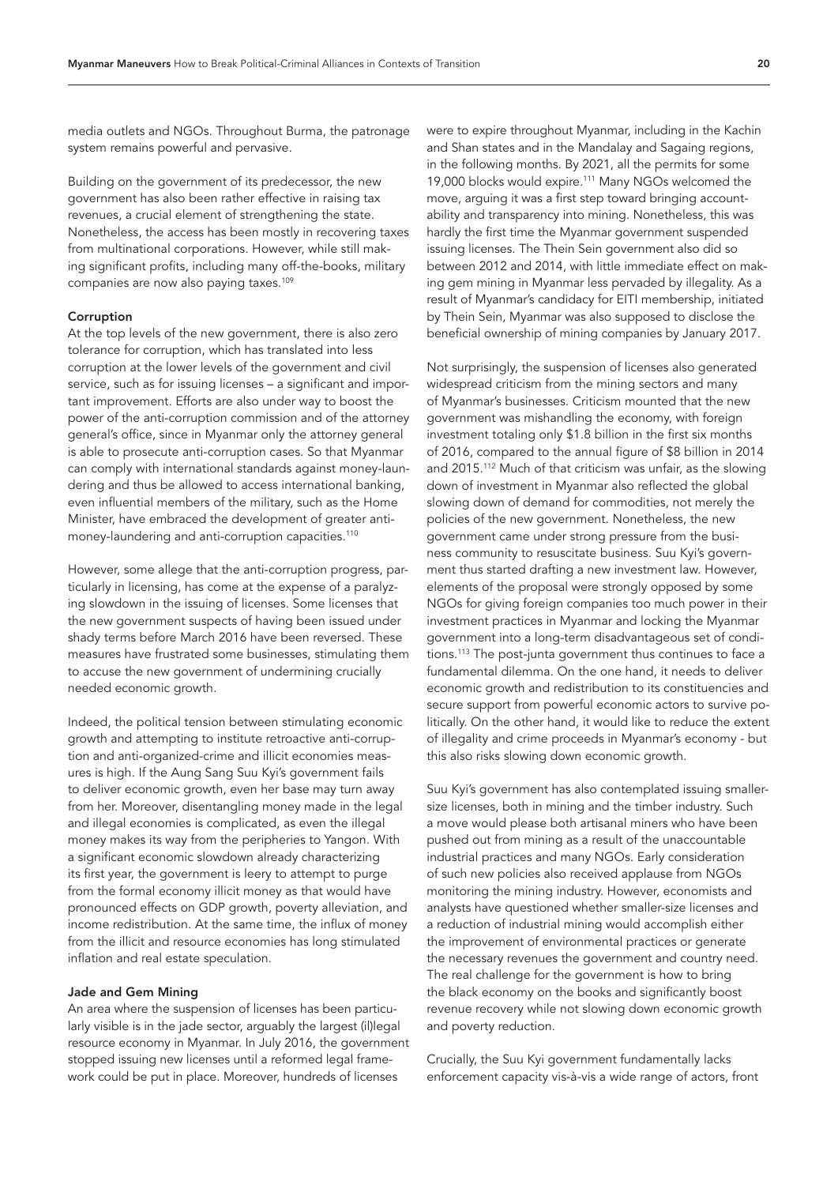media outlets and NGOs. Throughout Burma, the patronage system remains powerful and pervasive.

Building on the government of its predecessor, the new government has also been rather effective in raising tax revenues, a crucial element of strengthening the state. Nonetheless, the access has been mostly in recovering taxes from multinational corporations. However, while still making significant profits, including many off-the-books, military companies are now also paying taxes.[109]

### Corruption

At the top levels of the new government, there is also zero tolerance for corruption, which has translated into less corruption at the lower levels of the government and civil service, such as for issuing licenses – a significant and important improvement. Efforts are also under way to boost the power of the anti-corruption commission and of the attorney general's office, since in Myanmar only the attorney general is able to prosecute anti-corruption cases. So that Myanmar can comply with international standards against money-laundering and thus be allowed to access international banking, even influential members of the military, such as the Home Minister, have embraced the development of greater anti-money-laundering and anti-corruption capacities.[110]

However, some allege that the anti-corruption progress, particularly in licensing, has come at the expense of a paralyzing slowdown in the issuing of licenses. Some licenses that the new government suspects of having been issued under shady terms before March 2016 have been reversed. These measures have frustrated some businesses, stimulating them to accuse the new government of undermining crucially needed economic growth.

Indeed, the political tension between stimulating economic growth and attempting to institute retroactive anti-corruption and anti-organized-crime and illicit economies measures is high. If the Aung Sang Suu Kyi's government fails to deliver economic growth, even her base may turn away from her. Moreover, disentangling money made in the legal and illegal economies is complicated, as even the illegal money makes its way from the peripheries to Yangon. With a significant economic slowdown already characterizing its first year, the government is leery to attempt to purge from the formal economy illicit money as that would have pronounced effects on GDP growth, poverty alleviation, and income redistribution. At the same time, the influx of money from the illicit and resource economies has long stimulated inflation and real estate speculation.

### Jade and Gem Mining

An area where the suspension of licenses has been particularly visible is in the jade sector, arguably the largest (il)legal resource economy in Myanmar. In July 2016, the government stopped issuing new licenses until a reformed legal framework could be put in place. Moreover, hundreds of licenses were to expire throughout Myanmar, including in the Kachin and Shan states and in the Mandalay and Sagaing regions, in the following months. By 2021, all the permits for some 19,000 blocks would expire.[111] Many NGOs welcomed the move, arguing it was a first step toward bringing accountability and transparency into mining. Nonetheless, this was hardly the first time the Myanmar government suspended issuing licenses. The Thein Sein government also did so between 2012 and 2014, with little immediate effect on making gem mining in Myanmar less pervaded by illegality. As a result of Myanmar's candidacy for EITI membership, initiated by Thein Sein, Myanmar was also supposed to disclose the beneficial ownership of mining companies by January 2017.

Not surprisingly, the suspension of licenses also generated widespread criticism from the mining sectors and many of Myanmar's businesses. Criticism mounted that the new government was mishandling the economy, with foreign investment totaling only $1.8 billion in the first six months of 2016, compared to the annual figure of $8 billion in 2014 and 2015.[112] Much of that criticism was unfair, as the slowing down of investment in Myanmar also reflected the global slowing down of demand for commodities, not merely the policies of the new government. Nonetheless, the new government came under strong pressure from the business community to resuscitate business. Suu Kyi's government thus started drafting a new investment law. However, elements of the proposal were strongly opposed by some NGOs for giving foreign companies too much power in their investment practices in Myanmar and locking the Myanmar government into a long-term disadvantageous set of conditions.[113] The post-junta government thus continues to face a fundamental dilemma. On the one hand, it needs to deliver economic growth and redistribution to its constituencies and secure support from powerful economic actors to survive politically. On the other hand, it would like to reduce the extent of illegality and crime proceeds in Myanmar's economy - but this also risks slowing down economic growth.

Suu Kyi's government has also contemplated issuing smaller-size licenses, both in mining and the timber industry. Such a move would please both artisanal miners who have been pushed out from mining as a result of the unaccountable industrial practices and many NGOs. Early consideration of such new policies also received applause from NGOs monitoring the mining industry. However, economists and analysts have questioned whether smaller-size licenses and a reduction of industrial mining would accomplish either the improvement of environmental practices or generate the necessary revenues the government and country need. The real challenge for the government is how to bring the black economy on the books and significantly boost revenue recovery while not slowing down economic growth and poverty reduction.

Crucially, the Suu Kyi government fundamentally lacks enforcement capacity vis-à-vis a wide range of actors, front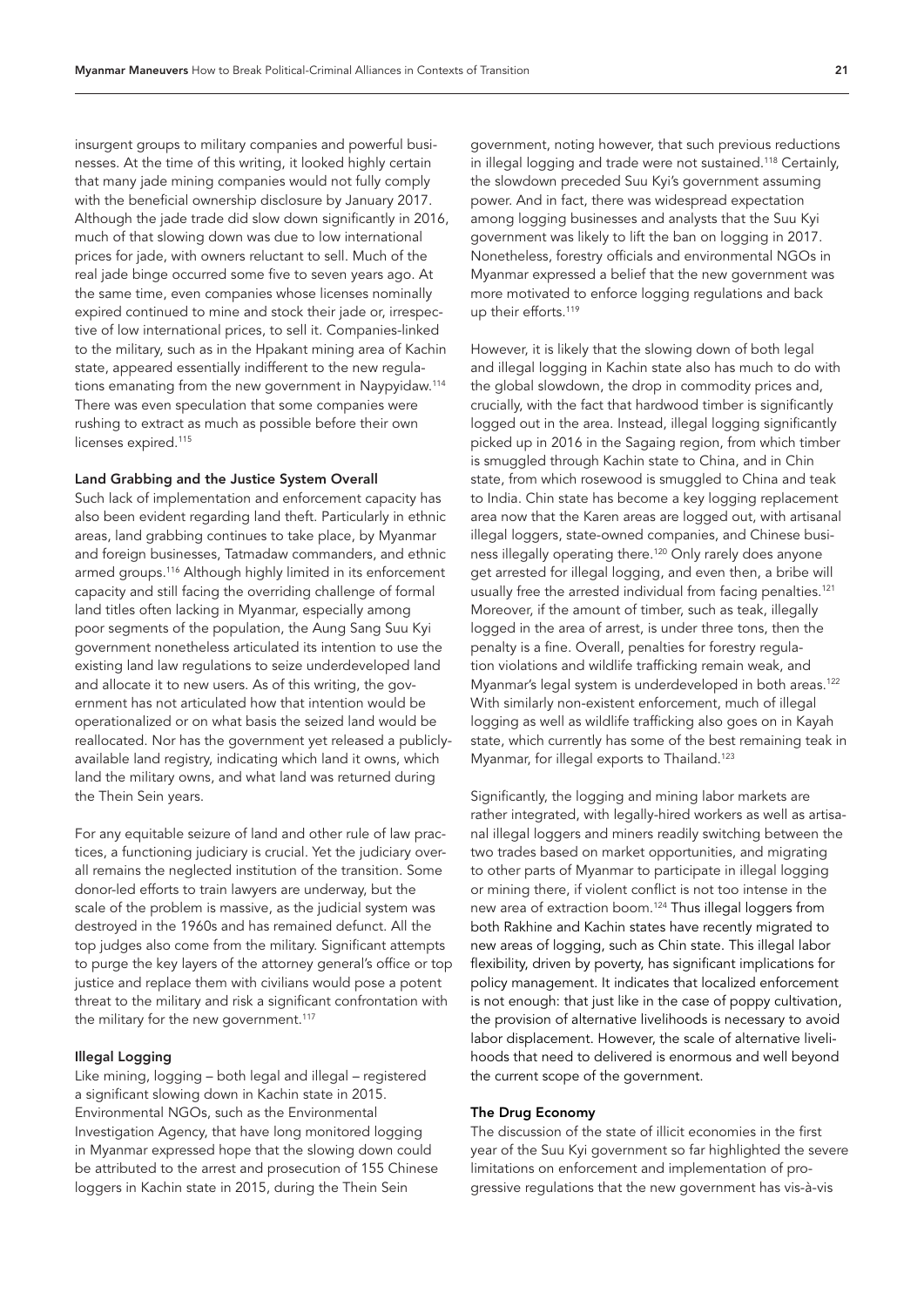insurgent groups to military companies and powerful businesses. At the time of this writing, it looked highly certain that many jade mining companies would not fully comply with the beneficial ownership disclosure by January 2017. Although the jade trade did slow down significantly in 2016, much of that slowing down was due to low international prices for jade, with owners reluctant to sell. Much of the real jade binge occurred some five to seven years ago. At the same time, even companies whose licenses nominally expired continued to mine and stock their jade or, irrespective of low international prices, to sell it. Companies-linked to the military, such as in the Hpakant mining area of Kachin state, appeared essentially indifferent to the new regulations emanating from the new government in Naypyidaw.[114] There was even speculation that some companies were rushing to extract as much as possible before their own licenses expired.[115]

### Land Grabbing and the Justice System Overall

Such lack of implementation and enforcement capacity has also been evident regarding land theft. Particularly in ethnic areas, land grabbing continues to take place, by Myanmar and foreign businesses, Tatmadaw commanders, and ethnic armed groups.[116] Although highly limited in its enforcement capacity and still facing the overriding challenge of formal land titles often lacking in Myanmar, especially among poor segments of the population, the Aung Sang Suu Kyi government nonetheless articulated its intention to use the existing land law regulations to seize underdeveloped land and allocate it to new users. As of this writing, the government has not articulated how that intention would be operationalized or on what basis the seized land would be reallocated. Nor has the government yet released a publicly-available land registry, indicating which land it owns, which land the military owns, and what land was returned during the Thein Sein years.

For any equitable seizure of land and other rule of law practices, a functioning judiciary is crucial. Yet the judiciary overall remains the neglected institution of the transition. Some donor-led efforts to train lawyers are underway, but the scale of the problem is massive, as the judicial system was destroyed in the 1960s and has remained defunct. All the top judges also come from the military. Significant attempts to purge the key layers of the attorney general's office or top justice and replace them with civilians would pose a potent threat to the military and risk a significant confrontation with the military for the new government.[117]

### Illegal Logging

Like mining, logging – both legal and illegal – registered a significant slowing down in Kachin state in 2015. Environmental NGOs, such as the Environmental Investigation Agency, that have long monitored logging in Myanmar expressed hope that the slowing down could be attributed to the arrest and prosecution of 155 Chinese loggers in Kachin state in 2015, during the Thein Sein government, noting however, that such previous reductions in illegal logging and trade were not sustained.[118] Certainly, the slowdown preceded Suu Kyi's government assuming power. And in fact, there was widespread expectation among logging businesses and analysts that the Suu Kyi government was likely to lift the ban on logging in 2017. Nonetheless, forestry officials and environmental NGOs in Myanmar expressed a belief that the new government was more motivated to enforce logging regulations and back up their efforts.[119]

However, it is likely that the slowing down of both legal and illegal logging in Kachin state also has much to do with the global slowdown, the drop in commodity prices and, crucially, with the fact that hardwood timber is significantly logged out in the area. Instead, illegal logging significantly picked up in 2016 in the Sagaing region, from which timber is smuggled through Kachin state to China, and in Chin state, from which rosewood is smuggled to China and teak to India. Chin state has become a key logging replacement area now that the Karen areas are logged out, with artisanal illegal loggers, state-owned companies, and Chinese business illegally operating there.[120] Only rarely does anyone get arrested for illegal logging, and even then, a bribe will usually free the arrested individual from facing penalties.[121] Moreover, if the amount of timber, such as teak, illegally logged in the area of arrest, is under three tons, then the penalty is a fine. Overall, penalties for forestry regulation violations and wildlife trafficking remain weak, and Myanmar's legal system is underdeveloped in both areas.[122] With similarly non-existent enforcement, much of illegal logging as well as wildlife trafficking also goes on in Kayah state, which currently has some of the best remaining teak in Myanmar, for illegal exports to Thailand.[123]

Significantly, the logging and mining labor markets are rather integrated, with legally-hired workers as well as artisanal illegal loggers and miners readily switching between the two trades based on market opportunities, and migrating to other parts of Myanmar to participate in illegal logging or mining there, if violent conflict is not too intense in the new area of extraction boom.[124] Thus illegal loggers from both Rakhine and Kachin states have recently migrated to new areas of logging, such as Chin state. This illegal labor flexibility, driven by poverty, has significant implications for policy management. It indicates that localized enforcement is not enough: that just like in the case of poppy cultivation, the provision of alternative livelihoods is necessary to avoid labor displacement. However, the scale of alternative livelihoods that need to delivered is enormous and well beyond the current scope of the government.

### The Drug Economy

The discussion of the state of illicit economies in the first year of the Suu Kyi government so far highlighted the severe limitations on enforcement and implementation of progressive regulations that the new government has vis-à-vis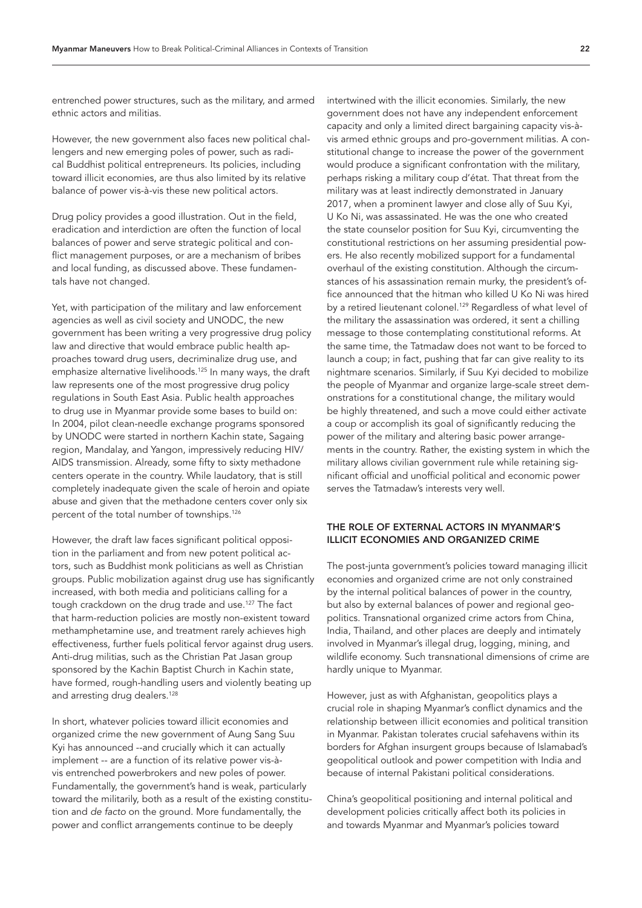entrenched power structures, such as the military, and armed ethnic actors and militias.

However, the new government also faces new political challengers and new emerging poles of power, such as radical Buddhist political entrepreneurs. Its policies, including toward illicit economies, are thus also limited by its relative balance of power vis-à-vis these new political actors.

Drug policy provides a good illustration. Out in the field, eradication and interdiction are often the function of local balances of power and serve strategic political and conflict management purposes, or are a mechanism of bribes and local funding, as discussed above. These fundamentals have not changed.

Yet, with participation of the military and law enforcement agencies as well as civil society and UNODC, the new government has been writing a very progressive drug policy law and directive that would embrace public health approaches toward drug users, decriminalize drug use, and emphasize alternative livelihoods.[125] In many ways, the draft law represents one of the most progressive drug policy regulations in South East Asia. Public health approaches to drug use in Myanmar provide some bases to build on: In 2004, pilot clean-needle exchange programs sponsored by UNODC were started in northern Kachin state, Sagaing region, Mandalay, and Yangon, impressively reducing HIV/AIDS transmission. Already, some fifty to sixty methadone centers operate in the country. While laudatory, that is still completely inadequate given the scale of heroin and opiate abuse and given that the methadone centers cover only six percent of the total number of townships.[126]

However, the draft law faces significant political opposition in the parliament and from new potent political actors, such as Buddhist monk politicians as well as Christian groups. Public mobilization against drug use has significantly increased, with both media and politicians calling for a tough crackdown on the drug trade and use.[127] The fact that harm-reduction policies are mostly non-existent toward methamphetamine use, and treatment rarely achieves high effectiveness, further fuels political fervor against drug users. Anti-drug militias, such as the Christian Pat Jasan group sponsored by the Kachin Baptist Church in Kachin state, have formed, rough-handling users and violently beating up and arresting drug dealers.[128]

In short, whatever policies toward illicit economies and organized crime the new government of Aung Sang Suu Kyi has announced --and crucially which it can actually implement -- are a function of its relative power vis-à-vis entrenched powerbrokers and new poles of power. Fundamentally, the government's hand is weak, particularly toward the militarily, both as a result of the existing constitution and *de facto* on the ground. More fundamentally, the power and conflict arrangements continue to be deeply intertwined with the illicit economies. Similarly, the new government does not have any independent enforcement capacity and only a limited direct bargaining capacity vis-à-vis armed ethnic groups and pro-government militias. A constitutional change to increase the power of the government would produce a significant confrontation with the military, perhaps risking a military coup d'état. That threat from the military was at least indirectly demonstrated in January 2017, when a prominent lawyer and close ally of Suu Kyi, U Ko Ni, was assassinated. He was the one who created the state counselor position for Suu Kyi, circumventing the constitutional restrictions on her assuming presidential powers. He also recently mobilized support for a fundamental overhaul of the existing constitution. Although the circumstances of his assassination remain murky, the president's office announced that the hitman who killed U Ko Ni was hired by a retired lieutenant colonel.[129] Regardless of what level of the military the assassination was ordered, it sent a chilling message to those contemplating constitutional reforms. At the same time, the Tatmadaw does not want to be forced to launch a coup; in fact, pushing that far can give reality to its nightmare scenarios. Similarly, if Suu Kyi decided to mobilize the people of Myanmar and organize large-scale street demonstrations for a constitutional change, the military would be highly threatened, and such a move could either activate a coup or accomplish its goal of significantly reducing the power of the military and altering basic power arrangements in the country. Rather, the existing system in which the military allows civilian government rule while retaining significant official and unofficial political and economic power serves the Tatmadaw's interests very well.

### THE ROLE OF EXTERNAL ACTORS IN MYANMAR'S ILLICIT ECONOMIES AND ORGANIZED CRIME

The post-junta government's policies toward managing illicit economies and organized crime are not only constrained by the internal political balances of power in the country, but also by external balances of power and regional geopolitics. Transnational organized crime actors from China, India, Thailand, and other places are deeply and intimately involved in Myanmar's illegal drug, logging, mining, and wildlife economy. Such transnational dimensions of crime are hardly unique to Myanmar.

However, just as with Afghanistan, geopolitics plays a crucial role in shaping Myanmar's conflict dynamics and the relationship between illicit economies and political transition in Myanmar. Pakistan tolerates crucial safehavens within its borders for Afghan insurgent groups because of Islamabad's geopolitical outlook and power competition with India and because of internal Pakistani political considerations.

China's geopolitical positioning and internal political and development policies critically affect both its policies in and towards Myanmar and Myanmar's policies toward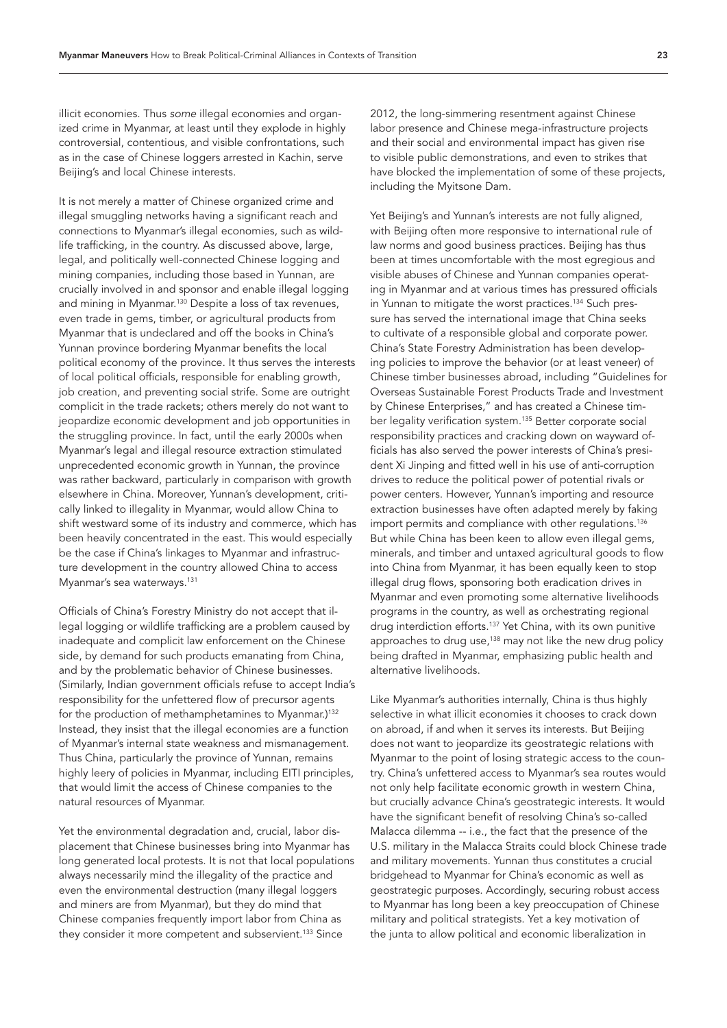illicit economies. Thus *some* illegal economies and organized crime in Myanmar, at least until they explode in highly controversial, contentious, and visible confrontations, such as in the case of Chinese loggers arrested in Kachin, serve Beijing's and local Chinese interests.

It is not merely a matter of Chinese organized crime and illegal smuggling networks having a significant reach and connections to Myanmar's illegal economies, such as wildlife trafficking, in the country. As discussed above, large, legal, and politically well-connected Chinese logging and mining companies, including those based in Yunnan, are crucially involved in and sponsor and enable illegal logging and mining in Myanmar.[130] Despite a loss of tax revenues, even trade in gems, timber, or agricultural products from Myanmar that is undeclared and off the books in China's Yunnan province bordering Myanmar benefits the local political economy of the province. It thus serves the interests of local political officials, responsible for enabling growth, job creation, and preventing social strife. Some are outright complicit in the trade rackets; others merely do not want to jeopardize economic development and job opportunities in the struggling province. In fact, until the early 2000s when Myanmar's legal and illegal resource extraction stimulated unprecedented economic growth in Yunnan, the province was rather backward, particularly in comparison with growth elsewhere in China. Moreover, Yunnan's development, critically linked to illegality in Myanmar, would allow China to shift westward some of its industry and commerce, which has been heavily concentrated in the east. This would especially be the case if China's linkages to Myanmar and infrastructure development in the country allowed China to access Myanmar's sea waterways.[131]

Officials of China's Forestry Ministry do not accept that illegal logging or wildlife trafficking are a problem caused by inadequate and complicit law enforcement on the Chinese side, by demand for such products emanating from China, and by the problematic behavior of Chinese businesses. (Similarly, Indian government officials refuse to accept India's responsibility for the unfettered flow of precursor agents for the production of methamphetamines to Myanmar.)[132] Instead, they insist that the illegal economies are a function of Myanmar's internal state weakness and mismanagement. Thus China, particularly the province of Yunnan, remains highly leery of policies in Myanmar, including EITI principles, that would limit the access of Chinese companies to the natural resources of Myanmar.

Yet the environmental degradation and, crucial, labor displacement that Chinese businesses bring into Myanmar has long generated local protests. It is not that local populations always necessarily mind the illegality of the practice and even the environmental destruction (many illegal loggers and miners are from Myanmar), but they do mind that Chinese companies frequently import labor from China as they consider it more competent and subservient.[133] Since 2012, the long-simmering resentment against Chinese labor presence and Chinese mega-infrastructure projects and their social and environmental impact has given rise to visible public demonstrations, and even to strikes that have blocked the implementation of some of these projects, including the Myitsone Dam.

Yet Beijing's and Yunnan's interests are not fully aligned, with Beijing often more responsive to international rule of law norms and good business practices. Beijing has thus been at times uncomfortable with the most egregious and visible abuses of Chinese and Yunnan companies operating in Myanmar and at various times has pressured officials in Yunnan to mitigate the worst practices.[134] Such pressure has served the international image that China seeks to cultivate of a responsible global and corporate power. China's State Forestry Administration has been developing policies to improve the behavior (or at least veneer) of Chinese timber businesses abroad, including "Guidelines for Overseas Sustainable Forest Products Trade and Investment by Chinese Enterprises," and has created a Chinese timber legality verification system.[135] Better corporate social responsibility practices and cracking down on wayward officials has also served the power interests of China's president Xi Jinping and fitted well in his use of anti-corruption drives to reduce the political power of potential rivals or power centers. However, Yunnan's importing and resource extraction businesses have often adapted merely by faking import permits and compliance with other regulations.[136] But while China has been keen to allow even illegal gems, minerals, and timber and untaxed agricultural goods to flow into China from Myanmar, it has been equally keen to stop illegal drug flows, sponsoring both eradication drives in Myanmar and even promoting some alternative livelihoods programs in the country, as well as orchestrating regional drug interdiction efforts.[137] Yet China, with its own punitive approaches to drug use,[138] may not like the new drug policy being drafted in Myanmar, emphasizing public health and alternative livelihoods.

Like Myanmar's authorities internally, China is thus highly selective in what illicit economies it chooses to crack down on abroad, if and when it serves its interests. But Beijing does not want to jeopardize its geostrategic relations with Myanmar to the point of losing strategic access to the country. China's unfettered access to Myanmar's sea routes would not only help facilitate economic growth in western China, but crucially advance China's geostrategic interests. It would have the significant benefit of resolving China's so-called Malacca dilemma -- i.e., the fact that the presence of the U.S. military in the Malacca Straits could block Chinese trade and military movements. Yunnan thus constitutes a crucial bridgehead to Myanmar for China's economic as well as geostrategic purposes. Accordingly, securing robust access to Myanmar has long been a key preoccupation of Chinese military and political strategists. Yet a key motivation of the junta to allow political and economic liberalization in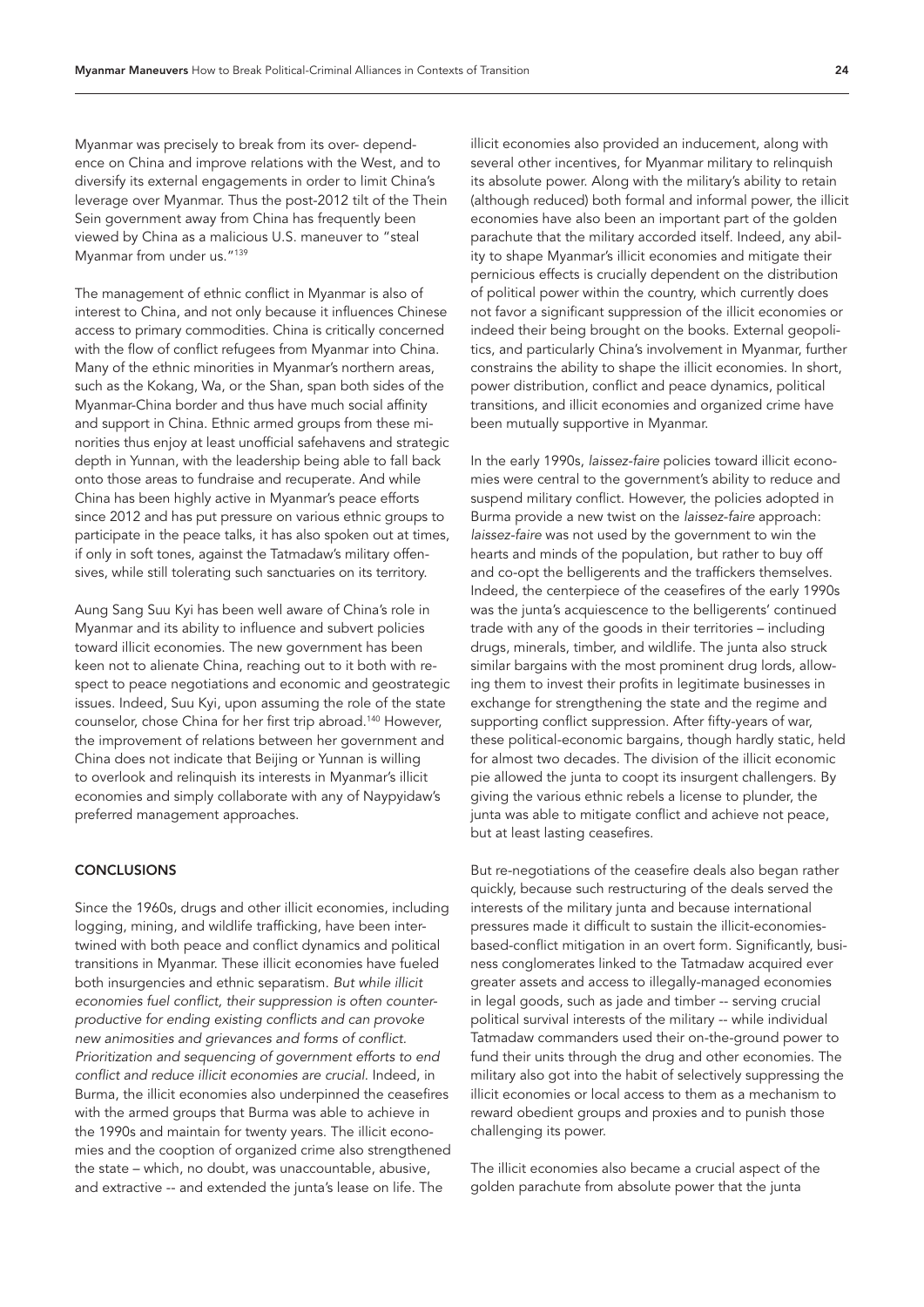Myanmar was precisely to break from its over- dependence on China and improve relations with the West, and to diversify its external engagements in order to limit China's leverage over Myanmar. Thus the post-2012 tilt of the Thein Sein government away from China has frequently been viewed by China as a malicious U.S. maneuver to "steal Myanmar from under us."[139]

The management of ethnic conflict in Myanmar is also of interest to China, and not only because it influences Chinese access to primary commodities. China is critically concerned with the flow of conflict refugees from Myanmar into China. Many of the ethnic minorities in Myanmar's northern areas, such as the Kokang, Wa, or the Shan, span both sides of the Myanmar-China border and thus have much social affinity and support in China. Ethnic armed groups from these minorities thus enjoy at least unofficial safehavens and strategic depth in Yunnan, with the leadership being able to fall back onto those areas to fundraise and recuperate. And while China has been highly active in Myanmar's peace efforts since 2012 and has put pressure on various ethnic groups to participate in the peace talks, it has also spoken out at times, if only in soft tones, against the Tatmadaw's military offensives, while still tolerating such sanctuaries on its territory.

Aung Sang Suu Kyi has been well aware of China's role in Myanmar and its ability to influence and subvert policies toward illicit economies. The new government has been keen not to alienate China, reaching out to it both with respect to peace negotiations and economic and geostrategic issues. Indeed, Suu Kyi, upon assuming the role of the state counselor, chose China for her first trip abroad.[140] However, the improvement of relations between her government and China does not indicate that Beijing or Yunnan is willing to overlook and relinquish its interests in Myanmar's illicit economies and simply collaborate with any of Naypyidaw's preferred management approaches.

## CONCLUSIONS

Since the 1960s, drugs and other illicit economies, including logging, mining, and wildlife trafficking, have been intertwined with both peace and conflict dynamics and political transitions in Myanmar. These illicit economies have fueled both insurgencies and ethnic separatism. *But while illicit economies fuel conflict, their suppression is often counterproductive for ending existing conflicts and can provoke new animosities and grievances and forms of conflict. Prioritization and sequencing of government efforts to end conflict and reduce illicit economies are crucial*. Indeed, in Burma, the illicit economies also underpinned the ceasefires with the armed groups that Burma was able to achieve in the 1990s and maintain for twenty years. The illicit economies and the cooption of organized crime also strengthened the state – which, no doubt, was unaccountable, abusive, and extractive -- and extended the junta's lease on life. The illicit economies also provided an inducement, along with several other incentives, for Myanmar military to relinquish its absolute power. Along with the military's ability to retain (although reduced) both formal and informal power, the illicit economies have also been an important part of the golden parachute that the military accorded itself. Indeed, any ability to shape Myanmar's illicit economies and mitigate their pernicious effects is crucially dependent on the distribution of political power within the country, which currently does not favor a significant suppression of the illicit economies or indeed their being brought on the books. External geopolitics, and particularly China's involvement in Myanmar, further constrains the ability to shape the illicit economies. In short, power distribution, conflict and peace dynamics, political transitions, and illicit economies and organized crime have been mutually supportive in Myanmar.

In the early 1990s, *laissez-faire* policies toward illicit economies were central to the government's ability to reduce and suspend military conflict. However, the policies adopted in Burma provide a new twist on the *laissez-faire* approach: *laissez-faire* was not used by the government to win the hearts and minds of the population, but rather to buy off and co-opt the belligerents and the traffickers themselves. Indeed, the centerpiece of the ceasefires of the early 1990s was the junta's acquiescence to the belligerents' continued trade with any of the goods in their territories – including drugs, minerals, timber, and wildlife. The junta also struck similar bargains with the most prominent drug lords, allowing them to invest their profits in legitimate businesses in exchange for strengthening the state and the regime and supporting conflict suppression. After fifty-years of war, these political-economic bargains, though hardly static, held for almost two decades. The division of the illicit economic pie allowed the junta to coopt its insurgent challengers. By giving the various ethnic rebels a license to plunder, the junta was able to mitigate conflict and achieve not peace, but at least lasting ceasefires.

But re-negotiations of the ceasefire deals also began rather quickly, because such restructuring of the deals served the interests of the military junta and because international pressures made it difficult to sustain the illicit-economies-based-conflict mitigation in an overt form. Significantly, business conglomerates linked to the Tatmadaw acquired ever greater assets and access to illegally-managed economies in legal goods, such as jade and timber -- serving crucial political survival interests of the military -- while individual Tatmadaw commanders used their on-the-ground power to fund their units through the drug and other economies. The military also got into the habit of selectively suppressing the illicit economies or local access to them as a mechanism to reward obedient groups and proxies and to punish those challenging its power.

The illicit economies also became a crucial aspect of the golden parachute from absolute power that the junta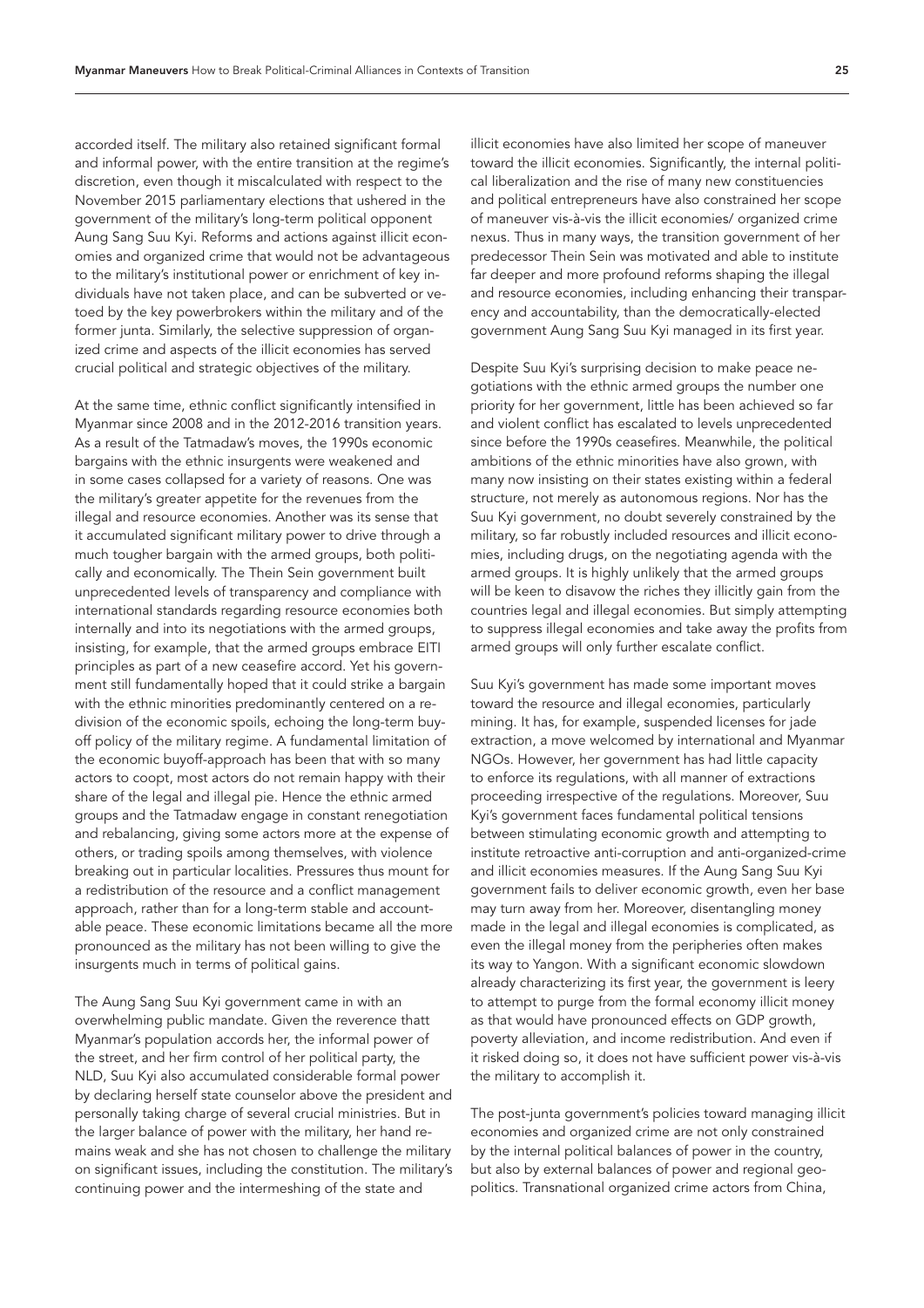accorded itself. The military also retained significant formal and informal power, with the entire transition at the regime's discretion, even though it miscalculated with respect to the November 2015 parliamentary elections that ushered in the government of the military's long-term political opponent Aung Sang Suu Kyi. Reforms and actions against illicit economies and organized crime that would not be advantageous to the military's institutional power or enrichment of key individuals have not taken place, and can be subverted or vetoed by the key powerbrokers within the military and of the former junta. Similarly, the selective suppression of organized crime and aspects of the illicit economies has served crucial political and strategic objectives of the military.

At the same time, ethnic conflict significantly intensified in Myanmar since 2008 and in the 2012-2016 transition years. As a result of the Tatmadaw's moves, the 1990s economic bargains with the ethnic insurgents were weakened and in some cases collapsed for a variety of reasons. One was the military's greater appetite for the revenues from the illegal and resource economies. Another was its sense that it accumulated significant military power to drive through a much tougher bargain with the armed groups, both politically and economically. The Thein Sein government built unprecedented levels of transparency and compliance with international standards regarding resource economies both internally and into its negotiations with the armed groups, insisting, for example, that the armed groups embrace EITI principles as part of a new ceasefire accord. Yet his government still fundamentally hoped that it could strike a bargain with the ethnic minorities predominantly centered on a re-division of the economic spoils, echoing the long-term buy-off policy of the military regime. A fundamental limitation of the economic buyoff-approach has been that with so many actors to coopt, most actors do not remain happy with their share of the legal and illegal pie. Hence the ethnic armed groups and the Tatmadaw engage in constant renegotiation and rebalancing, giving some actors more at the expense of others, or trading spoils among themselves, with violence breaking out in particular localities. Pressures thus mount for a redistribution of the resource and a conflict management approach, rather than for a long-term stable and accountable peace. These economic limitations became all the more pronounced as the military has not been willing to give the insurgents much in terms of political gains.

The Aung Sang Suu Kyi government came in with an overwhelming public mandate. Given the reverence thatt Myanmar's population accords her, the informal power of the street, and her firm control of her political party, the NLD, Suu Kyi also accumulated considerable formal power by declaring herself state counselor above the president and personally taking charge of several crucial ministries. But in the larger balance of power with the military, her hand remains weak and she has not chosen to challenge the military on significant issues, including the constitution. The military's continuing power and the intermeshing of the state and illicit economies have also limited her scope of maneuver toward the illicit economies. Significantly, the internal political liberalization and the rise of many new constituencies and political entrepreneurs have also constrained her scope of maneuver vis-à-vis the illicit economies/ organized crime nexus. Thus in many ways, the transition government of her predecessor Thein Sein was motivated and able to institute far deeper and more profound reforms shaping the illegal and resource economies, including enhancing their transparency and accountability, than the democratically-elected government Aung Sang Suu Kyi managed in its first year.

Despite Suu Kyi's surprising decision to make peace negotiations with the ethnic armed groups the number one priority for her government, little has been achieved so far and violent conflict has escalated to levels unprecedented since before the 1990s ceasefires. Meanwhile, the political ambitions of the ethnic minorities have also grown, with many now insisting on their states existing within a federal structure, not merely as autonomous regions. Nor has the Suu Kyi government, no doubt severely constrained by the military, so far robustly included resources and illicit economies, including drugs, on the negotiating agenda with the armed groups. It is highly unlikely that the armed groups will be keen to disavow the riches they illicitly gain from the countries legal and illegal economies. But simply attempting to suppress illegal economies and take away the profits from armed groups will only further escalate conflict.

Suu Kyi's government has made some important moves toward the resource and illegal economies, particularly mining. It has, for example, suspended licenses for jade extraction, a move welcomed by international and Myanmar NGOs. However, her government has had little capacity to enforce its regulations, with all manner of extractions proceeding irrespective of the regulations. Moreover, Suu Kyi's government faces fundamental political tensions between stimulating economic growth and attempting to institute retroactive anti-corruption and anti-organized-crime and illicit economies measures. If the Aung Sang Suu Kyi government fails to deliver economic growth, even her base may turn away from her. Moreover, disentangling money made in the legal and illegal economies is complicated, as even the illegal money from the peripheries often makes its way to Yangon. With a significant economic slowdown already characterizing its first year, the government is leery to attempt to purge from the formal economy illicit money as that would have pronounced effects on GDP growth, poverty alleviation, and income redistribution. And even if it risked doing so, it does not have sufficient power vis-à-vis the military to accomplish it.

The post-junta government's policies toward managing illicit economies and organized crime are not only constrained by the internal political balances of power in the country, but also by external balances of power and regional geopolitics. Transnational organized crime actors from China,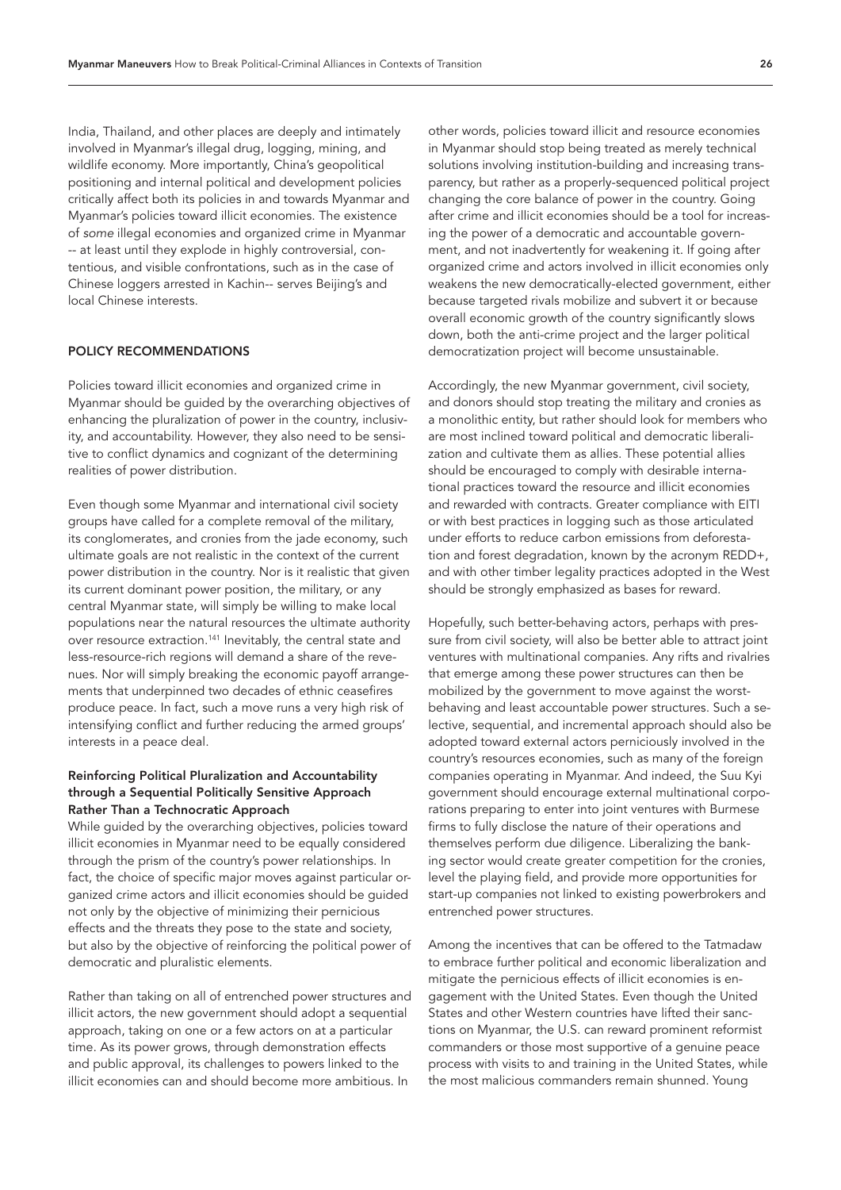India, Thailand, and other places are deeply and intimately involved in Myanmar's illegal drug, logging, mining, and wildlife economy. More importantly, China's geopolitical positioning and internal political and development policies critically affect both its policies in and towards Myanmar and Myanmar's policies toward illicit economies. The existence of *some* illegal economies and organized crime in Myanmar -- at least until they explode in highly controversial, contentious, and visible confrontations, such as in the case of Chinese loggers arrested in Kachin-- serves Beijing's and local Chinese interests.

## POLICY RECOMMENDATIONS

Policies toward illicit economies and organized crime in Myanmar should be guided by the overarching objectives of enhancing the pluralization of power in the country, inclusivity, and accountability. However, they also need to be sensitive to conflict dynamics and cognizant of the determining realities of power distribution.

Even though some Myanmar and international civil society groups have called for a complete removal of the military, its conglomerates, and cronies from the jade economy, such ultimate goals are not realistic in the context of the current power distribution in the country. Nor is it realistic that given its current dominant power position, the military, or any central Myanmar state, will simply be willing to make local populations near the natural resources the ultimate authority over resource extraction.[141] Inevitably, the central state and less-resource-rich regions will demand a share of the revenues. Nor will simply breaking the economic payoff arrangements that underpinned two decades of ethnic ceasefires produce peace. In fact, such a move runs a very high risk of intensifying conflict and further reducing the armed groups' interests in a peace deal.

### Reinforcing Political Pluralization and Accountability through a Sequential Politically Sensitive Approach Rather Than a Technocratic Approach

While guided by the overarching objectives, policies toward illicit economies in Myanmar need to be equally considered through the prism of the country's power relationships. In fact, the choice of specific major moves against particular organized crime actors and illicit economies should be guided not only by the objective of minimizing their pernicious effects and the threats they pose to the state and society, but also by the objective of reinforcing the political power of democratic and pluralistic elements.

Rather than taking on all of entrenched power structures and illicit actors, the new government should adopt a sequential approach, taking on one or a few actors on at a particular time. As its power grows, through demonstration effects and public approval, its challenges to powers linked to the illicit economies can and should become more ambitious. In other words, policies toward illicit and resource economies in Myanmar should stop being treated as merely technical solutions involving institution-building and increasing transparency, but rather as a properly-sequenced political project changing the core balance of power in the country. Going after crime and illicit economies should be a tool for increasing the power of a democratic and accountable government, and not inadvertently for weakening it. If going after organized crime and actors involved in illicit economies only weakens the new democratically-elected government, either because targeted rivals mobilize and subvert it or because overall economic growth of the country significantly slows down, both the anti-crime project and the larger political democratization project will become unsustainable.

Accordingly, the new Myanmar government, civil society, and donors should stop treating the military and cronies as a monolithic entity, but rather should look for members who are most inclined toward political and democratic liberalization and cultivate them as allies. These potential allies should be encouraged to comply with desirable international practices toward the resource and illicit economies and rewarded with contracts. Greater compliance with EITI or with best practices in logging such as those articulated under efforts to reduce carbon emissions from deforestation and forest degradation, known by the acronym REDD+, and with other timber legality practices adopted in the West should be strongly emphasized as bases for reward.

Hopefully, such better-behaving actors, perhaps with pressure from civil society, will also be better able to attract joint ventures with multinational companies. Any rifts and rivalries that emerge among these power structures can then be mobilized by the government to move against the worst-behaving and least accountable power structures. Such a selective, sequential, and incremental approach should also be adopted toward external actors perniciously involved in the country's resources economies, such as many of the foreign companies operating in Myanmar. And indeed, the Suu Kyi government should encourage external multinational corporations preparing to enter into joint ventures with Burmese firms to fully disclose the nature of their operations and themselves perform due diligence. Liberalizing the banking sector would create greater competition for the cronies, level the playing field, and provide more opportunities for start-up companies not linked to existing powerbrokers and entrenched power structures.

Among the incentives that can be offered to the Tatmadaw to embrace further political and economic liberalization and mitigate the pernicious effects of illicit economies is engagement with the United States. Even though the United States and other Western countries have lifted their sanctions on Myanmar, the U.S. can reward prominent reformist commanders or those most supportive of a genuine peace process with visits to and training in the United States, while the most malicious commanders remain shunned. Young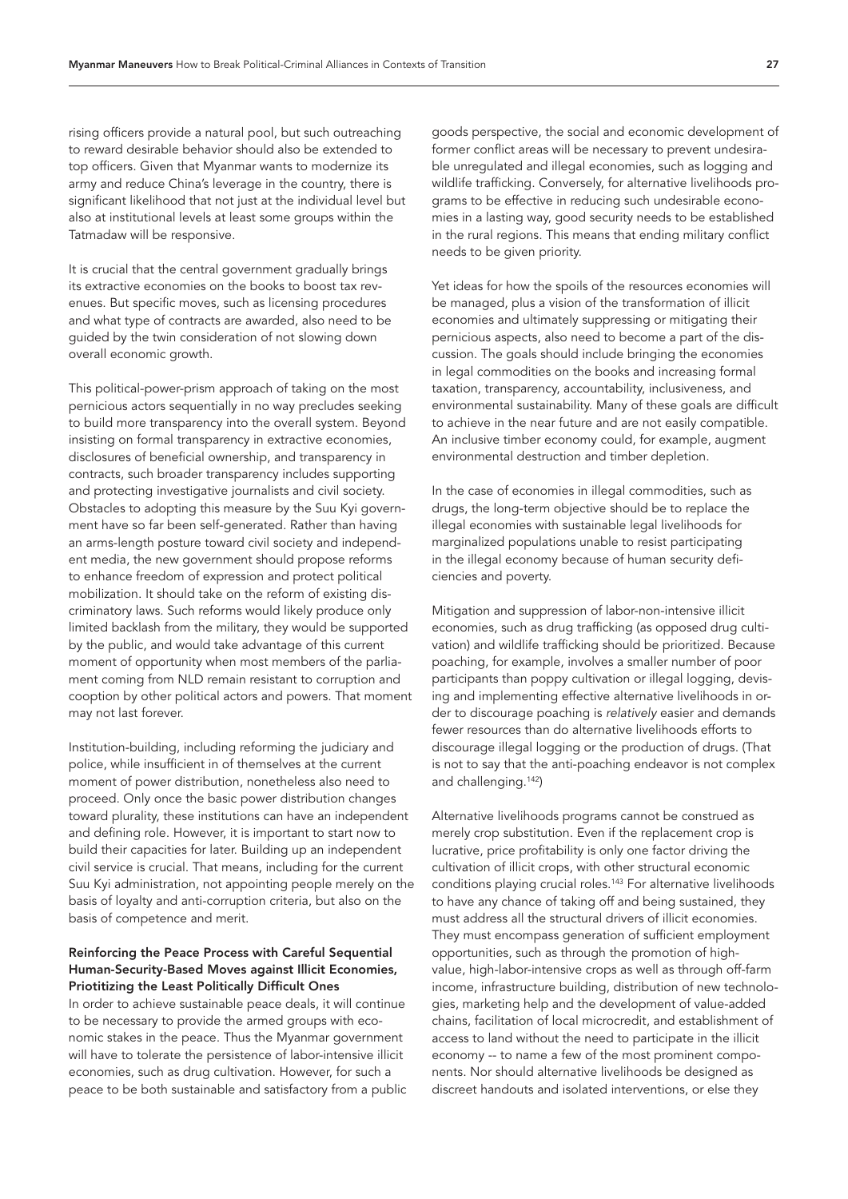rising officers provide a natural pool, but such outreaching to reward desirable behavior should also be extended to top officers. Given that Myanmar wants to modernize its army and reduce China's leverage in the country, there is significant likelihood that not just at the individual level but also at institutional levels at least some groups within the Tatmadaw will be responsive.

It is crucial that the central government gradually brings its extractive economies on the books to boost tax revenues. But specific moves, such as licensing procedures and what type of contracts are awarded, also need to be guided by the twin consideration of not slowing down overall economic growth.

This political-power-prism approach of taking on the most pernicious actors sequentially in no way precludes seeking to build more transparency into the overall system. Beyond insisting on formal transparency in extractive economies, disclosures of beneficial ownership, and transparency in contracts, such broader transparency includes supporting and protecting investigative journalists and civil society. Obstacles to adopting this measure by the Suu Kyi government have so far been self-generated. Rather than having an arms-length posture toward civil society and independent media, the new government should propose reforms to enhance freedom of expression and protect political mobilization. It should take on the reform of existing discriminatory laws. Such reforms would likely produce only limited backlash from the military, they would be supported by the public, and would take advantage of this current moment of opportunity when most members of the parliament coming from NLD remain resistant to corruption and cooption by other political actors and powers. That moment may not last forever.

Institution-building, including reforming the judiciary and police, while insufficient in of themselves at the current moment of power distribution, nonetheless also need to proceed. Only once the basic power distribution changes toward plurality, these institutions can have an independent and defining role. However, it is important to start now to build their capacities for later. Building up an independent civil service is crucial. That means, including for the current Suu Kyi administration, not appointing people merely on the basis of loyalty and anti-corruption criteria, but also on the basis of competence and merit.

### Reinforcing the Peace Process with Careful Sequential Human-Security-Based Moves against Illicit Economies, Priotitizing the Least Politically Difficult Ones

In order to achieve sustainable peace deals, it will continue to be necessary to provide the armed groups with economic stakes in the peace. Thus the Myanmar government will have to tolerate the persistence of labor-intensive illicit economies, such as drug cultivation. However, for such a peace to be both sustainable and satisfactory from a public goods perspective, the social and economic development of former conflict areas will be necessary to prevent undesirable unregulated and illegal economies, such as logging and wildlife trafficking. Conversely, for alternative livelihoods programs to be effective in reducing such undesirable economies in a lasting way, good security needs to be established in the rural regions. This means that ending military conflict needs to be given priority.

Yet ideas for how the spoils of the resources economies will be managed, plus a vision of the transformation of illicit economies and ultimately suppressing or mitigating their pernicious aspects, also need to become a part of the discussion. The goals should include bringing the economies in legal commodities on the books and increasing formal taxation, transparency, accountability, inclusiveness, and environmental sustainability. Many of these goals are difficult to achieve in the near future and are not easily compatible. An inclusive timber economy could, for example, augment environmental destruction and timber depletion.

In the case of economies in illegal commodities, such as drugs, the long-term objective should be to replace the illegal economies with sustainable legal livelihoods for marginalized populations unable to resist participating in the illegal economy because of human security deficiencies and poverty.

Mitigation and suppression of labor-non-intensive illicit economies, such as drug trafficking (as opposed drug cultivation) and wildlife trafficking should be prioritized. Because poaching, for example, involves a smaller number of poor participants than poppy cultivation or illegal logging, devising and implementing effective alternative livelihoods in order to discourage poaching is *relatively* easier and demands fewer resources than do alternative livelihoods efforts to discourage illegal logging or the production of drugs. (That is not to say that the anti-poaching endeavor is not complex and challenging.[142])

Alternative livelihoods programs cannot be construed as merely crop substitution. Even if the replacement crop is lucrative, price profitability is only one factor driving the cultivation of illicit crops, with other structural economic conditions playing crucial roles.[143] For alternative livelihoods to have any chance of taking off and being sustained, they must address all the structural drivers of illicit economies. They must encompass generation of sufficient employment opportunities, such as through the promotion of high-value, high-labor-intensive crops as well as through off-farm income, infrastructure building, distribution of new technologies, marketing help and the development of value-added chains, facilitation of local microcredit, and establishment of access to land without the need to participate in the illicit economy -- to name a few of the most prominent components. Nor should alternative livelihoods be designed as discreet handouts and isolated interventions, or else they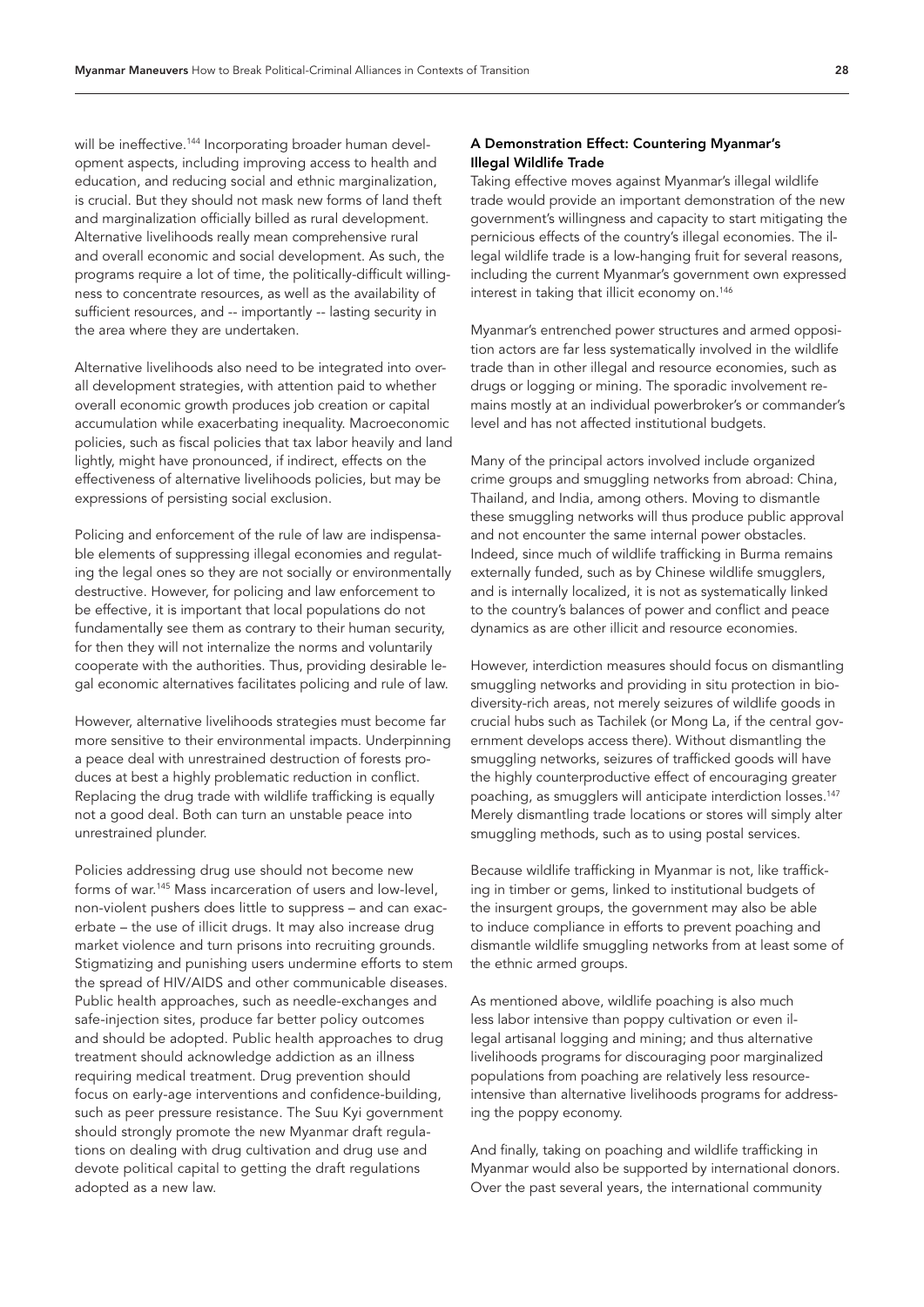will be ineffective.[144] Incorporating broader human development aspects, including improving access to health and education, and reducing social and ethnic marginalization, is crucial. But they should not mask new forms of land theft and marginalization officially billed as rural development. Alternative livelihoods really mean comprehensive rural and overall economic and social development. As such, the programs require a lot of time, the politically-difficult willingness to concentrate resources, as well as the availability of sufficient resources, and -- importantly -- lasting security in the area where they are undertaken.

Alternative livelihoods also need to be integrated into overall development strategies, with attention paid to whether overall economic growth produces job creation or capital accumulation while exacerbating inequality. Macroeconomic policies, such as fiscal policies that tax labor heavily and land lightly, might have pronounced, if indirect, effects on the effectiveness of alternative livelihoods policies, but may be expressions of persisting social exclusion.

Policing and enforcement of the rule of law are indispensable elements of suppressing illegal economies and regulating the legal ones so they are not socially or environmentally destructive. However, for policing and law enforcement to be effective, it is important that local populations do not fundamentally see them as contrary to their human security, for then they will not internalize the norms and voluntarily cooperate with the authorities. Thus, providing desirable legal economic alternatives facilitates policing and rule of law.

However, alternative livelihoods strategies must become far more sensitive to their environmental impacts. Underpinning a peace deal with unrestrained destruction of forests produces at best a highly problematic reduction in conflict. Replacing the drug trade with wildlife trafficking is equally not a good deal. Both can turn an unstable peace into unrestrained plunder.

Policies addressing drug use should not become new forms of war.[145] Mass incarceration of users and low-level, non-violent pushers does little to suppress – and can exacerbate – the use of illicit drugs. It may also increase drug market violence and turn prisons into recruiting grounds. Stigmatizing and punishing users undermine efforts to stem the spread of HIV/AIDS and other communicable diseases. Public health approaches, such as needle-exchanges and safe-injection sites, produce far better policy outcomes and should be adopted. Public health approaches to drug treatment should acknowledge addiction as an illness requiring medical treatment. Drug prevention should focus on early-age interventions and confidence-building, such as peer pressure resistance. The Suu Kyi government should strongly promote the new Myanmar draft regulations on dealing with drug cultivation and drug use and devote political capital to getting the draft regulations adopted as a new law.

### A Demonstration Effect: Countering Myanmar's Illegal Wildlife Trade

Taking effective moves against Myanmar's illegal wildlife trade would provide an important demonstration of the new government's willingness and capacity to start mitigating the pernicious effects of the country's illegal economies. The illegal wildlife trade is a low-hanging fruit for several reasons, including the current Myanmar's government own expressed interest in taking that illicit economy on.[146]

Myanmar's entrenched power structures and armed opposition actors are far less systematically involved in the wildlife trade than in other illegal and resource economies, such as drugs or logging or mining. The sporadic involvement remains mostly at an individual powerbroker's or commander's level and has not affected institutional budgets.

Many of the principal actors involved include organized crime groups and smuggling networks from abroad: China, Thailand, and India, among others. Moving to dismantle these smuggling networks will thus produce public approval and not encounter the same internal power obstacles. Indeed, since much of wildlife trafficking in Burma remains externally funded, such as by Chinese wildlife smugglers, and is internally localized, it is not as systematically linked to the country's balances of power and conflict and peace dynamics as are other illicit and resource economies.

However, interdiction measures should focus on dismantling smuggling networks and providing in situ protection in biodiversity-rich areas, not merely seizures of wildlife goods in crucial hubs such as Tachilek (or Mong La, if the central government develops access there). Without dismantling the smuggling networks, seizures of trafficked goods will have the highly counterproductive effect of encouraging greater poaching, as smugglers will anticipate interdiction losses.[147] Merely dismantling trade locations or stores will simply alter smuggling methods, such as to using postal services.

Because wildlife trafficking in Myanmar is not, like trafficking in timber or gems, linked to institutional budgets of the insurgent groups, the government may also be able to induce compliance in efforts to prevent poaching and dismantle wildlife smuggling networks from at least some of the ethnic armed groups.

As mentioned above, wildlife poaching is also much less labor intensive than poppy cultivation or even illegal artisanal logging and mining; and thus alternative livelihoods programs for discouraging poor marginalized populations from poaching are relatively less resource-intensive than alternative livelihoods programs for addressing the poppy economy.

And finally, taking on poaching and wildlife trafficking in Myanmar would also be supported by international donors. Over the past several years, the international community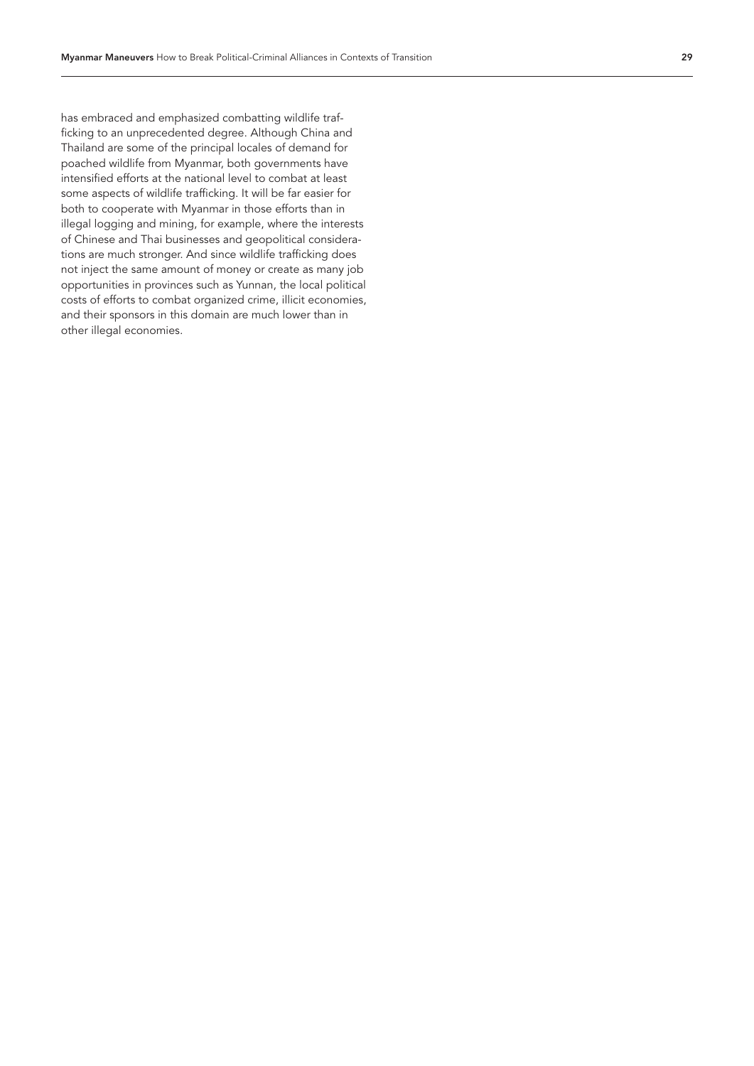has embraced and emphasized combatting wildlife trafficking to an unprecedented degree. Although China and Thailand are some of the principal locales of demand for poached wildlife from Myanmar, both governments have intensified efforts at the national level to combat at least some aspects of wildlife trafficking. It will be far easier for both to cooperate with Myanmar in those efforts than in illegal logging and mining, for example, where the interests of Chinese and Thai businesses and geopolitical considerations are much stronger. And since wildlife trafficking does not inject the same amount of money or create as many job opportunities in provinces such as Yunnan, the local political costs of efforts to combat organized crime, illicit economies, and their sponsors in this domain are much lower than in other illegal economies.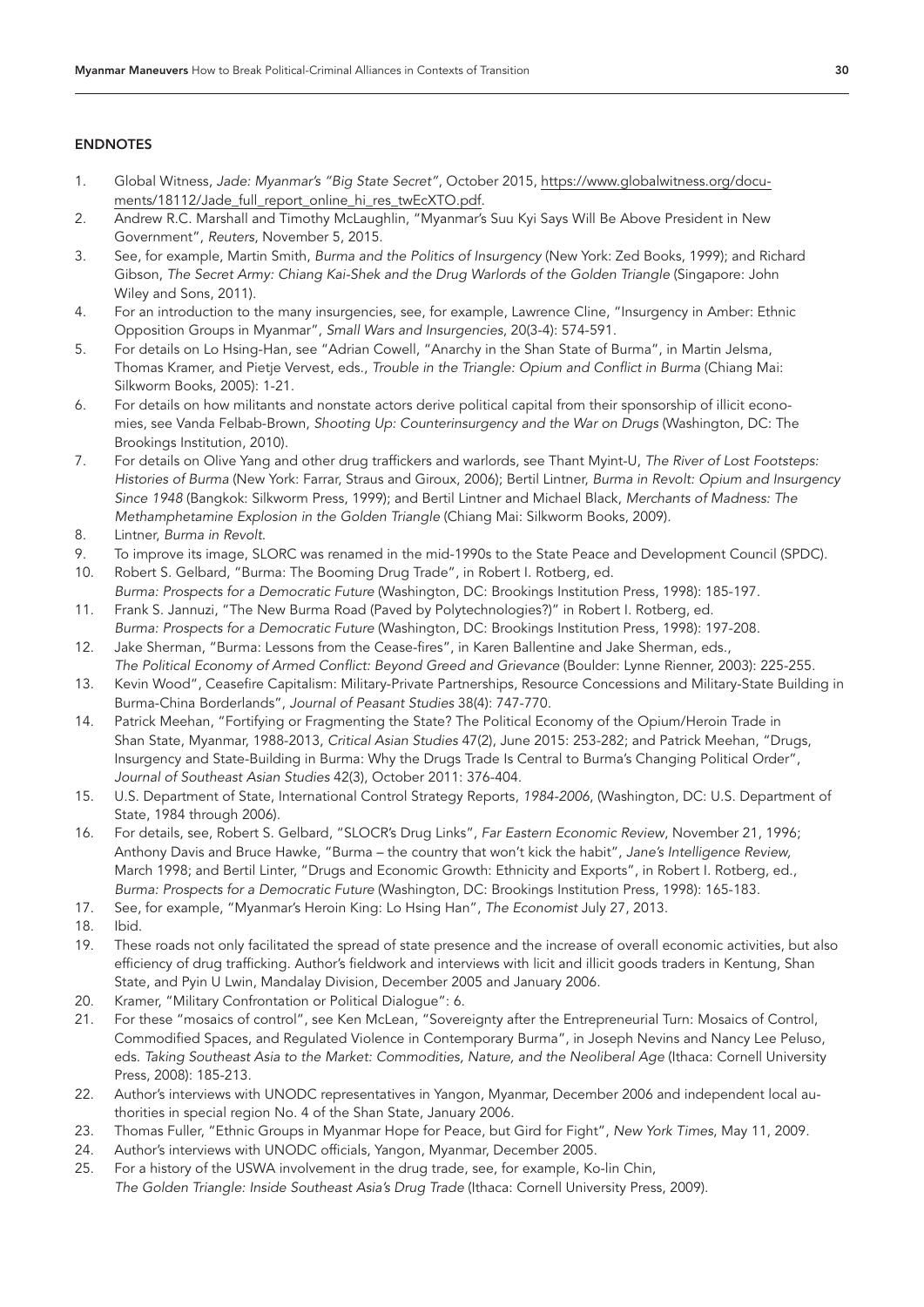## ENDNOTES

1. Global Witness, *Jade: Myanmar's "Big State Secret"*, October 2015, https://www.globalwitness.org/documents/18112/Jade_full_report_online_hi_res_twEcXTO.pdf.
2. Andrew R.C. Marshall and Timothy McLaughlin, "Myanmar's Suu Kyi Says Will Be Above President in New Government", *Reuters*, November 5, 2015.
3. See, for example, Martin Smith, *Burma and the Politics of Insurgency* (New York: Zed Books, 1999); and Richard Gibson, *The Secret Army: Chiang Kai-Shek and the Drug Warlords of the Golden Triangle* (Singapore: John Wiley and Sons, 2011).
4. For an introduction to the many insurgencies, see, for example, Lawrence Cline, "Insurgency in Amber: Ethnic Opposition Groups in Myanmar", *Small Wars and Insurgencies*, 20(3-4): 574-591.
5. For details on Lo Hsing-Han, see "Adrian Cowell, "Anarchy in the Shan State of Burma", in Martin Jelsma, Thomas Kramer, and Pietje Vervest, eds., *Trouble in the Triangle: Opium and Conflict in Burma* (Chiang Mai: Silkworm Books, 2005): 1-21.
6. For details on how militants and nonstate actors derive political capital from their sponsorship of illicit economies, see Vanda Felbab-Brown, *Shooting Up: Counterinsurgency and the War on Drugs* (Washington, DC: The Brookings Institution, 2010).
7. For details on Olive Yang and other drug traffickers and warlords, see Thant Myint-U, *The River of Lost Footsteps: Histories of Burma* (New York: Farrar, Straus and Giroux, 2006); Bertil Lintner, *Burma in Revolt: Opium and Insurgency Since 1948* (Bangkok: Silkworm Press, 1999); and Bertil Lintner and Michael Black, *Merchants of Madness: The Methamphetamine Explosion in the Golden Triangle* (Chiang Mai: Silkworm Books, 2009).
8. Lintner, *Burma in Revolt*.
9. To improve its image, SLORC was renamed in the mid-1990s to the State Peace and Development Council (SPDC).
10. Robert S. Gelbard, "Burma: The Booming Drug Trade", in Robert I. Rotberg, ed. *Burma: Prospects for a Democratic Future* (Washington, DC: Brookings Institution Press, 1998): 185-197.
11. Frank S. Jannuzi, "The New Burma Road (Paved by Polytechnologies?)" in Robert I. Rotberg, ed. *Burma: Prospects for a Democratic Future* (Washington, DC: Brookings Institution Press, 1998): 197-208.
12. Jake Sherman, "Burma: Lessons from the Cease-fires", in Karen Ballentine and Jake Sherman, eds., *The Political Economy of Armed Conflict: Beyond Greed and Grievance* (Boulder: Lynne Rienner, 2003): 225-255.
13. Kevin Wood", Ceasefire Capitalism: Military-Private Partnerships, Resource Concessions and Military-State Building in Burma-China Borderlands", *Journal of Peasant Studies* 38(4): 747-770.
14. Patrick Meehan, "Fortifying or Fragmenting the State? The Political Economy of the Opium/Heroin Trade in Shan State, Myanmar, 1988-2013, *Critical Asian Studies* 47(2), June 2015: 253-282; and Patrick Meehan, "Drugs, Insurgency and State-Building in Burma: Why the Drugs Trade Is Central to Burma's Changing Political Order", *Journal of Southeast Asian Studies* 42(3), October 2011: 376-404.
15. U.S. Department of State, International Control Strategy Reports, *1984-2006*, (Washington, DC: U.S. Department of State, 1984 through 2006).
16. For details, see, Robert S. Gelbard, "SLOCR's Drug Links", *Far Eastern Economic Review*, November 21, 1996; Anthony Davis and Bruce Hawke, "Burma – the country that won't kick the habit", *Jane's Intelligence Review*, March 1998; and Bertil Linter, "Drugs and Economic Growth: Ethnicity and Exports", in Robert I. Rotberg, ed., *Burma: Prospects for a Democratic Future* (Washington, DC: Brookings Institution Press, 1998): 165-183.
17. See, for example, "Myanmar's Heroin King: Lo Hsing Han", *The Economist* July 27, 2013.
18. Ibid.
19. These roads not only facilitated the spread of state presence and the increase of overall economic activities, but also efficiency of drug trafficking. Author's fieldwork and interviews with licit and illicit goods traders in Kentung, Shan State, and Pyin U Lwin, Mandalay Division, December 2005 and January 2006.
20. Kramer, "Military Confrontation or Political Dialogue": 6.
21. For these "mosaics of control", see Ken McLean, "Sovereignty after the Entrepreneurial Turn: Mosaics of Control, Commodified Spaces, and Regulated Violence in Contemporary Burma", in Joseph Nevins and Nancy Lee Peluso, eds. *Taking Southeast Asia to the Market: Commodities, Nature, and the Neoliberal Age* (Ithaca: Cornell University Press, 2008): 185-213.
22. Author's interviews with UNODC representatives in Yangon, Myanmar, December 2006 and independent local authorities in special region No. 4 of the Shan State, January 2006.
23. Thomas Fuller, "Ethnic Groups in Myanmar Hope for Peace, but Gird for Fight", *New York Times*, May 11, 2009.
24. Author's interviews with UNODC officials, Yangon, Myanmar, December 2005.
25. For a history of the USWA involvement in the drug trade, see, for example, Ko-lin Chin, *The Golden Triangle: Inside Southeast Asia's Drug Trade* (Ithaca: Cornell University Press, 2009).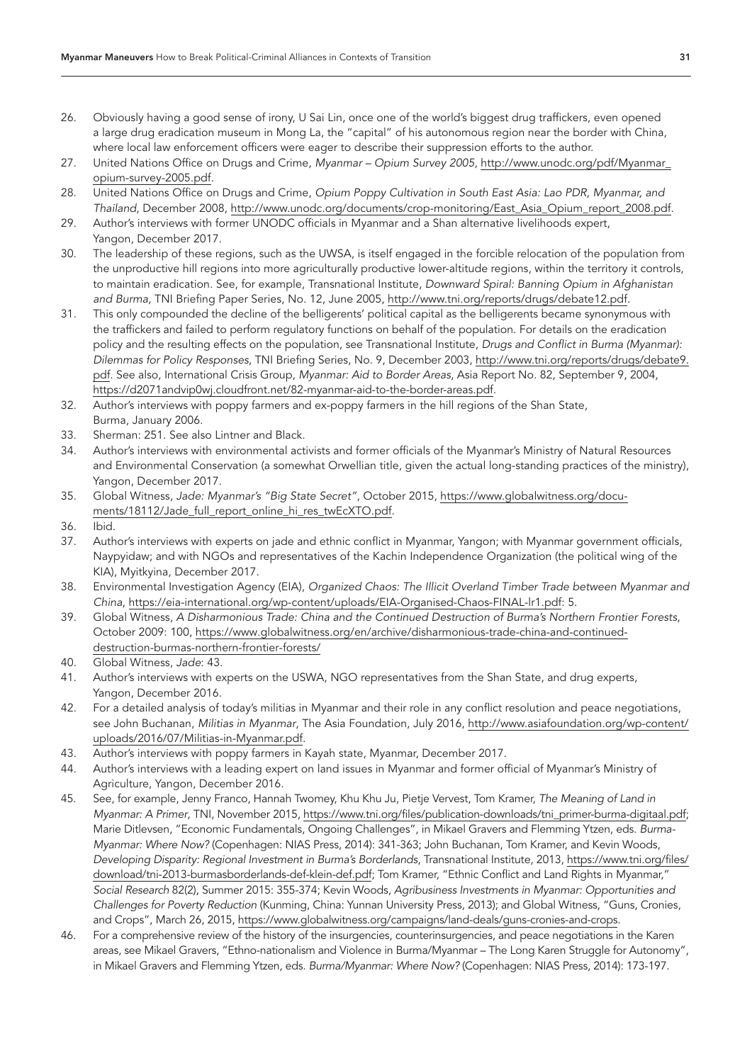26. Obviously having a good sense of irony, U Sai Lin, once one of the world's biggest drug traffickers, even opened a large drug eradication museum in Mong La, the "capital" of his autonomous region near the border with China, where local law enforcement officers were eager to describe their suppression efforts to the author.
27. United Nations Office on Drugs and Crime, *Myanmar – Opium Survey 2005*, http://www.unodc.org/pdf/Myanmar_opium-survey-2005.pdf.
28. United Nations Office on Drugs and Crime, *Opium Poppy Cultivation in South East Asia: Lao PDR, Myanmar, and Thailand*, December 2008, http://www.unodc.org/documents/crop-monitoring/East_Asia_Opium_report_2008.pdf.
29. Author's interviews with former UNODC officials in Myanmar and a Shan alternative livelihoods expert, Yangon, December 2017.
30. The leadership of these regions, such as the UWSA, is itself engaged in the forcible relocation of the population from the unproductive hill regions into more agriculturally productive lower-altitude regions, within the territory it controls, to maintain eradication. See, for example, Transnational Institute, *Downward Spiral: Banning Opium in Afghanistan and Burma*, TNI Briefing Paper Series, No. 12, June 2005, http://www.tni.org/reports/drugs/debate12.pdf.
31. This only compounded the decline of the belligerents' political capital as the belligerents became synonymous with the traffickers and failed to perform regulatory functions on behalf of the population. For details on the eradication policy and the resulting effects on the population, see Transnational Institute, *Drugs and Conflict in Burma (Myanmar): Dilemmas for Policy Responses*, TNI Briefing Series, No. 9, December 2003, http://www.tni.org/reports/drugs/debate9.pdf. See also, International Crisis Group, *Myanmar: Aid to Border Areas*, Asia Report No. 82, September 9, 2004, https://d2071andvip0wj.cloudfront.net/82-myanmar-aid-to-the-border-areas.pdf.
32. Author's interviews with poppy farmers and ex-poppy farmers in the hill regions of the Shan State, Burma, January 2006.
33. Sherman: 251. See also Lintner and Black.
34. Author's interviews with environmental activists and former officials of the Myanmar's Ministry of Natural Resources and Environmental Conservation (a somewhat Orwellian title, given the actual long-standing practices of the ministry), Yangon, December 2017.
35. Global Witness, *Jade: Myanmar's "Big State Secret"*, October 2015, https://www.globalwitness.org/documents/18112/Jade_full_report_online_hi_res_twEcXTO.pdf.
36. Ibid.
37. Author's interviews with experts on jade and ethnic conflict in Myanmar, Yangon; with Myanmar government officials, Naypyidaw; and with NGOs and representatives of the Kachin Independence Organization (the political wing of the KIA), Myitkyina, December 2017.
38. Environmental Investigation Agency (EIA), *Organized Chaos: The Illicit Overland Timber Trade between Myanmar and China*, https://eia-international.org/wp-content/uploads/EIA-Organised-Chaos-FINAL-lr1.pdf: 5.
39. Global Witness, *A Disharmonious Trade: China and the Continued Destruction of Burma's Northern Frontier Forests*, October 2009: 100, https://www.globalwitness.org/en/archive/disharmonious-trade-china-and-continued-destruction-burmas-northern-frontier-forests/
40. Global Witness, *Jade*: 43.
41. Author's interviews with experts on the USWA, NGO representatives from the Shan State, and drug experts, Yangon, December 2016.
42. For a detailed analysis of today's militias in Myanmar and their role in any conflict resolution and peace negotiations, see John Buchanan, *Militias in Myanmar*, The Asia Foundation, July 2016, http://www.asiafoundation.org/wp-content/uploads/2016/07/Militias-in-Myanmar.pdf.
43. Author's interviews with poppy farmers in Kayah state, Myanmar, December 2017.
44. Author's interviews with a leading expert on land issues in Myanmar and former official of Myanmar's Ministry of Agriculture, Yangon, December 2016.
45. See, for example, Jenny Franco, Hannah Twomey, Khu Khu Ju, Pietje Vervest, Tom Kramer, *The Meaning of Land in Myanmar: A Primer*, TNI, November 2015, https://www.tni.org/files/publication-downloads/tni_primer-burma-digitaal.pdf; Marie Ditlevsen, "Economic Fundamentals, Ongoing Challenges", in Mikael Gravers and Flemming Ytzen, eds. *Burma-Myanmar: Where Now?* (Copenhagen: NIAS Press, 2014): 341-363; John Buchanan, Tom Kramer, and Kevin Woods, *Developing Disparity: Regional Investment in Burma's Borderlands*, Transnational Institute, 2013, https://www.tni.org/files/download/tni-2013-burmasborderlands-def-klein-def.pdf; Tom Kramer, "Ethnic Conflict and Land Rights in Myanmar," *Social Research* 82(2), Summer 2015: 355-374; Kevin Woods, *Agribusiness Investments in Myanmar: Opportunities and Challenges for Poverty Reduction* (Kunming, China: Yunnan University Press, 2013); and Global Witness, "Guns, Cronies, and Crops", March 26, 2015, https://www.globalwitness.org/campaigns/land-deals/guns-cronies-and-crops.
46. For a comprehensive review of the history of the insurgencies, counterinsurgencies, and peace negotiations in the Karen areas, see Mikael Gravers, "Ethno-nationalism and Violence in Burma/Myanmar – The Long Karen Struggle for Autonomy", in Mikael Gravers and Flemming Ytzen, eds. *Burma/Myanmar: Where Now?* (Copenhagen: NIAS Press, 2014): 173-197.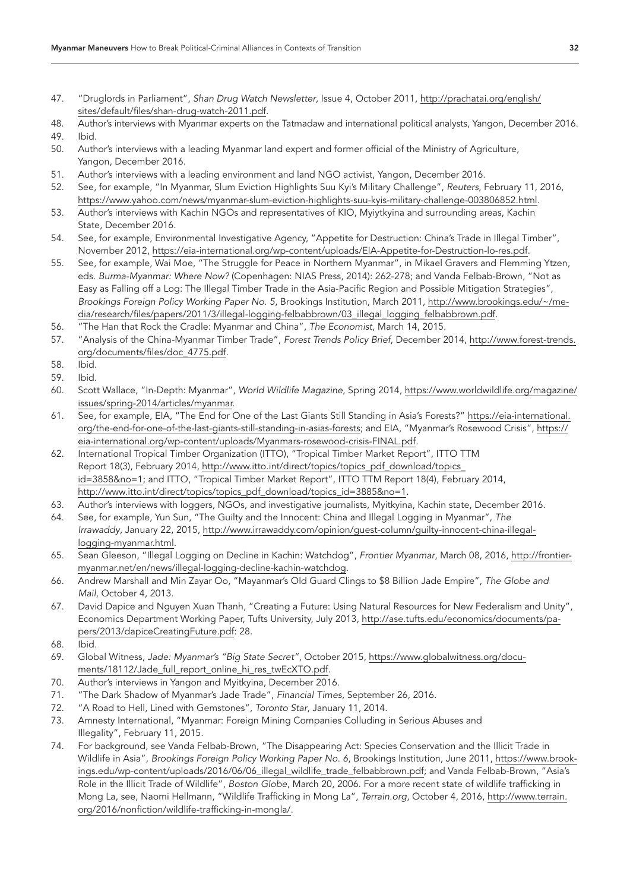47. "Druglords in Parliament", *Shan Drug Watch Newsletter*, Issue 4, October 2011, http://prachatai.org/english/sites/default/files/shan-drug-watch-2011.pdf.
48. Author's interviews with Myanmar experts on the Tatmadaw and international political analysts, Yangon, December 2016.
49. Ibid.
50. Author's interviews with a leading Myanmar land expert and former official of the Ministry of Agriculture, Yangon, December 2016.
51. Author's interviews with a leading environment and land NGO activist, Yangon, December 2016.
52. See, for example, "In Myanmar, Slum Eviction Highlights Suu Kyi's Military Challenge", *Reuters*, February 11, 2016, https://www.yahoo.com/news/myanmar-slum-eviction-highlights-suu-kyis-military-challenge-003806852.html.
53. Author's interviews with Kachin NGOs and representatives of KIO, Myiytkyina and surrounding areas, Kachin State, December 2016.
54. See, for example, Environmental Investigative Agency, "Appetite for Destruction: China's Trade in Illegal Timber", November 2012, https://eia-international.org/wp-content/uploads/EIA-Appetite-for-Destruction-lo-res.pdf.
55. See, for example, Wai Moe, "The Struggle for Peace in Northern Myanmar", in Mikael Gravers and Flemming Ytzen, eds. *Burma-Myanmar: Where Now?* (Copenhagen: NIAS Press, 2014): 262-278; and Vanda Felbab-Brown, "Not as Easy as Falling off a Log: The Illegal Timber Trade in the Asia-Pacific Region and Possible Mitigation Strategies", *Brookings Foreign Policy Working Paper No. 5*, Brookings Institution, March 2011, http://www.brookings.edu/~/media/research/files/papers/2011/3/illegal-logging-felbabbrown/03_illegal_logging_felbabbrown.pdf.
56. "The Han that Rock the Cradle: Myanmar and China", *The Economist*, March 14, 2015.
57. "Analysis of the China-Myanmar Timber Trade", *Forest Trends Policy Brief*, December 2014, http://www.forest-trends.org/documents/files/doc_4775.pdf.
58. Ibid.
59. Ibid.
60. Scott Wallace, "In-Depth: Myanmar", *World Wildlife Magazine*, Spring 2014, https://www.worldwildlife.org/magazine/issues/spring-2014/articles/myanmar.
61. See, for example, EIA, "The End for One of the Last Giants Still Standing in Asia's Forests?" https://eia-international.org/the-end-for-one-of-the-last-giants-still-standing-in-asias-forests; and EIA, "Myanmar's Rosewood Crisis", https://eia-international.org/wp-content/uploads/Myanmars-rosewood-crisis-FINAL.pdf.
62. International Tropical Timber Organization (ITTO), "Tropical Timber Market Report", ITTO TTM Report 18(3), February 2014, http://www.itto.int/direct/topics/topics_pdf_download/topics_id=3858&no=1; and ITTO, "Tropical Timber Market Report", ITTO TTM Report 18(4), February 2014, http://www.itto.int/direct/topics/topics_pdf_download/topics_id=3885&no=1.
63. Author's interviews with loggers, NGOs, and investigative journalists, Myitkyina, Kachin state, December 2016.
64. See, for example, Yun Sun, "The Guilty and the Innocent: China and Illegal Logging in Myanmar", *The Irrawaddy*, January 22, 2015, http://www.irrawaddy.com/opinion/guest-column/guilty-innocent-china-illegal-logging-myanmar.html.
65. Sean Gleeson, "Illegal Logging on Decline in Kachin: Watchdog", *Frontier Myanmar*, March 08, 2016, http://frontier-myanmar.net/en/news/illegal-logging-decline-kachin-watchdog.
66. Andrew Marshall and Min Zayar Oo, "Mayanmar's Old Guard Clings to $8 Billion Jade Empire", *The Globe and Mail*, October 4, 2013.
67. David Dapice and Nguyen Xuan Thanh, "Creating a Future: Using Natural Resources for New Federalism and Unity", Economics Department Working Paper, Tufts University, July 2013, http://ase.tufts.edu/economics/documents/papers/2013/dapiceCreatingFuture.pdf: 28.
68. Ibid.
69. Global Witness, *Jade: Myanmar's "Big State Secret"*, October 2015, https://www.globalwitness.org/documents/18112/Jade_full_report_online_hi_res_twEcXTO.pdf.
70. Author's interviews in Yangon and Myitkyina, December 2016.
71. "The Dark Shadow of Myanmar's Jade Trade", *Financial Times*, September 26, 2016.
72. "A Road to Hell, Lined with Gemstones", *Toronto Star*, January 11, 2014.
73. Amnesty International, "Myanmar: Foreign Mining Companies Colluding in Serious Abuses and Illegality", February 11, 2015.
74. For background, see Vanda Felbab-Brown, "The Disappearing Act: Species Conservation and the Illicit Trade in Wildlife in Asia", *Brookings Foreign Policy Working Paper No. 6*, Brookings Institution, June 2011, https://www.brookings.edu/wp-content/uploads/2016/06/06_illegal_wildlife_trade_felbabbrown.pdf; and Vanda Felbab-Brown, "Asia's Role in the Illicit Trade of Wildlife", *Boston Globe*, March 20, 2006. For a more recent state of wildlife trafficking in Mong La, see, Naomi Hellmann, "Wildlife Trafficking in Mong La", *Terrain.org*, October 4, 2016, http://www.terrain.org/2016/nonfiction/wildlife-trafficking-in-mongla/.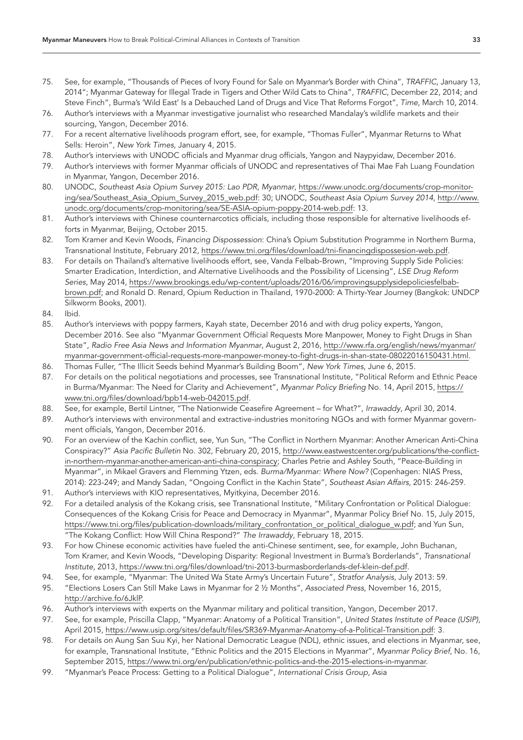75. See, for example, "Thousands of Pieces of Ivory Found for Sale on Myanmar's Border with China", *TRAFFIC*, January 13, 2014"; Myanmar Gateway for Illegal Trade in Tigers and Other Wild Cats to China", *TRAFFIC*, December 22, 2014; and Steve Finch", Burma's 'Wild East' Is a Debauched Land of Drugs and Vice That Reforms Forgot", *Time*, March 10, 2014.
76. Author's interviews with a Myanmar investigative journalist who researched Mandalay's wildlife markets and their sourcing, Yangon, December 2016.
77. For a recent alternative livelihoods program effort, see, for example, "Thomas Fuller", Myanmar Returns to What Sells: Heroin", *New York Times*, January 4, 2015.
78. Author's interviews with UNODC officials and Myanmar drug officials, Yangon and Naypyidaw, December 2016.
79. Author's interviews with former Myanmar officials of UNODC and representatives of Thai Mae Fah Luang Foundation in Myanmar, Yangon, December 2016.
80. UNODC, *Southeast Asia Opium Survey 2015: Lao PDR, Myanmar*, https://www.unodc.org/documents/crop-monitoring/sea/Southeast_Asia_Opium_Survey_2015_web.pdf: 30; UNODC, *Southeast Asia Opium Survey 2014*, http://www.unodc.org/documents/crop-monitoring/sea/SE-ASIA-opium-poppy-2014-web.pdf: 13.
81. Author's interviews with Chinese counternarcotics officials, including those responsible for alternative livelihoods efforts in Myanmar, Beijing, October 2015.
82. Tom Kramer and Kevin Woods, *Financing Dispossession*: China's Opium Substitution Programme in Northern Burma, Transnational Institute, February 2012, https://www.tni.org/files/download/tni-financingdispossesion-web.pdf.
83. For details on Thailand's alternative livelihoods effort, see, Vanda Felbab-Brown, "Improving Supply Side Policies: Smarter Eradication, Interdiction, and Alternative Livelihoods and the Possibility of Licensing", *LSE Drug Reform Series*, May 2014, https://www.brookings.edu/wp-content/uploads/2016/06/improvingsupplysidepoliciesfelbabbrown.pdf; and Ronald D. Renard, Opium Reduction in Thailand, 1970-2000: A Thirty-Year Journey (Bangkok: UNDCP Silkworm Books, 2001).
84. Ibid.
85. Author's interviews with poppy farmers, Kayah state, December 2016 and with drug policy experts, Yangon, December 2016. See also "Myanmar Government Official Requests More Manpower, Money to Fight Drugs in Shan State", *Radio Free Asia News and Information Myanmar*, August 2, 2016, http://www.rfa.org/english/news/myanmar/myanmar-government-official-requests-more-manpower-money-to-fight-drugs-in-shan-state-08022016150431.html.
86. Thomas Fuller, "The Illicit Seeds behind Myanmar's Building Boom", *New York Times*, June 6, 2015.
87. For details on the political negotiations and processes, see Transnational Institute, "Political Reform and Ethnic Peace in Burma/Myanmar: The Need for Clarity and Achievement", *Myanmar Policy Briefing* No. 14, April 2015, https://www.tni.org/files/download/bpb14-web-042015.pdf.
88. See, for example, Bertil Lintner, "The Nationwide Ceasefire Agreement – for What?", *Irrawaddy*, April 30, 2014.
89. Author's interviews with environmental and extractive-industries monitoring NGOs and with former Myanmar government officials, Yangon, December 2016.
90. For an overview of the Kachin conflict, see, Yun Sun, "The Conflict in Northern Myanmar: Another American Anti-China Conspiracy?" *Asia Pacific Bulletin* No. 302, February 20, 2015, http://www.eastwestcenter.org/publications/the-conflict-in-northern-myanmar-another-american-anti-china-conspiracy; Charles Petrie and Ashley South, "Peace-Building in Myanmar", in Mikael Gravers and Flemming Ytzen, eds. *Burma/Myanmar: Where Now?* (Copenhagen: NIAS Press, 2014): 223-249; and Mandy Sadan, "Ongoing Conflict in the Kachin State", *Southeast Asian Affairs*, 2015: 246-259.
91. Author's interviews with KIO representatives, Myitkyina, December 2016.
92. For a detailed analysis of the Kokang crisis, see Transnational Institute, "Military Confrontation or Political Dialogue: Consequences of the Kokang Crisis for Peace and Democracy in Myanmar", Myanmar Policy Brief No. 15, July 2015, https://www.tni.org/files/publication-downloads/military_confrontation_or_political_dialogue_w.pdf; and Yun Sun, "The Kokang Conflict: How Will China Respond?" *The Irrawaddy*, February 18, 2015.
93. For how Chinese economic activities have fueled the anti-Chinese sentiment, see, for example, John Buchanan, Tom Kramer, and Kevin Woods, "Developing Disparity: Regional Investment in Burma's Borderlands", *Transnational Institute*, 2013, https://www.tni.org/files/download/tni-2013-burmasborderlands-def-klein-def.pdf.
94. See, for example, "Myanmar: The United Wa State Army's Uncertain Future", *Stratfor Analysis*, July 2013: 59.
95. "Elections Losers Can Still Make Laws in Myanmar for 2 ½ Months", *Associated Press*, November 16, 2015, http://archive.fo/6JklP.
96. Author's interviews with experts on the Myanmar military and political transition, Yangon, December 2017.
97. See, for example, Priscilla Clapp, "Myanmar: Anatomy of a Political Transition", *United States Institute of Peace (USIP)*, April 2015, https://www.usip.org/sites/default/files/SR369-Myanmar-Anatomy-of-a-Political-Transition.pdf: 3.
98. For details on Aung San Suu Kyi, her National Democratic League (NDL), ethnic issues, and elections in Myanmar, see, for example, Transnational Institute, "Ethnic Politics and the 2015 Elections in Myanmar", *Myanmar Policy Brief*, No. 16, September 2015, https://www.tni.org/en/publication/ethnic-politics-and-the-2015-elections-in-myanmar.
99. "Myanmar's Peace Process: Getting to a Political Dialogue", *International Crisis Group*, Asia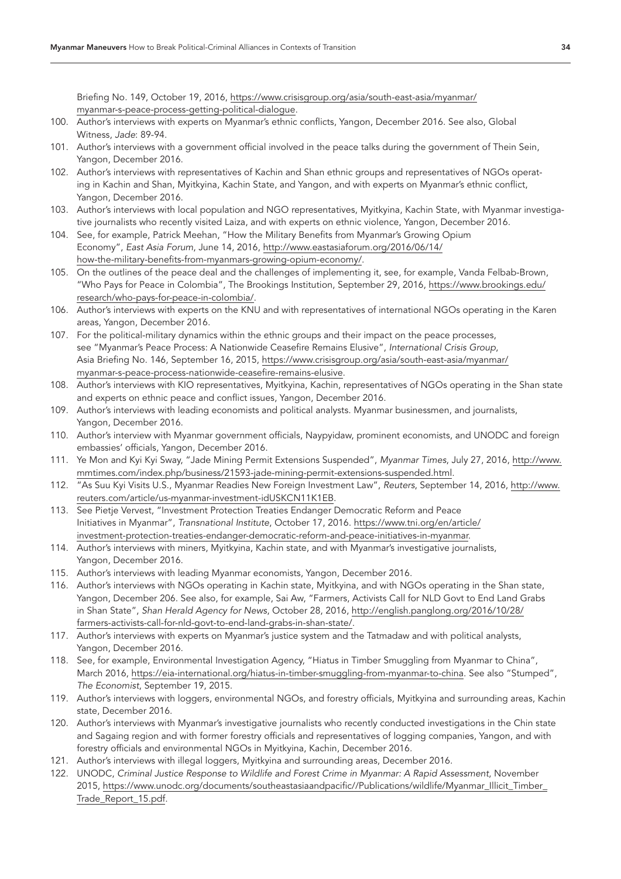Briefing No. 149, October 19, 2016, https://www.crisisgroup.org/asia/south-east-asia/myanmar/myanmar-s-peace-process-getting-political-dialogue.

100. Author's interviews with experts on Myanmar's ethnic conflicts, Yangon, December 2016. See also, Global Witness, *Jade*: 89-94.
101. Author's interviews with a government official involved in the peace talks during the government of Thein Sein, Yangon, December 2016.
102. Author's interviews with representatives of Kachin and Shan ethnic groups and representatives of NGOs operating in Kachin and Shan, Myitkyina, Kachin State, and Yangon, and with experts on Myanmar's ethnic conflict, Yangon, December 2016.
103. Author's interviews with local population and NGO representatives, Myitkyina, Kachin State, with Myanmar investigative journalists who recently visited Laiza, and with experts on ethnic violence, Yangon, December 2016.
104. See, for example, Patrick Meehan, "How the Military Benefits from Myanmar's Growing Opium Economy", *East Asia Forum*, June 14, 2016, http://www.eastasiaforum.org/2016/06/14/how-the-military-benefits-from-myanmars-growing-opium-economy/.
105. On the outlines of the peace deal and the challenges of implementing it, see, for example, Vanda Felbab-Brown, "Who Pays for Peace in Colombia", The Brookings Institution, September 29, 2016, https://www.brookings.edu/research/who-pays-for-peace-in-colombia/.
106. Author's interviews with experts on the KNU and with representatives of international NGOs operating in the Karen areas, Yangon, December 2016.
107. For the political-military dynamics within the ethnic groups and their impact on the peace processes, see "Myanmar's Peace Process: A Nationwide Ceasefire Remains Elusive", *International Crisis Group*, Asia Briefing No. 146, September 16, 2015, https://www.crisisgroup.org/asia/south-east-asia/myanmar/myanmar-s-peace-process-nationwide-ceasefire-remains-elusive.
108. Author's interviews with KIO representatives, Myitkyina, Kachin, representatives of NGOs operating in the Shan state and experts on ethnic peace and conflict issues, Yangon, December 2016.
109. Author's interviews with leading economists and political analysts. Myanmar businessmen, and journalists, Yangon, December 2016.
110. Author's interview with Myanmar government officials, Naypyidaw, prominent economists, and UNODC and foreign embassies' officials, Yangon, December 2016.
111. Ye Mon and Kyi Kyi Sway, "Jade Mining Permit Extensions Suspended", *Myanmar Times*, July 27, 2016, http://www.mmtimes.com/index.php/business/21593-jade-mining-permit-extensions-suspended.html.
112. "As Suu Kyi Visits U.S., Myanmar Readies New Foreign Investment Law", *Reuters*, September 14, 2016, http://www.reuters.com/article/us-myanmar-investment-idUSKCN11K1EB.
113. See Pietje Vervest, "Investment Protection Treaties Endanger Democratic Reform and Peace Initiatives in Myanmar", *Transnational Institute*, October 17, 2016. https://www.tni.org/en/article/investment-protection-treaties-endanger-democratic-reform-and-peace-initiatives-in-myanmar.
114. Author's interviews with miners, Myitkyina, Kachin state, and with Myanmar's investigative journalists, Yangon, December 2016.
115. Author's interviews with leading Myanmar economists, Yangon, December 2016.
116. Author's interviews with NGOs operating in Kachin state, Myitkyina, and with NGOs operating in the Shan state, Yangon, December 206. See also, for example, Sai Aw, "Farmers, Activists Call for NLD Govt to End Land Grabs in Shan State", *Shan Herald Agency for News*, October 28, 2016, http://english.panglong.org/2016/10/28/farmers-activists-call-for-nld-govt-to-end-land-grabs-in-shan-state/.
117. Author's interviews with experts on Myanmar's justice system and the Tatmadaw and with political analysts, Yangon, December 2016.
118. See, for example, Environmental Investigation Agency, "Hiatus in Timber Smuggling from Myanmar to China", March 2016, https://eia-international.org/hiatus-in-timber-smuggling-from-myanmar-to-china. See also "Stumped", *The Economist*, September 19, 2015.
119. Author's interviews with loggers, environmental NGOs, and forestry officials, Myitkyina and surrounding areas, Kachin state, December 2016.
120. Author's interviews with Myanmar's investigative journalists who recently conducted investigations in the Chin state and Sagaing region and with former forestry officials and representatives of logging companies, Yangon, and with forestry officials and environmental NGOs in Myitkyina, Kachin, December 2016.
121. Author's interviews with illegal loggers, Myitkyina and surrounding areas, December 2016.
122. UNODC, *Criminal Justice Response to Wildlife and Forest Crime in Myanmar: A Rapid Assessment*, November 2015, https://www.unodc.org/documents/southeastasiaandpacific//Publications/wildlife/Myanmar_Illicit_Timber_Trade_Report_15.pdf.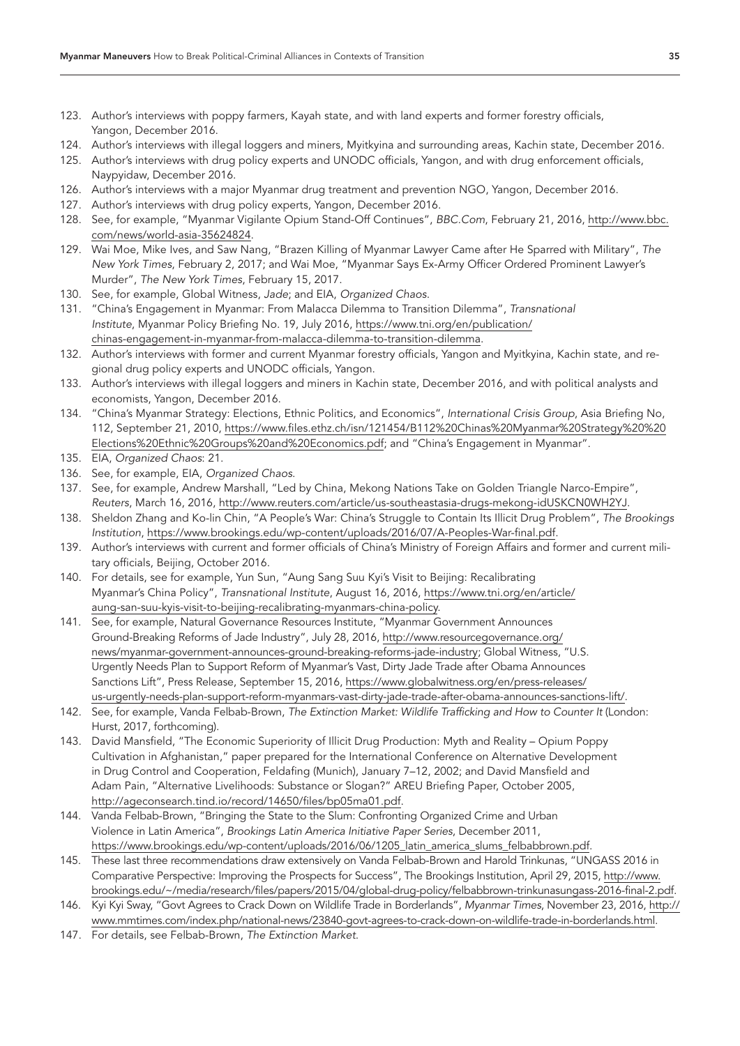123. Author's interviews with poppy farmers, Kayah state, and with land experts and former forestry officials, Yangon, December 2016.
124. Author's interviews with illegal loggers and miners, Myitkyina and surrounding areas, Kachin state, December 2016.
125. Author's interviews with drug policy experts and UNODC officials, Yangon, and with drug enforcement officials, Naypyidaw, December 2016.
126. Author's interviews with a major Myanmar drug treatment and prevention NGO, Yangon, December 2016.
127. Author's interviews with drug policy experts, Yangon, December 2016.
128. See, for example, "Myanmar Vigilante Opium Stand-Off Continues", *BBC.Com*, February 21, 2016, http://www.bbc.com/news/world-asia-35624824.
129. Wai Moe, Mike Ives, and Saw Nang, "Brazen Killing of Myanmar Lawyer Came after He Sparred with Military", *The New York Times*, February 2, 2017; and Wai Moe, "Myanmar Says Ex-Army Officer Ordered Prominent Lawyer's Murder", *The New York Times*, February 15, 2017.
130. See, for example, Global Witness, *Jade*; and EIA, *Organized Chaos*.
131. "China's Engagement in Myanmar: From Malacca Dilemma to Transition Dilemma", *Transnational Institute*, Myanmar Policy Briefing No. 19, July 2016, https://www.tni.org/en/publication/chinas-engagement-in-myanmar-from-malacca-dilemma-to-transition-dilemma.
132. Author's interviews with former and current Myanmar forestry officials, Yangon and Myitkyina, Kachin state, and regional drug policy experts and UNODC officials, Yangon.
133. Author's interviews with illegal loggers and miners in Kachin state, December 2016, and with political analysts and economists, Yangon, December 2016.
134. "China's Myanmar Strategy: Elections, Ethnic Politics, and Economics", *International Crisis Group*, Asia Briefing No, 112, September 21, 2010, https://www.files.ethz.ch/isn/121454/B112%20Chinas%20Myanmar%20Strategy%20%20Elections%20Ethnic%20Groups%20and%20Economics.pdf; and "China's Engagement in Myanmar".
135. EIA, *Organized Chaos*: 21.
136. See, for example, EIA, *Organized Chaos*.
137. See, for example, Andrew Marshall, "Led by China, Mekong Nations Take on Golden Triangle Narco-Empire", *Reuters*, March 16, 2016, http://www.reuters.com/article/us-southeastasia-drugs-mekong-idUSKCN0WH2YJ.
138. Sheldon Zhang and Ko-lin Chin, "A People's War: China's Struggle to Contain Its Illicit Drug Problem", *The Brookings Institution*, https://www.brookings.edu/wp-content/uploads/2016/07/A-Peoples-War-final.pdf.
139. Author's interviews with current and former officials of China's Ministry of Foreign Affairs and former and current military officials, Beijing, October 2016.
140. For details, see for example, Yun Sun, "Aung Sang Suu Kyi's Visit to Beijing: Recalibrating Myanmar's China Policy", *Transnational Institute*, August 16, 2016, https://www.tni.org/en/article/aung-san-suu-kyis-visit-to-beijing-recalibrating-myanmars-china-policy.
141. See, for example, Natural Governance Resources Institute, "Myanmar Government Announces Ground-Breaking Reforms of Jade Industry", July 28, 2016, http://www.resourcegovernance.org/news/myanmar-government-announces-ground-breaking-reforms-jade-industry; Global Witness, "U.S. Urgently Needs Plan to Support Reform of Myanmar's Vast, Dirty Jade Trade after Obama Announces Sanctions Lift", Press Release, September 15, 2016, https://www.globalwitness.org/en/press-releases/us-urgently-needs-plan-support-reform-myanmars-vast-dirty-jade-trade-after-obama-announces-sanctions-lift/.
142. See, for example, Vanda Felbab-Brown, *The Extinction Market: Wildlife Trafficking and How to Counter It* (London: Hurst, 2017, forthcoming).
143. David Mansfield, "The Economic Superiority of Illicit Drug Production: Myth and Reality – Opium Poppy Cultivation in Afghanistan," paper prepared for the International Conference on Alternative Development in Drug Control and Cooperation, Feldafing (Munich), January 7–12, 2002; and David Mansfield and Adam Pain, "Alternative Livelihoods: Substance or Slogan?" AREU Briefing Paper, October 2005, http://ageconsearch.tind.io/record/14650/files/bp05ma01.pdf.
144. Vanda Felbab-Brown, "Bringing the State to the Slum: Confronting Organized Crime and Urban Violence in Latin America", *Brookings Latin America Initiative Paper Series*, December 2011, https://www.brookings.edu/wp-content/uploads/2016/06/1205_latin_america_slums_felbabbrown.pdf.
145. These last three recommendations draw extensively on Vanda Felbab-Brown and Harold Trinkunas, "UNGASS 2016 in Comparative Perspective: Improving the Prospects for Success", The Brookings Institution, April 29, 2015, http://www.brookings.edu/~/media/research/files/papers/2015/04/global-drug-policy/felbabbrown-trinkunasungass-2016-final-2.pdf.
146. Kyi Kyi Sway, "Govt Agrees to Crack Down on Wildlife Trade in Borderlands", *Myanmar Times*, November 23, 2016, http://www.mmtimes.com/index.php/national-news/23840-govt-agrees-to-crack-down-on-wildlife-trade-in-borderlands.html.
147. For details, see Felbab-Brown, *The Extinction Market*.